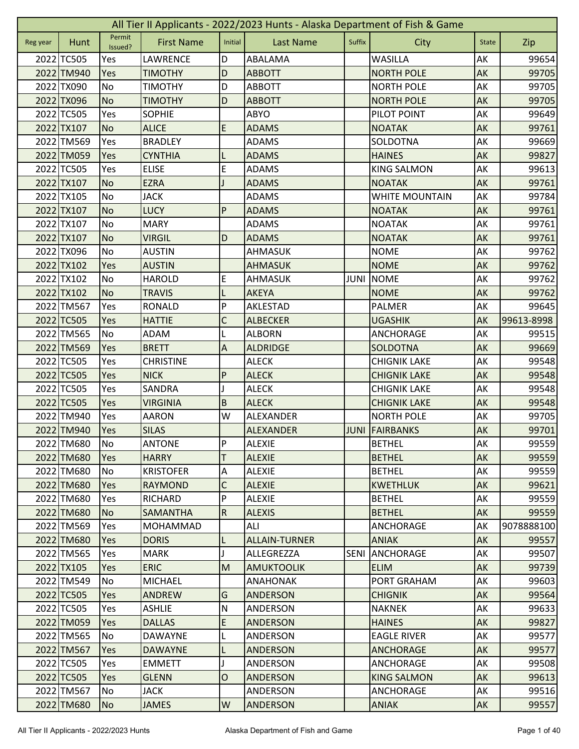# All Tier II Applicants - 2022/2023 Hunts - Alaska Department of Fish & Game

| Reg year | Hunt | Permit Issued? | First Name | Initial | Last Name | Suffix | City | State | Zip |
|---|---|---|---|---|---|---|---|---|---|
| 2022 | TC505 | Yes | LAWRENCE | D | ABALAMA | | WASILLA | AK | 99654 |
| 2022 | TM940 | Yes | TIMOTHY | D | ABBOTT | | NORTH POLE | AK | 99705 |
| 2022 | TX090 | No | TIMOTHY | D | ABBOTT | | NORTH POLE | AK | 99705 |
| 2022 | TX096 | No | TIMOTHY | D | ABBOTT | | NORTH POLE | AK | 99705 |
| 2022 | TC505 | Yes | SOPHIE | | ABYO | | PILOT POINT | AK | 99649 |
| 2022 | TX107 | No | ALICE | E | ADAMS | | NOATAK | AK | 99761 |
| 2022 | TM569 | Yes | BRADLEY | | ADAMS | | SOLDOTNA | AK | 99669 |
| 2022 | TM059 | Yes | CYNTHIA | L | ADAMS | | HAINES | AK | 99827 |
| 2022 | TC505 | Yes | ELISE | E | ADAMS | | KING SALMON | AK | 99613 |
| 2022 | TX107 | No | EZRA | J | ADAMS | | NOATAK | AK | 99761 |
| 2022 | TX105 | No | JACK | | ADAMS | | WHITE MOUNTAIN | AK | 99784 |
| 2022 | TX107 | No | LUCY | P | ADAMS | | NOATAK | AK | 99761 |
| 2022 | TX107 | No | MARY | | ADAMS | | NOATAK | AK | 99761 |
| 2022 | TX107 | No | VIRGIL | D | ADAMS | | NOATAK | AK | 99761 |
| 2022 | TX096 | No | AUSTIN | | AHMASUK | | NOME | AK | 99762 |
| 2022 | TX102 | Yes | AUSTIN | | AHMASUK | | NOME | AK | 99762 |
| 2022 | TX102 | No | HAROLD | E | AHMASUK | JUNI | NOME | AK | 99762 |
| 2022 | TX102 | No | TRAVIS | L | AKEYA | | NOME | AK | 99762 |
| 2022 | TM567 | Yes | RONALD | P | AKLESTAD | | PALMER | AK | 99645 |
| 2022 | TC505 | Yes | HATTIE | C | ALBECKER | | UGASHIK | AK | 99613-8998 |
| 2022 | TM565 | No | ADAM | L | ALBORN | | ANCHORAGE | AK | 99515 |
| 2022 | TM569 | Yes | BRETT | A | ALDRIDGE | | SOLDOTNA | AK | 99669 |
| 2022 | TC505 | Yes | CHRISTINE | | ALECK | | CHIGNIK LAKE | AK | 99548 |
| 2022 | TC505 | Yes | NICK | P | ALECK | | CHIGNIK LAKE | AK | 99548 |
| 2022 | TC505 | Yes | SANDRA | J | ALECK | | CHIGNIK LAKE | AK | 99548 |
| 2022 | TC505 | Yes | VIRGINIA | B | ALECK | | CHIGNIK LAKE | AK | 99548 |
| 2022 | TM940 | Yes | AARON | W | ALEXANDER | | NORTH POLE | AK | 99705 |
| 2022 | TM940 | Yes | SILAS | | ALEXANDER | JUNI | FAIRBANKS | AK | 99701 |
| 2022 | TM680 | No | ANTONE | P | ALEXIE | | BETHEL | AK | 99559 |
| 2022 | TM680 | Yes | HARRY | T | ALEXIE | | BETHEL | AK | 99559 |
| 2022 | TM680 | No | KRISTOFER | A | ALEXIE | | BETHEL | AK | 99559 |
| 2022 | TM680 | Yes | RAYMOND | C | ALEXIE | | KWETHLUK | AK | 99621 |
| 2022 | TM680 | Yes | RICHARD | P | ALEXIE | | BETHEL | AK | 99559 |
| 2022 | TM680 | No | SAMANTHA | R | ALEXIS | | BETHEL | AK | 99559 |
| 2022 | TM569 | Yes | MOHAMMAD | | ALI | | ANCHORAGE | AK | 9078888100 |
| 2022 | TM680 | Yes | DORIS | L | ALLAIN-TURNER | | ANIAK | AK | 99557 |
| 2022 | TM565 | Yes | MARK | J | ALLEGREZZA | SENI | ANCHORAGE | AK | 99507 |
| 2022 | TX105 | Yes | ERIC | M | AMUKTOOLIK | | ELIM | AK | 99739 |
| 2022 | TM549 | No | MICHAEL | | ANAHONAK | | PORT GRAHAM | AK | 99603 |
| 2022 | TC505 | Yes | ANDREW | G | ANDERSON | | CHIGNIK | AK | 99564 |
| 2022 | TC505 | Yes | ASHLIE | N | ANDERSON | | NAKNEK | AK | 99633 |
| 2022 | TM059 | Yes | DALLAS | E | ANDERSON | | HAINES | AK | 99827 |
| 2022 | TM565 | No | DAWAYNE | L | ANDERSON | | EAGLE RIVER | AK | 99577 |
| 2022 | TM567 | Yes | DAWAYNE | L | ANDERSON | | ANCHORAGE | AK | 99577 |
| 2022 | TC505 | Yes | EMMETT | J | ANDERSON | | ANCHORAGE | AK | 99508 |
| 2022 | TC505 | Yes | GLENN | O | ANDERSON | | KING SALMON | AK | 99613 |
| 2022 | TM567 | No | JACK | | ANDERSON | | ANCHORAGE | AK | 99516 |
| 2022 | TM680 | No | JAMES | W | ANDERSON | | ANIAK | AK | 99557 |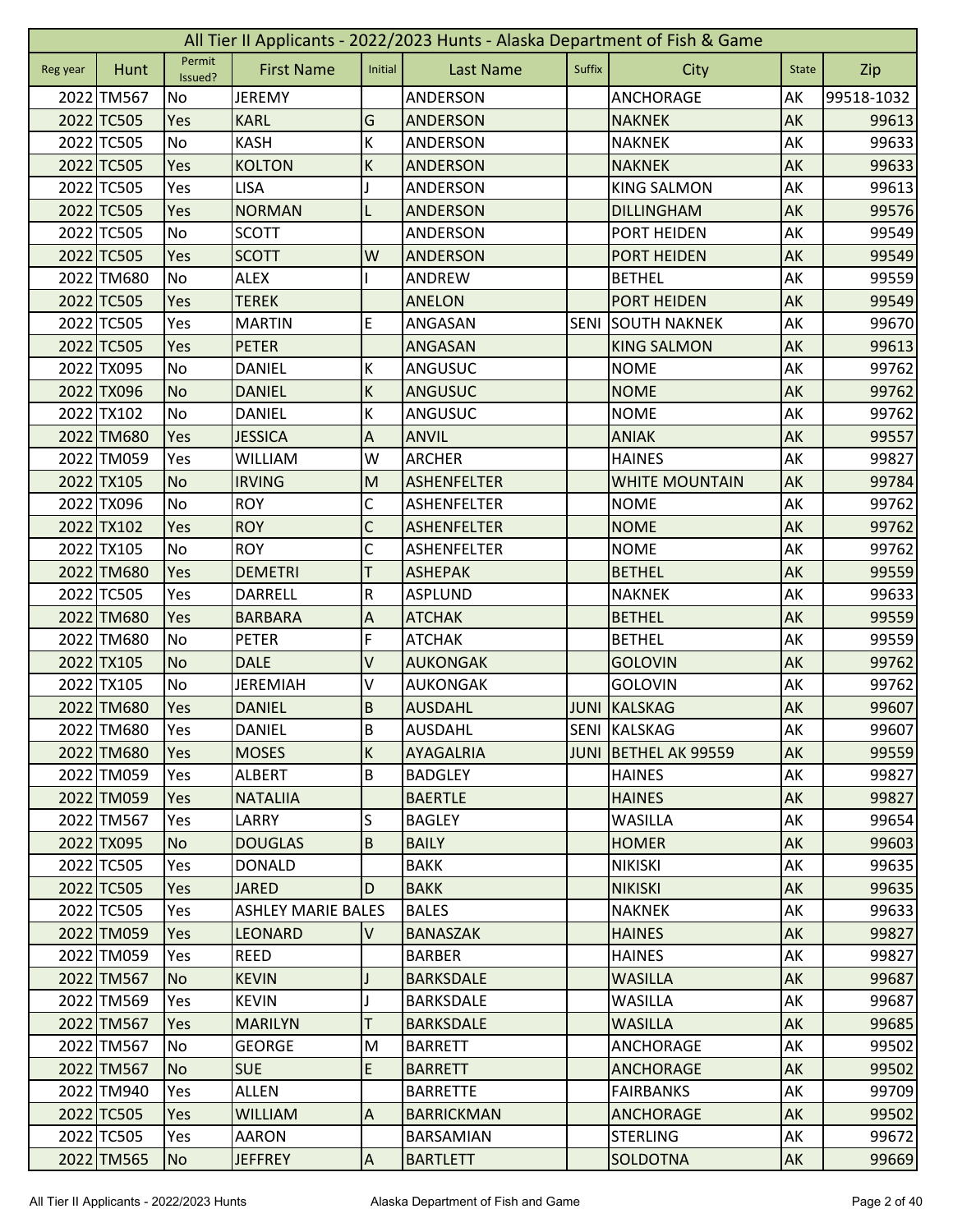# All Tier II Applicants - 2022/2023 Hunts - Alaska Department of Fish & Game

| Reg year | Hunt | Permit Issued? | First Name | Initial | Last Name | Suffix | City | State | Zip |
|---|---|---|---|---|---|---|---|---|---|
| 2022 | TM567 | No | JEREMY | | ANDERSON | | ANCHORAGE | AK | 99518-1032 |
| 2022 | TC505 | Yes | KARL | G | ANDERSON | | NAKNEK | AK | 99613 |
| 2022 | TC505 | No | KASH | K | ANDERSON | | NAKNEK | AK | 99633 |
| 2022 | TC505 | Yes | KOLTON | K | ANDERSON | | NAKNEK | AK | 99633 |
| 2022 | TC505 | Yes | LISA | J | ANDERSON | | KING SALMON | AK | 99613 |
| 2022 | TC505 | Yes | NORMAN | L | ANDERSON | | DILLINGHAM | AK | 99576 |
| 2022 | TC505 | No | SCOTT | | ANDERSON | | PORT HEIDEN | AK | 99549 |
| 2022 | TC505 | Yes | SCOTT | W | ANDERSON | | PORT HEIDEN | AK | 99549 |
| 2022 | TM680 | No | ALEX | I | ANDREW | | BETHEL | AK | 99559 |
| 2022 | TC505 | Yes | TEREK | | ANELON | | PORT HEIDEN | AK | 99549 |
| 2022 | TC505 | Yes | MARTIN | E | ANGASAN | SENI | SOUTH NAKNEK | AK | 99670 |
| 2022 | TC505 | Yes | PETER | | ANGASAN | | KING SALMON | AK | 99613 |
| 2022 | TX095 | No | DANIEL | K | ANGUSUC | | NOME | AK | 99762 |
| 2022 | TX096 | No | DANIEL | K | ANGUSUC | | NOME | AK | 99762 |
| 2022 | TX102 | No | DANIEL | K | ANGUSUC | | NOME | AK | 99762 |
| 2022 | TM680 | Yes | JESSICA | A | ANVIL | | ANIAK | AK | 99557 |
| 2022 | TM059 | Yes | WILLIAM | W | ARCHER | | HAINES | AK | 99827 |
| 2022 | TX105 | No | IRVING | M | ASHENFELTER | | WHITE MOUNTAIN | AK | 99784 |
| 2022 | TX096 | No | ROY | C | ASHENFELTER | | NOME | AK | 99762 |
| 2022 | TX102 | Yes | ROY | C | ASHENFELTER | | NOME | AK | 99762 |
| 2022 | TX105 | No | ROY | C | ASHENFELTER | | NOME | AK | 99762 |
| 2022 | TM680 | Yes | DEMETRI | T | ASHEPAK | | BETHEL | AK | 99559 |
| 2022 | TC505 | Yes | DARRELL | R | ASPLUND | | NAKNEK | AK | 99633 |
| 2022 | TM680 | Yes | BARBARA | A | ATCHAK | | BETHEL | AK | 99559 |
| 2022 | TM680 | No | PETER | F | ATCHAK | | BETHEL | AK | 99559 |
| 2022 | TX105 | No | DALE | V | AUKONGAK | | GOLOVIN | AK | 99762 |
| 2022 | TX105 | No | JEREMIAH | V | AUKONGAK | | GOLOVIN | AK | 99762 |
| 2022 | TM680 | Yes | DANIEL | B | AUSDAHL | JUNI | KALSKAG | AK | 99607 |
| 2022 | TM680 | Yes | DANIEL | B | AUSDAHL | SENI | KALSKAG | AK | 99607 |
| 2022 | TM680 | Yes | MOSES | K | AYAGALRIA | JUNI | BETHEL AK 99559 | AK | 99559 |
| 2022 | TM059 | Yes | ALBERT | B | BADGLEY | | HAINES | AK | 99827 |
| 2022 | TM059 | Yes | NATALIIA | | BAERTLE | | HAINES | AK | 99827 |
| 2022 | TM567 | Yes | LARRY | S | BAGLEY | | WASILLA | AK | 99654 |
| 2022 | TX095 | No | DOUGLAS | B | BAILY | | HOMER | AK | 99603 |
| 2022 | TC505 | Yes | DONALD | | BAKK | | NIKISKI | AK | 99635 |
| 2022 | TC505 | Yes | JARED | D | BAKK | | NIKISKI | AK | 99635 |
| 2022 | TC505 | Yes | ASHLEY MARIE BALES | | BALES | | NAKNEK | AK | 99633 |
| 2022 | TM059 | Yes | LEONARD | V | BANASZAK | | HAINES | AK | 99827 |
| 2022 | TM059 | Yes | REED | | BARBER | | HAINES | AK | 99827 |
| 2022 | TM567 | No | KEVIN | J | BARKSDALE | | WASILLA | AK | 99687 |
| 2022 | TM569 | Yes | KEVIN | J | BARKSDALE | | WASILLA | AK | 99687 |
| 2022 | TM567 | Yes | MARILYN | T | BARKSDALE | | WASILLA | AK | 99685 |
| 2022 | TM567 | No | GEORGE | M | BARRETT | | ANCHORAGE | AK | 99502 |
| 2022 | TM567 | No | SUE | E | BARRETT | | ANCHORAGE | AK | 99502 |
| 2022 | TM940 | Yes | ALLEN | | BARRETTE | | FAIRBANKS | AK | 99709 |
| 2022 | TC505 | Yes | WILLIAM | A | BARRICKMAN | | ANCHORAGE | AK | 99502 |
| 2022 | TC505 | Yes | AARON | | BARSAMIAN | | STERLING | AK | 99672 |
| 2022 | TM565 | No | JEFFREY | A | BARTLETT | | SOLDOTNA | AK | 99669 |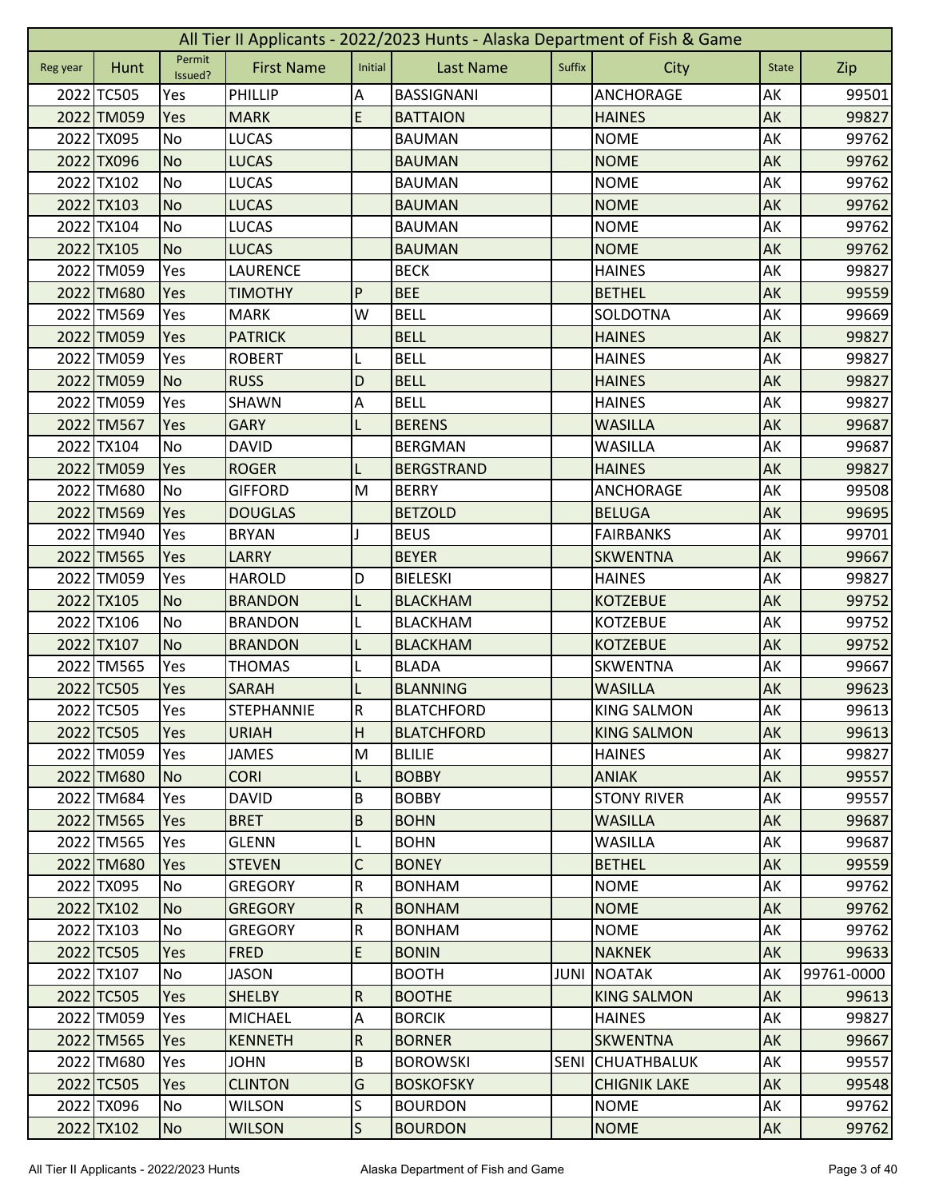# All Tier II Applicants - 2022/2023 Hunts - Alaska Department of Fish & Game

| Reg year | Hunt | Permit Issued? | First Name | Initial | Last Name | Suffix | City | State | Zip |
|---|---|---|---|---|---|---|---|---|---|
| 2022 | TC505 | Yes | PHILLIP | A | BASSIGNANI | | ANCHORAGE | AK | 99501 |
| 2022 | TM059 | Yes | MARK | E | BATTAION | | HAINES | AK | 99827 |
| 2022 | TX095 | No | LUCAS | | BAUMAN | | NOME | AK | 99762 |
| 2022 | TX096 | No | LUCAS | | BAUMAN | | NOME | AK | 99762 |
| 2022 | TX102 | No | LUCAS | | BAUMAN | | NOME | AK | 99762 |
| 2022 | TX103 | No | LUCAS | | BAUMAN | | NOME | AK | 99762 |
| 2022 | TX104 | No | LUCAS | | BAUMAN | | NOME | AK | 99762 |
| 2022 | TX105 | No | LUCAS | | BAUMAN | | NOME | AK | 99762 |
| 2022 | TM059 | Yes | LAURENCE | | BECK | | HAINES | AK | 99827 |
| 2022 | TM680 | Yes | TIMOTHY | P | BEE | | BETHEL | AK | 99559 |
| 2022 | TM569 | Yes | MARK | W | BELL | | SOLDOTNA | AK | 99669 |
| 2022 | TM059 | Yes | PATRICK | | BELL | | HAINES | AK | 99827 |
| 2022 | TM059 | Yes | ROBERT | L | BELL | | HAINES | AK | 99827 |
| 2022 | TM059 | No | RUSS | D | BELL | | HAINES | AK | 99827 |
| 2022 | TM059 | Yes | SHAWN | A | BELL | | HAINES | AK | 99827 |
| 2022 | TM567 | Yes | GARY | L | BERENS | | WASILLA | AK | 99687 |
| 2022 | TX104 | No | DAVID | | BERGMAN | | WASILLA | AK | 99687 |
| 2022 | TM059 | Yes | ROGER | L | BERGSTRAND | | HAINES | AK | 99827 |
| 2022 | TM680 | No | GIFFORD | M | BERRY | | ANCHORAGE | AK | 99508 |
| 2022 | TM569 | Yes | DOUGLAS | | BETZOLD | | BELUGA | AK | 99695 |
| 2022 | TM940 | Yes | BRYAN | J | BEUS | | FAIRBANKS | AK | 99701 |
| 2022 | TM565 | Yes | LARRY | | BEYER | | SKWENTNA | AK | 99667 |
| 2022 | TM059 | Yes | HAROLD | D | BIELESKI | | HAINES | AK | 99827 |
| 2022 | TX105 | No | BRANDON | L | BLACKHAM | | KOTZEBUE | AK | 99752 |
| 2022 | TX106 | No | BRANDON | L | BLACKHAM | | KOTZEBUE | AK | 99752 |
| 2022 | TX107 | No | BRANDON | L | BLACKHAM | | KOTZEBUE | AK | 99752 |
| 2022 | TM565 | Yes | THOMAS | L | BLADA | | SKWENTNA | AK | 99667 |
| 2022 | TC505 | Yes | SARAH | L | BLANNING | | WASILLA | AK | 99623 |
| 2022 | TC505 | Yes | STEPHANNIE | R | BLATCHFORD | | KING SALMON | AK | 99613 |
| 2022 | TC505 | Yes | URIAH | H | BLATCHFORD | | KING SALMON | AK | 99613 |
| 2022 | TM059 | Yes | JAMES | M | BLILIE | | HAINES | AK | 99827 |
| 2022 | TM680 | No | CORI | L | BOBBY | | ANIAK | AK | 99557 |
| 2022 | TM684 | Yes | DAVID | B | BOBBY | | STONY RIVER | AK | 99557 |
| 2022 | TM565 | Yes | BRET | B | BOHN | | WASILLA | AK | 99687 |
| 2022 | TM565 | Yes | GLENN | L | BOHN | | WASILLA | AK | 99687 |
| 2022 | TM680 | Yes | STEVEN | C | BONEY | | BETHEL | AK | 99559 |
| 2022 | TX095 | No | GREGORY | R | BONHAM | | NOME | AK | 99762 |
| 2022 | TX102 | No | GREGORY | R | BONHAM | | NOME | AK | 99762 |
| 2022 | TX103 | No | GREGORY | R | BONHAM | | NOME | AK | 99762 |
| 2022 | TC505 | Yes | FRED | E | BONIN | | NAKNEK | AK | 99633 |
| 2022 | TX107 | No | JASON | | BOOTH | JUNI | NOATAK | AK | 99761-0000 |
| 2022 | TC505 | Yes | SHELBY | R | BOOTHE | | KING SALMON | AK | 99613 |
| 2022 | TM059 | Yes | MICHAEL | A | BORCIK | | HAINES | AK | 99827 |
| 2022 | TM565 | Yes | KENNETH | R | BORNER | | SKWENTNA | AK | 99667 |
| 2022 | TM680 | Yes | JOHN | B | BOROWSKI | SENI | CHUATHBALUK | AK | 99557 |
| 2022 | TC505 | Yes | CLINTON | G | BOSKOFSKY | | CHIGNIK LAKE | AK | 99548 |
| 2022 | TX096 | No | WILSON | S | BOURDON | | NOME | AK | 99762 |
| 2022 | TX102 | No | WILSON | S | BOURDON | | NOME | AK | 99762 |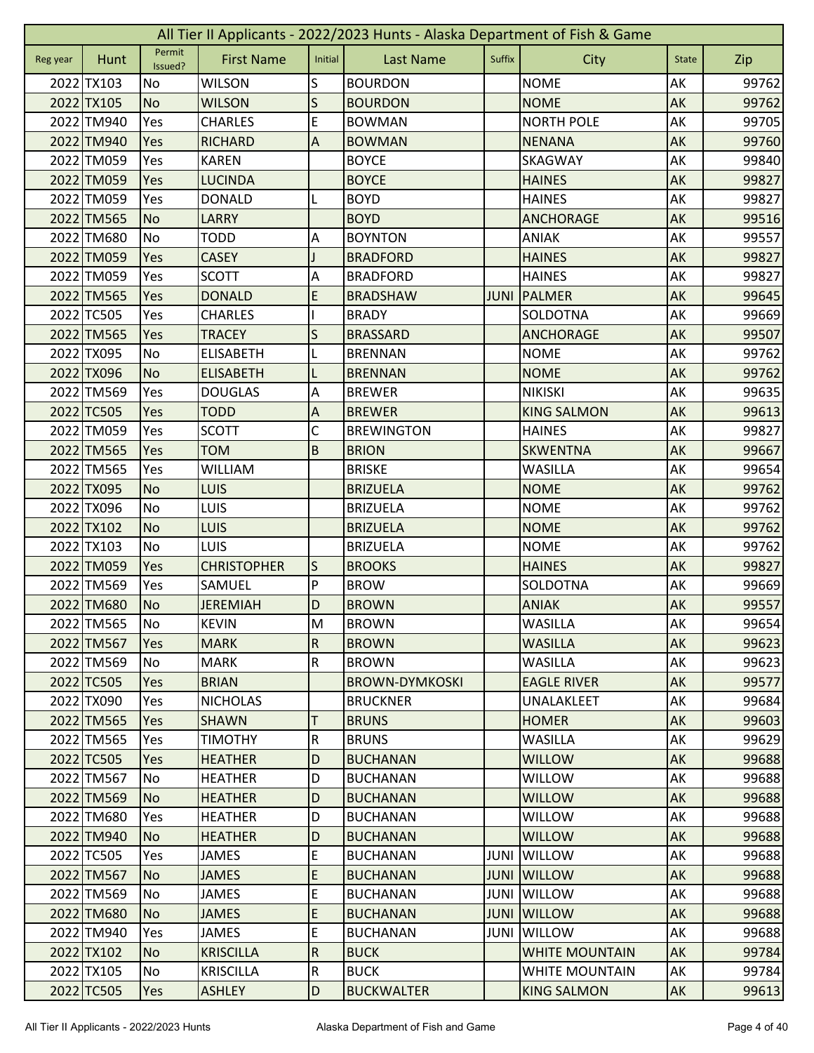# All Tier II Applicants - 2022/2023 Hunts - Alaska Department of Fish & Game

| Reg year | Hunt | Permit Issued? | First Name | Initial | Last Name | Suffix | City | State | Zip |
|---|---|---|---|---|---|---|---|---|---|
| 2022 | TX103 | No | WILSON | S | BOURDON | | NOME | AK | 99762 |
| 2022 | TX105 | No | WILSON | S | BOURDON | | NOME | AK | 99762 |
| 2022 | TM940 | Yes | CHARLES | E | BOWMAN | | NORTH POLE | AK | 99705 |
| 2022 | TM940 | Yes | RICHARD | A | BOWMAN | | NENANA | AK | 99760 |
| 2022 | TM059 | Yes | KAREN | | BOYCE | | SKAGWAY | AK | 99840 |
| 2022 | TM059 | Yes | LUCINDA | | BOYCE | | HAINES | AK | 99827 |
| 2022 | TM059 | Yes | DONALD | L | BOYD | | HAINES | AK | 99827 |
| 2022 | TM565 | No | LARRY | | BOYD | | ANCHORAGE | AK | 99516 |
| 2022 | TM680 | No | TODD | A | BOYNTON | | ANIAK | AK | 99557 |
| 2022 | TM059 | Yes | CASEY | J | BRADFORD | | HAINES | AK | 99827 |
| 2022 | TM059 | Yes | SCOTT | A | BRADFORD | | HAINES | AK | 99827 |
| 2022 | TM565 | Yes | DONALD | E | BRADSHAW | JUNI | PALMER | AK | 99645 |
| 2022 | TC505 | Yes | CHARLES | I | BRADY | | SOLDOTNA | AK | 99669 |
| 2022 | TM565 | Yes | TRACEY | S | BRASSARD | | ANCHORAGE | AK | 99507 |
| 2022 | TX095 | No | ELISABETH | L | BRENNAN | | NOME | AK | 99762 |
| 2022 | TX096 | No | ELISABETH | L | BRENNAN | | NOME | AK | 99762 |
| 2022 | TM569 | Yes | DOUGLAS | A | BREWER | | NIKISKI | AK | 99635 |
| 2022 | TC505 | Yes | TODD | A | BREWER | | KING SALMON | AK | 99613 |
| 2022 | TM059 | Yes | SCOTT | C | BREWINGTON | | HAINES | AK | 99827 |
| 2022 | TM565 | Yes | TOM | B | BRION | | SKWENTNA | AK | 99667 |
| 2022 | TM565 | Yes | WILLIAM | | BRISKE | | WASILLA | AK | 99654 |
| 2022 | TX095 | No | LUIS | | BRIZUELA | | NOME | AK | 99762 |
| 2022 | TX096 | No | LUIS | | BRIZUELA | | NOME | AK | 99762 |
| 2022 | TX102 | No | LUIS | | BRIZUELA | | NOME | AK | 99762 |
| 2022 | TX103 | No | LUIS | | BRIZUELA | | NOME | AK | 99762 |
| 2022 | TM059 | Yes | CHRISTOPHER | S | BROOKS | | HAINES | AK | 99827 |
| 2022 | TM569 | Yes | SAMUEL | P | BROW | | SOLDOTNA | AK | 99669 |
| 2022 | TM680 | No | JEREMIAH | D | BROWN | | ANIAK | AK | 99557 |
| 2022 | TM565 | No | KEVIN | M | BROWN | | WASILLA | AK | 99654 |
| 2022 | TM567 | Yes | MARK | R | BROWN | | WASILLA | AK | 99623 |
| 2022 | TM569 | No | MARK | R | BROWN | | WASILLA | AK | 99623 |
| 2022 | TC505 | Yes | BRIAN | | BROWN-DYMKOSKI | | EAGLE RIVER | AK | 99577 |
| 2022 | TX090 | Yes | NICHOLAS | | BRUCKNER | | UNALAKLEET | AK | 99684 |
| 2022 | TM565 | Yes | SHAWN | T | BRUNS | | HOMER | AK | 99603 |
| 2022 | TM565 | Yes | TIMOTHY | R | BRUNS | | WASILLA | AK | 99629 |
| 2022 | TC505 | Yes | HEATHER | D | BUCHANAN | | WILLOW | AK | 99688 |
| 2022 | TM567 | No | HEATHER | D | BUCHANAN | | WILLOW | AK | 99688 |
| 2022 | TM569 | No | HEATHER | D | BUCHANAN | | WILLOW | AK | 99688 |
| 2022 | TM680 | Yes | HEATHER | D | BUCHANAN | | WILLOW | AK | 99688 |
| 2022 | TM940 | No | HEATHER | D | BUCHANAN | | WILLOW | AK | 99688 |
| 2022 | TC505 | Yes | JAMES | E | BUCHANAN | JUNI | WILLOW | AK | 99688 |
| 2022 | TM567 | No | JAMES | E | BUCHANAN | JUNI | WILLOW | AK | 99688 |
| 2022 | TM569 | No | JAMES | E | BUCHANAN | JUNI | WILLOW | AK | 99688 |
| 2022 | TM680 | No | JAMES | E | BUCHANAN | JUNI | WILLOW | AK | 99688 |
| 2022 | TM940 | Yes | JAMES | E | BUCHANAN | JUNI | WILLOW | AK | 99688 |
| 2022 | TX102 | No | KRISCILLA | R | BUCK | | WHITE MOUNTAIN | AK | 99784 |
| 2022 | TX105 | No | KRISCILLA | R | BUCK | | WHITE MOUNTAIN | AK | 99784 |
| 2022 | TC505 | Yes | ASHLEY | D | BUCKWALTER | | KING SALMON | AK | 99613 |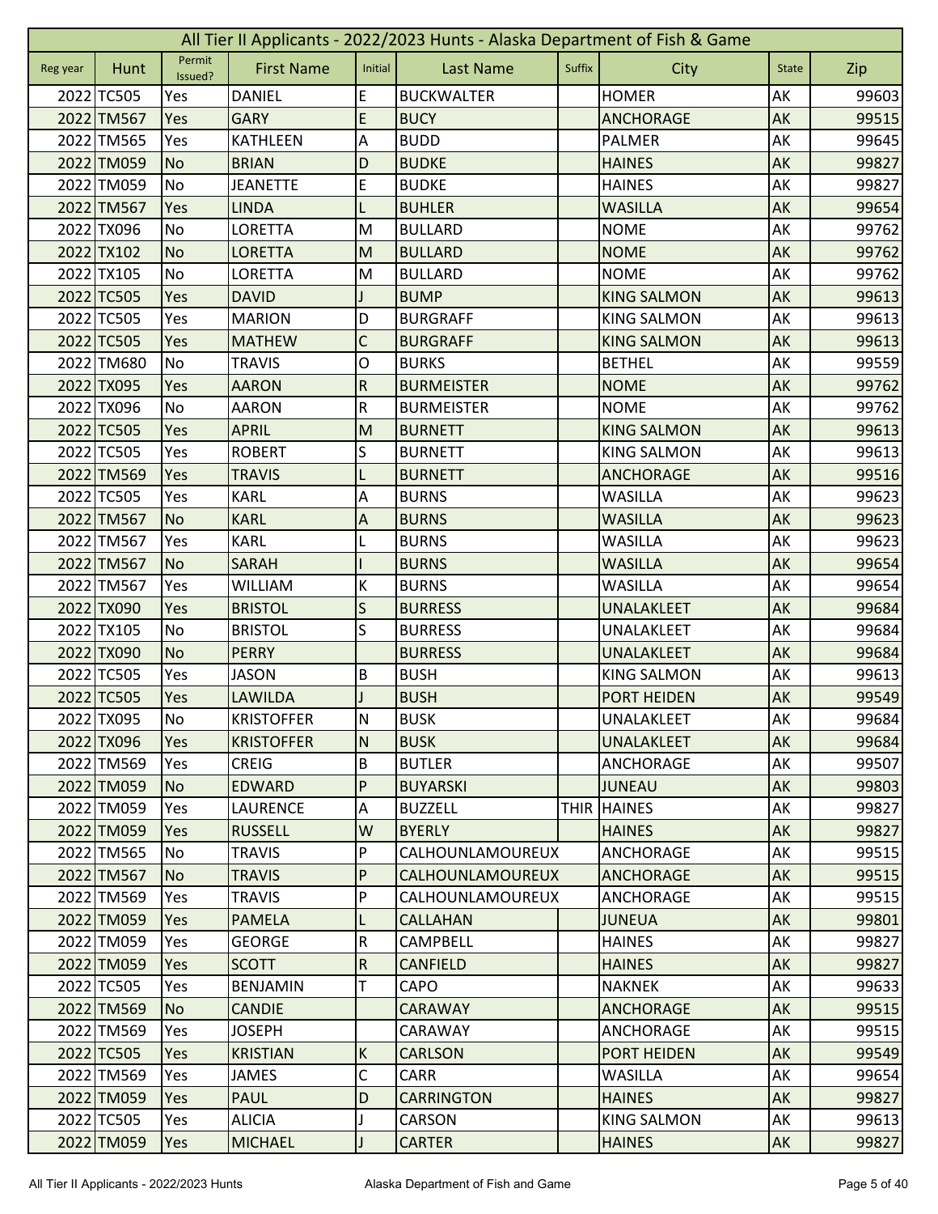| All Tier II Applicants - 2022/2023 Hunts - Alaska Department of Fish & Game | | | | | | | | | |
|---|---|---|---|---|---|---|---|---|---|
| Reg year | Hunt | Permit Issued? | First Name | Initial | Last Name | Suffix | City | State | Zip |
| 2022 | TC505 | Yes | DANIEL | E | BUCKWALTER | | HOMER | AK | 99603 |
| 2022 | TM567 | Yes | GARY | E | BUCY | | ANCHORAGE | AK | 99515 |
| 2022 | TM565 | Yes | KATHLEEN | A | BUDD | | PALMER | AK | 99645 |
| 2022 | TM059 | No | BRIAN | D | BUDKE | | HAINES | AK | 99827 |
| 2022 | TM059 | No | JEANETTE | E | BUDKE | | HAINES | AK | 99827 |
| 2022 | TM567 | Yes | LINDA | L | BUHLER | | WASILLA | AK | 99654 |
| 2022 | TX096 | No | LORETTA | M | BULLARD | | NOME | AK | 99762 |
| 2022 | TX102 | No | LORETTA | M | BULLARD | | NOME | AK | 99762 |
| 2022 | TX105 | No | LORETTA | M | BULLARD | | NOME | AK | 99762 |
| 2022 | TC505 | Yes | DAVID | J | BUMP | | KING SALMON | AK | 99613 |
| 2022 | TC505 | Yes | MARION | D | BURGRAFF | | KING SALMON | AK | 99613 |
| 2022 | TC505 | Yes | MATHEW | C | BURGRAFF | | KING SALMON | AK | 99613 |
| 2022 | TM680 | No | TRAVIS | O | BURKS | | BETHEL | AK | 99559 |
| 2022 | TX095 | Yes | AARON | R | BURMEISTER | | NOME | AK | 99762 |
| 2022 | TX096 | No | AARON | R | BURMEISTER | | NOME | AK | 99762 |
| 2022 | TC505 | Yes | APRIL | M | BURNETT | | KING SALMON | AK | 99613 |
| 2022 | TC505 | Yes | ROBERT | S | BURNETT | | KING SALMON | AK | 99613 |
| 2022 | TM569 | Yes | TRAVIS | L | BURNETT | | ANCHORAGE | AK | 99516 |
| 2022 | TC505 | Yes | KARL | A | BURNS | | WASILLA | AK | 99623 |
| 2022 | TM567 | No | KARL | A | BURNS | | WASILLA | AK | 99623 |
| 2022 | TM567 | Yes | KARL | L | BURNS | | WASILLA | AK | 99623 |
| 2022 | TM567 | No | SARAH | I | BURNS | | WASILLA | AK | 99654 |
| 2022 | TM567 | Yes | WILLIAM | K | BURNS | | WASILLA | AK | 99654 |
| 2022 | TX090 | Yes | BRISTOL | S | BURRESS | | UNALAKLEET | AK | 99684 |
| 2022 | TX105 | No | BRISTOL | S | BURRESS | | UNALAKLEET | AK | 99684 |
| 2022 | TX090 | No | PERRY | | BURRESS | | UNALAKLEET | AK | 99684 |
| 2022 | TC505 | Yes | JASON | B | BUSH | | KING SALMON | AK | 99613 |
| 2022 | TC505 | Yes | LAWILDA | J | BUSH | | PORT HEIDEN | AK | 99549 |
| 2022 | TX095 | No | KRISTOFFER | N | BUSK | | UNALAKLEET | AK | 99684 |
| 2022 | TX096 | Yes | KRISTOFFER | N | BUSK | | UNALAKLEET | AK | 99684 |
| 2022 | TM569 | Yes | CREIG | B | BUTLER | | ANCHORAGE | AK | 99507 |
| 2022 | TM059 | No | EDWARD | P | BUYARSKI | | JUNEAU | AK | 99803 |
| 2022 | TM059 | Yes | LAURENCE | A | BUZZELL | THIR | HAINES | AK | 99827 |
| 2022 | TM059 | Yes | RUSSELL | W | BYERLY | | HAINES | AK | 99827 |
| 2022 | TM565 | No | TRAVIS | P | CALHOUNLAMOUREUX | | ANCHORAGE | AK | 99515 |
| 2022 | TM567 | No | TRAVIS | P | CALHOUNLAMOUREUX | | ANCHORAGE | AK | 99515 |
| 2022 | TM569 | Yes | TRAVIS | P | CALHOUNLAMOUREUX | | ANCHORAGE | AK | 99515 |
| 2022 | TM059 | Yes | PAMELA | L | CALLAHAN | | JUNEUA | AK | 99801 |
| 2022 | TM059 | Yes | GEORGE | R | CAMPBELL | | HAINES | AK | 99827 |
| 2022 | TM059 | Yes | SCOTT | R | CANFIELD | | HAINES | AK | 99827 |
| 2022 | TC505 | Yes | BENJAMIN | T | CAPO | | NAKNEK | AK | 99633 |
| 2022 | TM569 | No | CANDIE | | CARAWAY | | ANCHORAGE | AK | 99515 |
| 2022 | TM569 | Yes | JOSEPH | | CARAWAY | | ANCHORAGE | AK | 99515 |
| 2022 | TC505 | Yes | KRISTIAN | K | CARLSON | | PORT HEIDEN | AK | 99549 |
| 2022 | TM569 | Yes | JAMES | C | CARR | | WASILLA | AK | 99654 |
| 2022 | TM059 | Yes | PAUL | D | CARRINGTON | | HAINES | AK | 99827 |
| 2022 | TC505 | Yes | ALICIA | J | CARSON | | KING SALMON | AK | 99613 |
| 2022 | TM059 | Yes | MICHAEL | J | CARTER | | HAINES | AK | 99827 |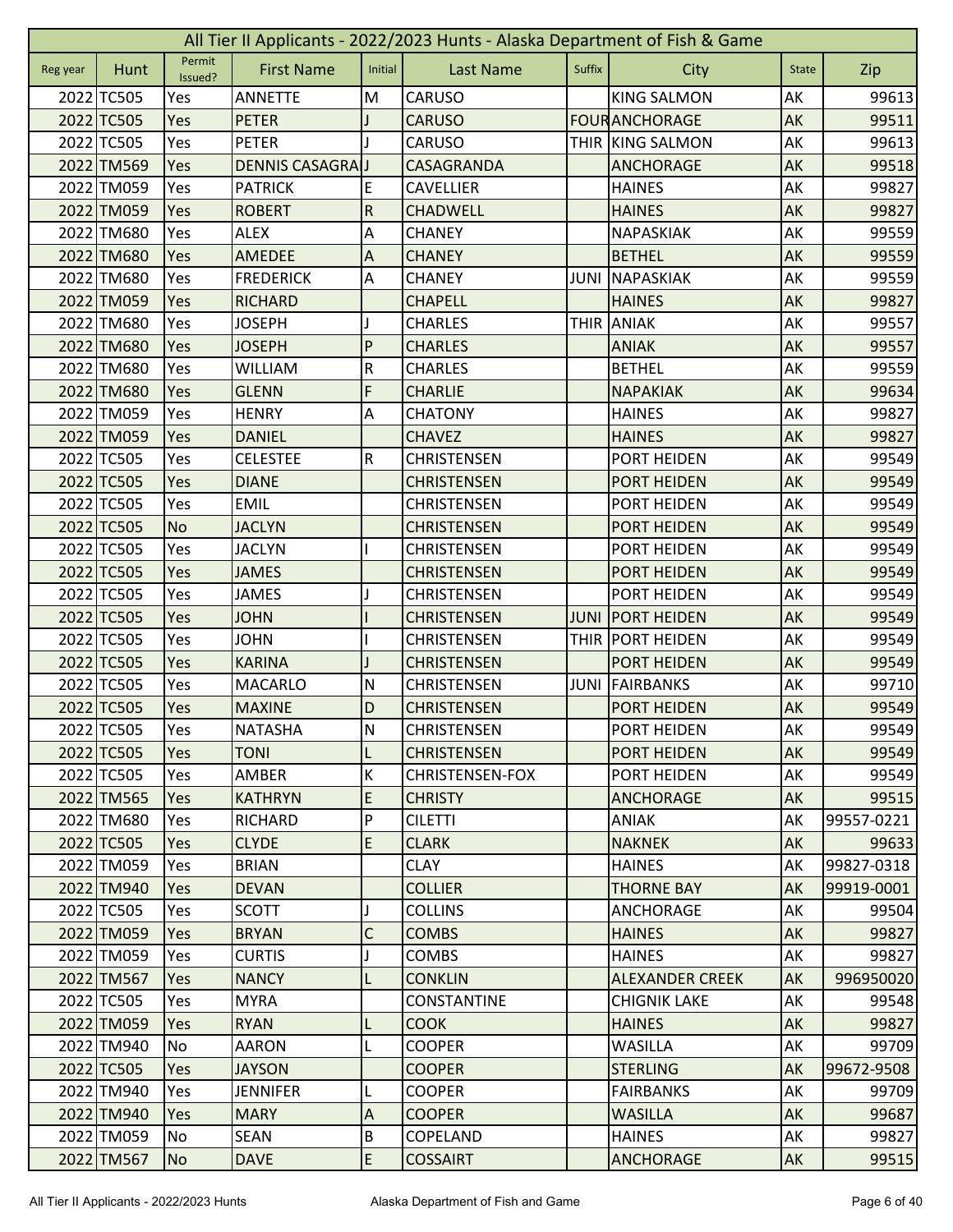# All Tier II Applicants - 2022/2023 Hunts - Alaska Department of Fish & Game

| Reg year | Hunt | Permit Issued? | First Name | Initial | Last Name | Suffix | City | State | Zip |
|---|---|---|---|---|---|---|---|---|---|
| 2022 | TC505 | Yes | ANNETTE | M | CARUSO | | KING SALMON | AK | 99613 |
| 2022 | TC505 | Yes | PETER | J | CARUSO | FOUR | ANCHORAGE | AK | 99511 |
| 2022 | TC505 | Yes | PETER | J | CARUSO | THIR | KING SALMON | AK | 99613 |
| 2022 | TM569 | Yes | DENNIS CASAGRA | J | CASAGRANDA | | ANCHORAGE | AK | 99518 |
| 2022 | TM059 | Yes | PATRICK | E | CAVELLIER | | HAINES | AK | 99827 |
| 2022 | TM059 | Yes | ROBERT | R | CHADWELL | | HAINES | AK | 99827 |
| 2022 | TM680 | Yes | ALEX | A | CHANEY | | NAPASKIAK | AK | 99559 |
| 2022 | TM680 | Yes | AMEDEE | A | CHANEY | | BETHEL | AK | 99559 |
| 2022 | TM680 | Yes | FREDERICK | A | CHANEY | JUNI | NAPASKIAK | AK | 99559 |
| 2022 | TM059 | Yes | RICHARD | | CHAPELL | | HAINES | AK | 99827 |
| 2022 | TM680 | Yes | JOSEPH | J | CHARLES | THIR | ANIAK | AK | 99557 |
| 2022 | TM680 | Yes | JOSEPH | P | CHARLES | | ANIAK | AK | 99557 |
| 2022 | TM680 | Yes | WILLIAM | R | CHARLES | | BETHEL | AK | 99559 |
| 2022 | TM680 | Yes | GLENN | F | CHARLIE | | NAPAKIAK | AK | 99634 |
| 2022 | TM059 | Yes | HENRY | A | CHATONY | | HAINES | AK | 99827 |
| 2022 | TM059 | Yes | DANIEL | | CHAVEZ | | HAINES | AK | 99827 |
| 2022 | TC505 | Yes | CELESTEE | R | CHRISTENSEN | | PORT HEIDEN | AK | 99549 |
| 2022 | TC505 | Yes | DIANE | | CHRISTENSEN | | PORT HEIDEN | AK | 99549 |
| 2022 | TC505 | Yes | EMIL | | CHRISTENSEN | | PORT HEIDEN | AK | 99549 |
| 2022 | TC505 | No | JACLYN | | CHRISTENSEN | | PORT HEIDEN | AK | 99549 |
| 2022 | TC505 | Yes | JACLYN | I | CHRISTENSEN | | PORT HEIDEN | AK | 99549 |
| 2022 | TC505 | Yes | JAMES | | CHRISTENSEN | | PORT HEIDEN | AK | 99549 |
| 2022 | TC505 | Yes | JAMES | J | CHRISTENSEN | | PORT HEIDEN | AK | 99549 |
| 2022 | TC505 | Yes | JOHN | I | CHRISTENSEN | JUNI | PORT HEIDEN | AK | 99549 |
| 2022 | TC505 | Yes | JOHN | I | CHRISTENSEN | THIR | PORT HEIDEN | AK | 99549 |
| 2022 | TC505 | Yes | KARINA | J | CHRISTENSEN | | PORT HEIDEN | AK | 99549 |
| 2022 | TC505 | Yes | MACARLO | N | CHRISTENSEN | JUNI | FAIRBANKS | AK | 99710 |
| 2022 | TC505 | Yes | MAXINE | D | CHRISTENSEN | | PORT HEIDEN | AK | 99549 |
| 2022 | TC505 | Yes | NATASHA | N | CHRISTENSEN | | PORT HEIDEN | AK | 99549 |
| 2022 | TC505 | Yes | TONI | L | CHRISTENSEN | | PORT HEIDEN | AK | 99549 |
| 2022 | TC505 | Yes | AMBER | K | CHRISTENSEN-FOX | | PORT HEIDEN | AK | 99549 |
| 2022 | TM565 | Yes | KATHRYN | E | CHRISTY | | ANCHORAGE | AK | 99515 |
| 2022 | TM680 | Yes | RICHARD | P | CILETTI | | ANIAK | AK | 99557-0221 |
| 2022 | TC505 | Yes | CLYDE | E | CLARK | | NAKNEK | AK | 99633 |
| 2022 | TM059 | Yes | BRIAN | | CLAY | | HAINES | AK | 99827-0318 |
| 2022 | TM940 | Yes | DEVAN | | COLLIER | | THORNE BAY | AK | 99919-0001 |
| 2022 | TC505 | Yes | SCOTT | J | COLLINS | | ANCHORAGE | AK | 99504 |
| 2022 | TM059 | Yes | BRYAN | C | COMBS | | HAINES | AK | 99827 |
| 2022 | TM059 | Yes | CURTIS | J | COMBS | | HAINES | AK | 99827 |
| 2022 | TM567 | Yes | NANCY | L | CONKLIN | | ALEXANDER CREEK | AK | 996950020 |
| 2022 | TC505 | Yes | MYRA | | CONSTANTINE | | CHIGNIK LAKE | AK | 99548 |
| 2022 | TM059 | Yes | RYAN | L | COOK | | HAINES | AK | 99827 |
| 2022 | TM940 | No | AARON | L | COOPER | | WASILLA | AK | 99709 |
| 2022 | TC505 | Yes | JAYSON | | COOPER | | STERLING | AK | 99672-9508 |
| 2022 | TM940 | Yes | JENNIFER | L | COOPER | | FAIRBANKS | AK | 99709 |
| 2022 | TM940 | Yes | MARY | A | COOPER | | WASILLA | AK | 99687 |
| 2022 | TM059 | No | SEAN | B | COPELAND | | HAINES | AK | 99827 |
| 2022 | TM567 | No | DAVE | E | COSSAIRT | | ANCHORAGE | AK | 99515 |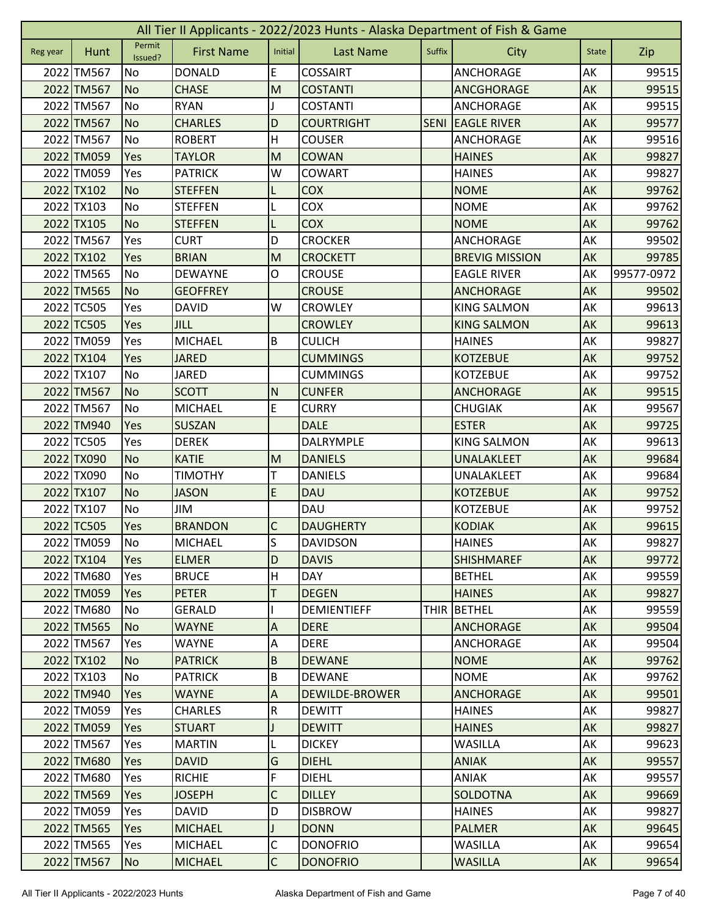| All Tier II Applicants - 2022/2023 Hunts - Alaska Department of Fish & Game | | | | | | | | | |
|---|---|---|---|---|---|---|---|---|---|
| Reg year | Hunt | Permit Issued? | First Name | Initial | Last Name | Suffix | City | State | Zip |
| 2022 | TM567 | No | DONALD | E | COSSAIRT | | ANCHORAGE | AK | 99515 |
| 2022 | TM567 | No | CHASE | M | COSTANTI | | ANCGHORAGE | AK | 99515 |
| 2022 | TM567 | No | RYAN | J | COSTANTI | | ANCHORAGE | AK | 99515 |
| 2022 | TM567 | No | CHARLES | D | COURTRIGHT | SENI | EAGLE RIVER | AK | 99577 |
| 2022 | TM567 | No | ROBERT | H | COUSER | | ANCHORAGE | AK | 99516 |
| 2022 | TM059 | Yes | TAYLOR | M | COWAN | | HAINES | AK | 99827 |
| 2022 | TM059 | Yes | PATRICK | W | COWART | | HAINES | AK | 99827 |
| 2022 | TX102 | No | STEFFEN | L | COX | | NOME | AK | 99762 |
| 2022 | TX103 | No | STEFFEN | L | COX | | NOME | AK | 99762 |
| 2022 | TX105 | No | STEFFEN | L | COX | | NOME | AK | 99762 |
| 2022 | TM567 | Yes | CURT | D | CROCKER | | ANCHORAGE | AK | 99502 |
| 2022 | TX102 | Yes | BRIAN | M | CROCKETT | | BREVIG MISSION | AK | 99785 |
| 2022 | TM565 | No | DEWAYNE | O | CROUSE | | EAGLE RIVER | AK | 99577-0972 |
| 2022 | TM565 | No | GEOFFREY | | CROUSE | | ANCHORAGE | AK | 99502 |
| 2022 | TC505 | Yes | DAVID | W | CROWLEY | | KING SALMON | AK | 99613 |
| 2022 | TC505 | Yes | JILL | | CROWLEY | | KING SALMON | AK | 99613 |
| 2022 | TM059 | Yes | MICHAEL | B | CULICH | | HAINES | AK | 99827 |
| 2022 | TX104 | Yes | JARED | | CUMMINGS | | KOTZEBUE | AK | 99752 |
| 2022 | TX107 | No | JARED | | CUMMINGS | | KOTZEBUE | AK | 99752 |
| 2022 | TM567 | No | SCOTT | N | CUNFER | | ANCHORAGE | AK | 99515 |
| 2022 | TM567 | No | MICHAEL | E | CURRY | | CHUGIAK | AK | 99567 |
| 2022 | TM940 | Yes | SUSZAN | | DALE | | ESTER | AK | 99725 |
| 2022 | TC505 | Yes | DEREK | | DALRYMPLE | | KING SALMON | AK | 99613 |
| 2022 | TX090 | No | KATIE | M | DANIELS | | UNALAKLEET | AK | 99684 |
| 2022 | TX090 | No | TIMOTHY | T | DANIELS | | UNALAKLEET | AK | 99684 |
| 2022 | TX107 | No | JASON | E | DAU | | KOTZEBUE | AK | 99752 |
| 2022 | TX107 | No | JIM | | DAU | | KOTZEBUE | AK | 99752 |
| 2022 | TC505 | Yes | BRANDON | C | DAUGHERTY | | KODIAK | AK | 99615 |
| 2022 | TM059 | No | MICHAEL | S | DAVIDSON | | HAINES | AK | 99827 |
| 2022 | TX104 | Yes | ELMER | D | DAVIS | | SHISHMAREF | AK | 99772 |
| 2022 | TM680 | Yes | BRUCE | H | DAY | | BETHEL | AK | 99559 |
| 2022 | TM059 | Yes | PETER | T | DEGEN | | HAINES | AK | 99827 |
| 2022 | TM680 | No | GERALD | I | DEMIENTIEFF | THIR | BETHEL | AK | 99559 |
| 2022 | TM565 | No | WAYNE | A | DERE | | ANCHORAGE | AK | 99504 |
| 2022 | TM567 | Yes | WAYNE | A | DERE | | ANCHORAGE | AK | 99504 |
| 2022 | TX102 | No | PATRICK | B | DEWANE | | NOME | AK | 99762 |
| 2022 | TX103 | No | PATRICK | B | DEWANE | | NOME | AK | 99762 |
| 2022 | TM940 | Yes | WAYNE | A | DEWILDE-BROWER | | ANCHORAGE | AK | 99501 |
| 2022 | TM059 | Yes | CHARLES | R | DEWITT | | HAINES | AK | 99827 |
| 2022 | TM059 | Yes | STUART | J | DEWITT | | HAINES | AK | 99827 |
| 2022 | TM567 | Yes | MARTIN | L | DICKEY | | WASILLA | AK | 99623 |
| 2022 | TM680 | Yes | DAVID | G | DIEHL | | ANIAK | AK | 99557 |
| 2022 | TM680 | Yes | RICHIE | F | DIEHL | | ANIAK | AK | 99557 |
| 2022 | TM569 | Yes | JOSEPH | C | DILLEY | | SOLDOTNA | AK | 99669 |
| 2022 | TM059 | Yes | DAVID | D | DISBROW | | HAINES | AK | 99827 |
| 2022 | TM565 | Yes | MICHAEL | J | DONN | | PALMER | AK | 99645 |
| 2022 | TM565 | Yes | MICHAEL | C | DONOFRIO | | WASILLA | AK | 99654 |
| 2022 | TM567 | No | MICHAEL | C | DONOFRIO | | WASILLA | AK | 99654 |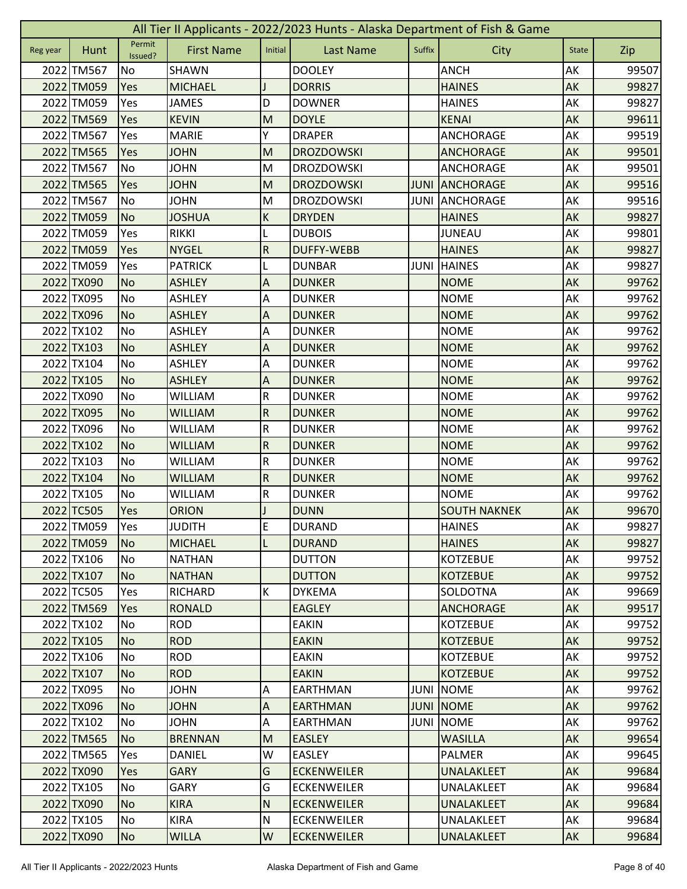# All Tier II Applicants - 2022/2023 Hunts - Alaska Department of Fish & Game

| Reg year | Hunt | Permit Issued? | First Name | Initial | Last Name | Suffix | City | State | Zip |
|---|---|---|---|---|---|---|---|---|---|
| 2022 | TM567 | No | SHAWN | | DOOLEY | | ANCH | AK | 99507 |
| 2022 | TM059 | Yes | MICHAEL | J | DORRIS | | HAINES | AK | 99827 |
| 2022 | TM059 | Yes | JAMES | D | DOWNER | | HAINES | AK | 99827 |
| 2022 | TM569 | Yes | KEVIN | M | DOYLE | | KENAI | AK | 99611 |
| 2022 | TM567 | Yes | MARIE | Y | DRAPER | | ANCHORAGE | AK | 99519 |
| 2022 | TM565 | Yes | JOHN | M | DROZDOWSKI | | ANCHORAGE | AK | 99501 |
| 2022 | TM567 | No | JOHN | M | DROZDOWSKI | | ANCHORAGE | AK | 99501 |
| 2022 | TM565 | Yes | JOHN | M | DROZDOWSKI | JUNI | ANCHORAGE | AK | 99516 |
| 2022 | TM567 | No | JOHN | M | DROZDOWSKI | JUNI | ANCHORAGE | AK | 99516 |
| 2022 | TM059 | No | JOSHUA | K | DRYDEN | | HAINES | AK | 99827 |
| 2022 | TM059 | Yes | RIKKI | L | DUBOIS | | JUNEAU | AK | 99801 |
| 2022 | TM059 | Yes | NYGEL | R | DUFFY-WEBB | | HAINES | AK | 99827 |
| 2022 | TM059 | Yes | PATRICK | L | DUNBAR | JUNI | HAINES | AK | 99827 |
| 2022 | TX090 | No | ASHLEY | A | DUNKER | | NOME | AK | 99762 |
| 2022 | TX095 | No | ASHLEY | A | DUNKER | | NOME | AK | 99762 |
| 2022 | TX096 | No | ASHLEY | A | DUNKER | | NOME | AK | 99762 |
| 2022 | TX102 | No | ASHLEY | A | DUNKER | | NOME | AK | 99762 |
| 2022 | TX103 | No | ASHLEY | A | DUNKER | | NOME | AK | 99762 |
| 2022 | TX104 | No | ASHLEY | A | DUNKER | | NOME | AK | 99762 |
| 2022 | TX105 | No | ASHLEY | A | DUNKER | | NOME | AK | 99762 |
| 2022 | TX090 | No | WILLIAM | R | DUNKER | | NOME | AK | 99762 |
| 2022 | TX095 | No | WILLIAM | R | DUNKER | | NOME | AK | 99762 |
| 2022 | TX096 | No | WILLIAM | R | DUNKER | | NOME | AK | 99762 |
| 2022 | TX102 | No | WILLIAM | R | DUNKER | | NOME | AK | 99762 |
| 2022 | TX103 | No | WILLIAM | R | DUNKER | | NOME | AK | 99762 |
| 2022 | TX104 | No | WILLIAM | R | DUNKER | | NOME | AK | 99762 |
| 2022 | TX105 | No | WILLIAM | R | DUNKER | | NOME | AK | 99762 |
| 2022 | TC505 | Yes | ORION | J | DUNN | | SOUTH NAKNEK | AK | 99670 |
| 2022 | TM059 | Yes | JUDITH | E | DURAND | | HAINES | AK | 99827 |
| 2022 | TM059 | No | MICHAEL | L | DURAND | | HAINES | AK | 99827 |
| 2022 | TX106 | No | NATHAN | | DUTTON | | KOTZEBUE | AK | 99752 |
| 2022 | TX107 | No | NATHAN | | DUTTON | | KOTZEBUE | AK | 99752 |
| 2022 | TC505 | Yes | RICHARD | K | DYKEMA | | SOLDOTNA | AK | 99669 |
| 2022 | TM569 | Yes | RONALD | | EAGLEY | | ANCHORAGE | AK | 99517 |
| 2022 | TX102 | No | ROD | | EAKIN | | KOTZEBUE | AK | 99752 |
| 2022 | TX105 | No | ROD | | EAKIN | | KOTZEBUE | AK | 99752 |
| 2022 | TX106 | No | ROD | | EAKIN | | KOTZEBUE | AK | 99752 |
| 2022 | TX107 | No | ROD | | EAKIN | | KOTZEBUE | AK | 99752 |
| 2022 | TX095 | No | JOHN | A | EARTHMAN | JUNI | NOME | AK | 99762 |
| 2022 | TX096 | No | JOHN | A | EARTHMAN | JUNI | NOME | AK | 99762 |
| 2022 | TX102 | No | JOHN | A | EARTHMAN | JUNI | NOME | AK | 99762 |
| 2022 | TM565 | No | BRENNAN | M | EASLEY | | WASILLA | AK | 99654 |
| 2022 | TM565 | Yes | DANIEL | W | EASLEY | | PALMER | AK | 99645 |
| 2022 | TX090 | Yes | GARY | G | ECKENWEILER | | UNALAKLEET | AK | 99684 |
| 2022 | TX105 | No | GARY | G | ECKENWEILER | | UNALAKLEET | AK | 99684 |
| 2022 | TX090 | No | KIRA | N | ECKENWEILER | | UNALAKLEET | AK | 99684 |
| 2022 | TX105 | No | KIRA | N | ECKENWEILER | | UNALAKLEET | AK | 99684 |
| 2022 | TX090 | No | WILLA | W | ECKENWEILER | | UNALAKLEET | AK | 99684 |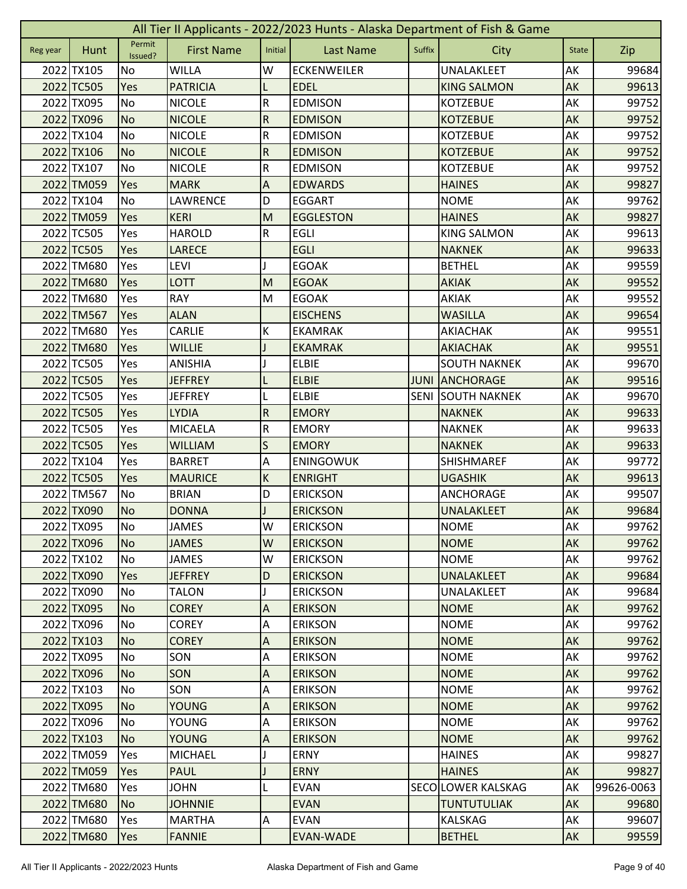# All Tier II Applicants - 2022/2023 Hunts - Alaska Department of Fish & Game

| Reg year | Hunt | Permit Issued? | First Name | Initial | Last Name | Suffix | City | State | Zip |
|---|---|---|---|---|---|---|---|---|---|
| 2022 | TX105 | No | WILLA | W | ECKENWEILER | | UNALAKLEET | AK | 99684 |
| 2022 | TC505 | Yes | PATRICIA | L | EDEL | | KING SALMON | AK | 99613 |
| 2022 | TX095 | No | NICOLE | R | EDMISON | | KOTZEBUE | AK | 99752 |
| 2022 | TX096 | No | NICOLE | R | EDMISON | | KOTZEBUE | AK | 99752 |
| 2022 | TX104 | No | NICOLE | R | EDMISON | | KOTZEBUE | AK | 99752 |
| 2022 | TX106 | No | NICOLE | R | EDMISON | | KOTZEBUE | AK | 99752 |
| 2022 | TX107 | No | NICOLE | R | EDMISON | | KOTZEBUE | AK | 99752 |
| 2022 | TM059 | Yes | MARK | A | EDWARDS | | HAINES | AK | 99827 |
| 2022 | TX104 | No | LAWRENCE | D | EGGART | | NOME | AK | 99762 |
| 2022 | TM059 | Yes | KERI | M | EGGLESTON | | HAINES | AK | 99827 |
| 2022 | TC505 | Yes | HAROLD | R | EGLI | | KING SALMON | AK | 99613 |
| 2022 | TC505 | Yes | LARECE | | EGLI | | NAKNEK | AK | 99633 |
| 2022 | TM680 | Yes | LEVI | J | EGOAK | | BETHEL | AK | 99559 |
| 2022 | TM680 | Yes | LOTT | M | EGOAK | | AKIAK | AK | 99552 |
| 2022 | TM680 | Yes | RAY | M | EGOAK | | AKIAK | AK | 99552 |
| 2022 | TM567 | Yes | ALAN | | EISCHENS | | WASILLA | AK | 99654 |
| 2022 | TM680 | Yes | CARLIE | K | EKAMRAK | | AKIACHAK | AK | 99551 |
| 2022 | TM680 | Yes | WILLIE | J | EKAMRAK | | AKIACHAK | AK | 99551 |
| 2022 | TC505 | Yes | ANISHIA | J | ELBIE | | SOUTH NAKNEK | AK | 99670 |
| 2022 | TC505 | Yes | JEFFREY | L | ELBIE | JUNI | ANCHORAGE | AK | 99516 |
| 2022 | TC505 | Yes | JEFFREY | L | ELBIE | SENI | SOUTH NAKNEK | AK | 99670 |
| 2022 | TC505 | Yes | LYDIA | R | EMORY | | NAKNEK | AK | 99633 |
| 2022 | TC505 | Yes | MICAELA | R | EMORY | | NAKNEK | AK | 99633 |
| 2022 | TC505 | Yes | WILLIAM | S | EMORY | | NAKNEK | AK | 99633 |
| 2022 | TX104 | Yes | BARRET | A | ENINGOWUK | | SHISHMAREF | AK | 99772 |
| 2022 | TC505 | Yes | MAURICE | K | ENRIGHT | | UGASHIK | AK | 99613 |
| 2022 | TM567 | No | BRIAN | D | ERICKSON | | ANCHORAGE | AK | 99507 |
| 2022 | TX090 | No | DONNA | J | ERICKSON | | UNALAKLEET | AK | 99684 |
| 2022 | TX095 | No | JAMES | W | ERICKSON | | NOME | AK | 99762 |
| 2022 | TX096 | No | JAMES | W | ERICKSON | | NOME | AK | 99762 |
| 2022 | TX102 | No | JAMES | W | ERICKSON | | NOME | AK | 99762 |
| 2022 | TX090 | Yes | JEFFREY | D | ERICKSON | | UNALAKLEET | AK | 99684 |
| 2022 | TX090 | No | TALON | J | ERICKSON | | UNALAKLEET | AK | 99684 |
| 2022 | TX095 | No | COREY | A | ERIKSON | | NOME | AK | 99762 |
| 2022 | TX096 | No | COREY | A | ERIKSON | | NOME | AK | 99762 |
| 2022 | TX103 | No | COREY | A | ERIKSON | | NOME | AK | 99762 |
| 2022 | TX095 | No | SON | A | ERIKSON | | NOME | AK | 99762 |
| 2022 | TX096 | No | SON | A | ERIKSON | | NOME | AK | 99762 |
| 2022 | TX103 | No | SON | A | ERIKSON | | NOME | AK | 99762 |
| 2022 | TX095 | No | YOUNG | A | ERIKSON | | NOME | AK | 99762 |
| 2022 | TX096 | No | YOUNG | A | ERIKSON | | NOME | AK | 99762 |
| 2022 | TX103 | No | YOUNG | A | ERIKSON | | NOME | AK | 99762 |
| 2022 | TM059 | Yes | MICHAEL | J | ERNY | | HAINES | AK | 99827 |
| 2022 | TM059 | Yes | PAUL | J | ERNY | | HAINES | AK | 99827 |
| 2022 | TM680 | Yes | JOHN | L | EVAN | SECO | LOWER KALSKAG | AK | 99626-0063 |
| 2022 | TM680 | No | JOHNNIE | | EVAN | | TUNTUTULIAK | AK | 99680 |
| 2022 | TM680 | Yes | MARTHA | A | EVAN | | KALSKAG | AK | 99607 |
| 2022 | TM680 | Yes | FANNIE | | EVAN-WADE | | BETHEL | AK | 99559 |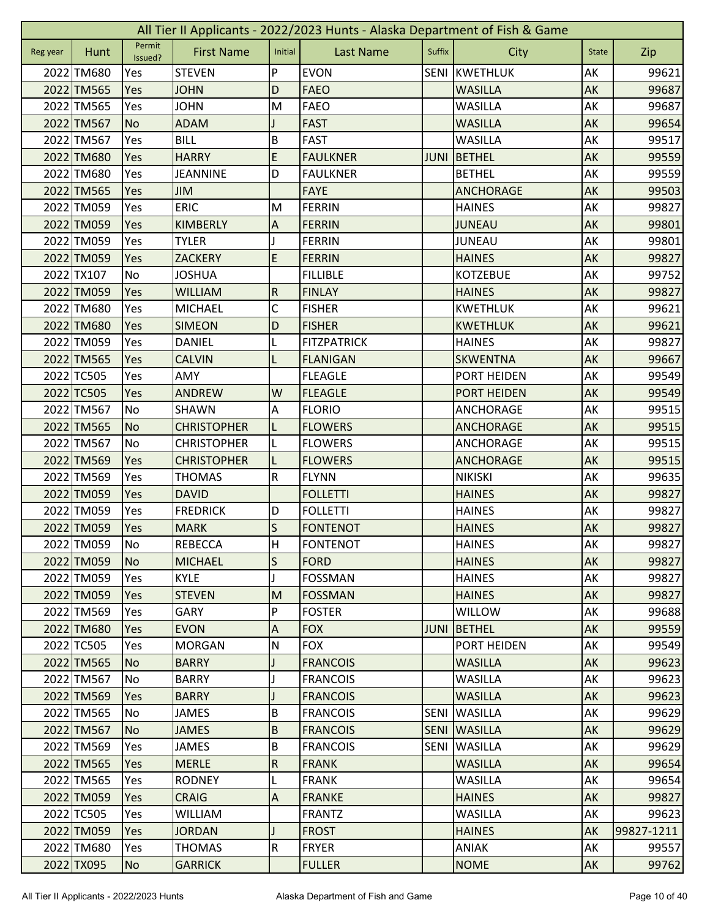# All Tier II Applicants - 2022/2023 Hunts - Alaska Department of Fish & Game

| Reg year | Hunt | Permit Issued? | First Name | Initial | Last Name | Suffix | City | State | Zip |
|---|---|---|---|---|---|---|---|---|---|
| 2022 | TM680 | Yes | STEVEN | P | EVON | SENI | KWETHLUK | AK | 99621 |
| 2022 | TM565 | Yes | JOHN | D | FAEO | | WASILLA | AK | 99687 |
| 2022 | TM565 | Yes | JOHN | M | FAEO | | WASILLA | AK | 99687 |
| 2022 | TM567 | No | ADAM | J | FAST | | WASILLA | AK | 99654 |
| 2022 | TM567 | Yes | BILL | B | FAST | | WASILLA | AK | 99517 |
| 2022 | TM680 | Yes | HARRY | E | FAULKNER | JUNI | BETHEL | AK | 99559 |
| 2022 | TM680 | Yes | JEANNINE | D | FAULKNER | | BETHEL | AK | 99559 |
| 2022 | TM565 | Yes | JIM | | FAYE | | ANCHORAGE | AK | 99503 |
| 2022 | TM059 | Yes | ERIC | M | FERRIN | | HAINES | AK | 99827 |
| 2022 | TM059 | Yes | KIMBERLY | A | FERRIN | | JUNEAU | AK | 99801 |
| 2022 | TM059 | Yes | TYLER | J | FERRIN | | JUNEAU | AK | 99801 |
| 2022 | TM059 | Yes | ZACKERY | E | FERRIN | | HAINES | AK | 99827 |
| 2022 | TX107 | No | JOSHUA | | FILLIBLE | | KOTZEBUE | AK | 99752 |
| 2022 | TM059 | Yes | WILLIAM | R | FINLAY | | HAINES | AK | 99827 |
| 2022 | TM680 | Yes | MICHAEL | C | FISHER | | KWETHLUK | AK | 99621 |
| 2022 | TM680 | Yes | SIMEON | D | FISHER | | KWETHLUK | AK | 99621 |
| 2022 | TM059 | Yes | DANIEL | L | FITZPATRICK | | HAINES | AK | 99827 |
| 2022 | TM565 | Yes | CALVIN | L | FLANIGAN | | SKWENTNA | AK | 99667 |
| 2022 | TC505 | Yes | AMY | | FLEAGLE | | PORT HEIDEN | AK | 99549 |
| 2022 | TC505 | Yes | ANDREW | W | FLEAGLE | | PORT HEIDEN | AK | 99549 |
| 2022 | TM567 | No | SHAWN | A | FLORIO | | ANCHORAGE | AK | 99515 |
| 2022 | TM565 | No | CHRISTOPHER | L | FLOWERS | | ANCHORAGE | AK | 99515 |
| 2022 | TM567 | No | CHRISTOPHER | L | FLOWERS | | ANCHORAGE | AK | 99515 |
| 2022 | TM569 | Yes | CHRISTOPHER | L | FLOWERS | | ANCHORAGE | AK | 99515 |
| 2022 | TM569 | Yes | THOMAS | R | FLYNN | | NIKISKI | AK | 99635 |
| 2022 | TM059 | Yes | DAVID | | FOLLETTI | | HAINES | AK | 99827 |
| 2022 | TM059 | Yes | FREDRICK | D | FOLLETTI | | HAINES | AK | 99827 |
| 2022 | TM059 | Yes | MARK | S | FONTENOT | | HAINES | AK | 99827 |
| 2022 | TM059 | No | REBECCA | H | FONTENOT | | HAINES | AK | 99827 |
| 2022 | TM059 | No | MICHAEL | S | FORD | | HAINES | AK | 99827 |
| 2022 | TM059 | Yes | KYLE | J | FOSSMAN | | HAINES | AK | 99827 |
| 2022 | TM059 | Yes | STEVEN | M | FOSSMAN | | HAINES | AK | 99827 |
| 2022 | TM569 | Yes | GARY | P | FOSTER | | WILLOW | AK | 99688 |
| 2022 | TM680 | Yes | EVON | A | FOX | JUNI | BETHEL | AK | 99559 |
| 2022 | TC505 | Yes | MORGAN | N | FOX | | PORT HEIDEN | AK | 99549 |
| 2022 | TM565 | No | BARRY | J | FRANCOIS | | WASILLA | AK | 99623 |
| 2022 | TM567 | No | BARRY | J | FRANCOIS | | WASILLA | AK | 99623 |
| 2022 | TM569 | Yes | BARRY | J | FRANCOIS | | WASILLA | AK | 99623 |
| 2022 | TM565 | No | JAMES | B | FRANCOIS | SENI | WASILLA | AK | 99629 |
| 2022 | TM567 | No | JAMES | B | FRANCOIS | SENI | WASILLA | AK | 99629 |
| 2022 | TM569 | Yes | JAMES | B | FRANCOIS | SENI | WASILLA | AK | 99629 |
| 2022 | TM565 | Yes | MERLE | R | FRANK | | WASILLA | AK | 99654 |
| 2022 | TM565 | Yes | RODNEY | L | FRANK | | WASILLA | AK | 99654 |
| 2022 | TM059 | Yes | CRAIG | A | FRANKE | | HAINES | AK | 99827 |
| 2022 | TC505 | Yes | WILLIAM | | FRANTZ | | WASILLA | AK | 99623 |
| 2022 | TM059 | Yes | JORDAN | J | FROST | | HAINES | AK | 99827-1211 |
| 2022 | TM680 | Yes | THOMAS | R | FRYER | | ANIAK | AK | 99557 |
| 2022 | TX095 | No | GARRICK | | FULLER | | NOME | AK | 99762 |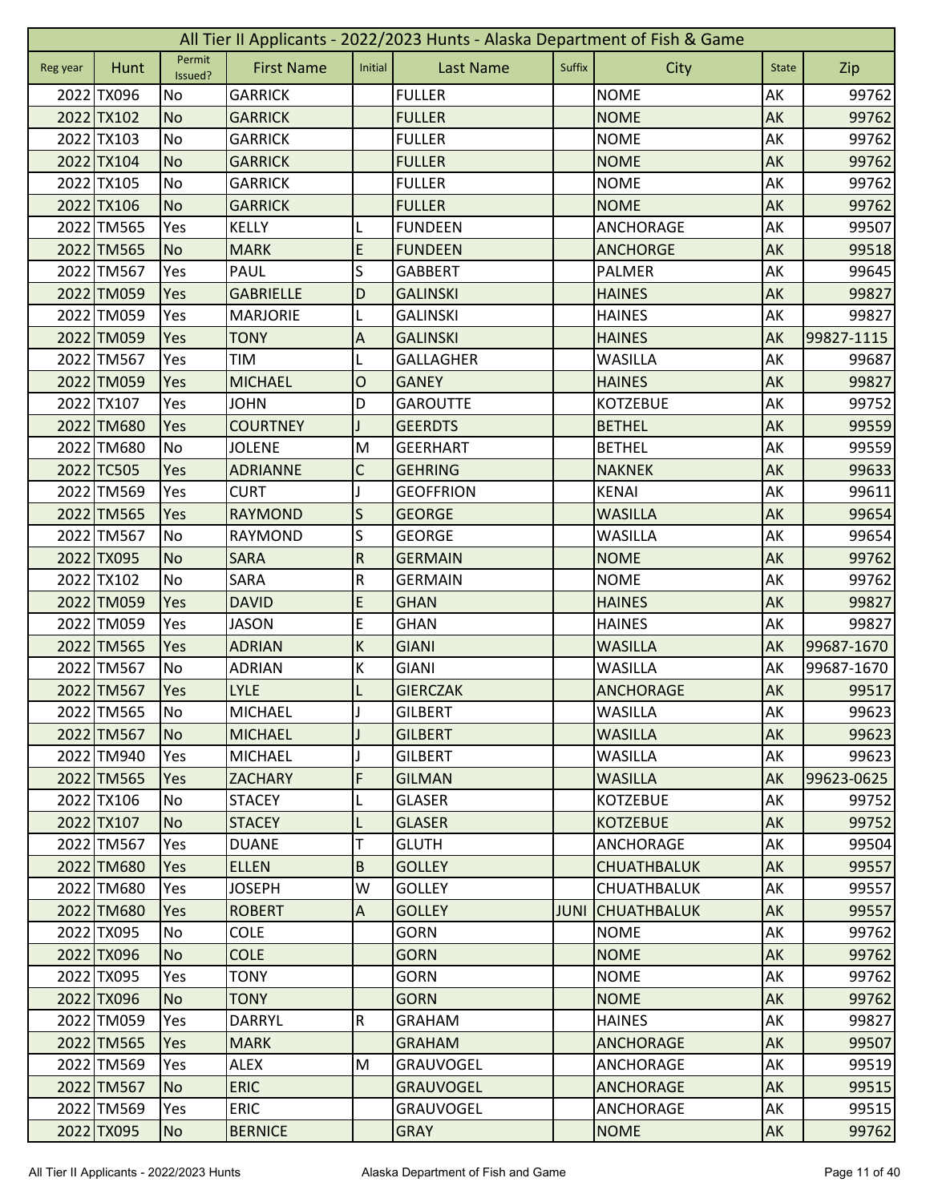| All Tier II Applicants - 2022/2023 Hunts - Alaska Department of Fish & Game | | | | | | | | | |
|---|---|---|---|---|---|---|---|---|---|
| Reg year | Hunt | Permit Issued? | First Name | Initial | Last Name | Suffix | City | State | Zip |
| 2022 | TX096 | No | GARRICK | | FULLER | | NOME | AK | 99762 |
| 2022 | TX102 | No | GARRICK | | FULLER | | NOME | AK | 99762 |
| 2022 | TX103 | No | GARRICK | | FULLER | | NOME | AK | 99762 |
| 2022 | TX104 | No | GARRICK | | FULLER | | NOME | AK | 99762 |
| 2022 | TX105 | No | GARRICK | | FULLER | | NOME | AK | 99762 |
| 2022 | TX106 | No | GARRICK | | FULLER | | NOME | AK | 99762 |
| 2022 | TM565 | Yes | KELLY | L | FUNDEEN | | ANCHORAGE | AK | 99507 |
| 2022 | TM565 | No | MARK | E | FUNDEEN | | ANCHORGE | AK | 99518 |
| 2022 | TM567 | Yes | PAUL | S | GABBERT | | PALMER | AK | 99645 |
| 2022 | TM059 | Yes | GABRIELLE | D | GALINSKI | | HAINES | AK | 99827 |
| 2022 | TM059 | Yes | MARJORIE | L | GALINSKI | | HAINES | AK | 99827 |
| 2022 | TM059 | Yes | TONY | A | GALINSKI | | HAINES | AK | 99827-1115 |
| 2022 | TM567 | Yes | TIM | L | GALLAGHER | | WASILLA | AK | 99687 |
| 2022 | TM059 | Yes | MICHAEL | O | GANEY | | HAINES | AK | 99827 |
| 2022 | TX107 | Yes | JOHN | D | GAROUTTE | | KOTZEBUE | AK | 99752 |
| 2022 | TM680 | Yes | COURTNEY | J | GEERDTS | | BETHEL | AK | 99559 |
| 2022 | TM680 | No | JOLENE | M | GEERHART | | BETHEL | AK | 99559 |
| 2022 | TC505 | Yes | ADRIANNE | C | GEHRING | | NAKNEK | AK | 99633 |
| 2022 | TM569 | Yes | CURT | J | GEOFFRION | | KENAI | AK | 99611 |
| 2022 | TM565 | Yes | RAYMOND | S | GEORGE | | WASILLA | AK | 99654 |
| 2022 | TM567 | No | RAYMOND | S | GEORGE | | WASILLA | AK | 99654 |
| 2022 | TX095 | No | SARA | R | GERMAIN | | NOME | AK | 99762 |
| 2022 | TX102 | No | SARA | R | GERMAIN | | NOME | AK | 99762 |
| 2022 | TM059 | Yes | DAVID | E | GHAN | | HAINES | AK | 99827 |
| 2022 | TM059 | Yes | JASON | E | GHAN | | HAINES | AK | 99827 |
| 2022 | TM565 | Yes | ADRIAN | K | GIANI | | WASILLA | AK | 99687-1670 |
| 2022 | TM567 | No | ADRIAN | K | GIANI | | WASILLA | AK | 99687-1670 |
| 2022 | TM567 | Yes | LYLE | L | GIERCZAK | | ANCHORAGE | AK | 99517 |
| 2022 | TM565 | No | MICHAEL | J | GILBERT | | WASILLA | AK | 99623 |
| 2022 | TM567 | No | MICHAEL | J | GILBERT | | WASILLA | AK | 99623 |
| 2022 | TM940 | Yes | MICHAEL | J | GILBERT | | WASILLA | AK | 99623 |
| 2022 | TM565 | Yes | ZACHARY | F | GILMAN | | WASILLA | AK | 99623-0625 |
| 2022 | TX106 | No | STACEY | L | GLASER | | KOTZEBUE | AK | 99752 |
| 2022 | TX107 | No | STACEY | L | GLASER | | KOTZEBUE | AK | 99752 |
| 2022 | TM567 | Yes | DUANE | T | GLUTH | | ANCHORAGE | AK | 99504 |
| 2022 | TM680 | Yes | ELLEN | B | GOLLEY | | CHUATHBALUK | AK | 99557 |
| 2022 | TM680 | Yes | JOSEPH | W | GOLLEY | | CHUATHBALUK | AK | 99557 |
| 2022 | TM680 | Yes | ROBERT | A | GOLLEY | JUNI | CHUATHBALUK | AK | 99557 |
| 2022 | TX095 | No | COLE | | GORN | | NOME | AK | 99762 |
| 2022 | TX096 | No | COLE | | GORN | | NOME | AK | 99762 |
| 2022 | TX095 | Yes | TONY | | GORN | | NOME | AK | 99762 |
| 2022 | TX096 | No | TONY | | GORN | | NOME | AK | 99762 |
| 2022 | TM059 | Yes | DARRYL | R | GRAHAM | | HAINES | AK | 99827 |
| 2022 | TM565 | Yes | MARK | | GRAHAM | | ANCHORAGE | AK | 99507 |
| 2022 | TM569 | Yes | ALEX | M | GRAUVOGEL | | ANCHORAGE | AK | 99519 |
| 2022 | TM567 | No | ERIC | | GRAUVOGEL | | ANCHORAGE | AK | 99515 |
| 2022 | TM569 | Yes | ERIC | | GRAUVOGEL | | ANCHORAGE | AK | 99515 |
| 2022 | TX095 | No | BERNICE | | GRAY | | NOME | AK | 99762 |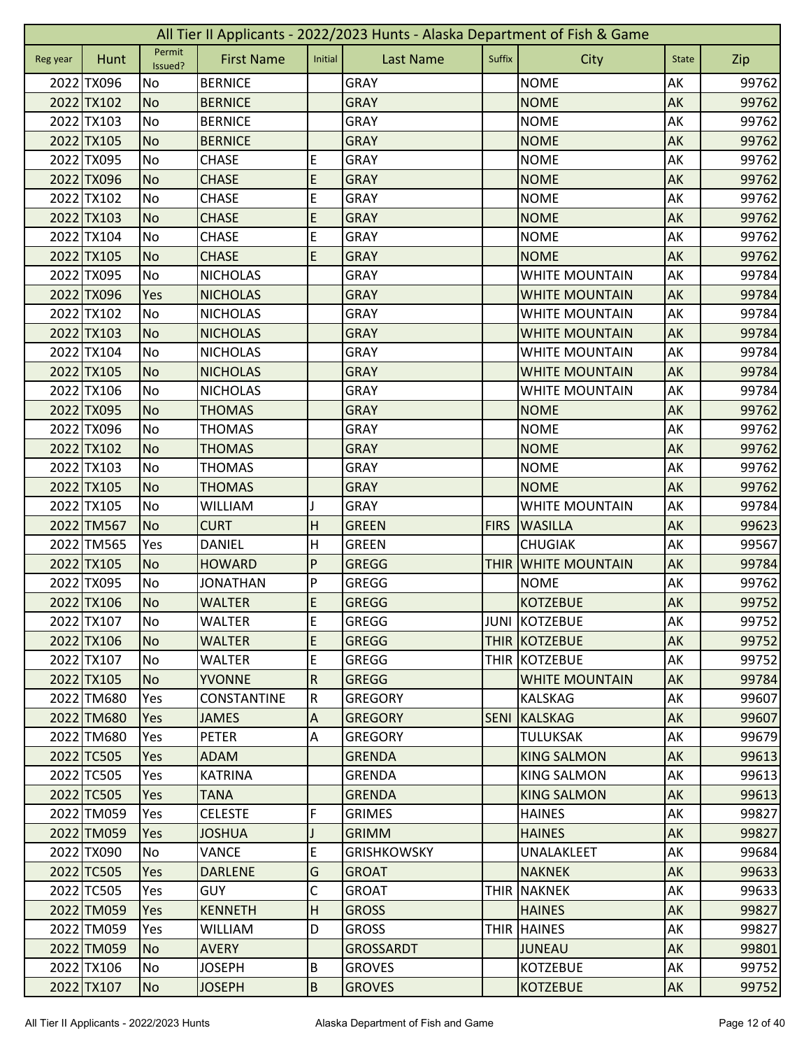# All Tier II Applicants - 2022/2023 Hunts - Alaska Department of Fish & Game

| Reg year | Hunt | Permit Issued? | First Name | Initial | Last Name | Suffix | City | State | Zip |
|---|---|---|---|---|---|---|---|---|---|
| 2022 | TX096 | No | BERNICE | | GRAY | | NOME | AK | 99762 |
| 2022 | TX102 | No | BERNICE | | GRAY | | NOME | AK | 99762 |
| 2022 | TX103 | No | BERNICE | | GRAY | | NOME | AK | 99762 |
| 2022 | TX105 | No | BERNICE | | GRAY | | NOME | AK | 99762 |
| 2022 | TX095 | No | CHASE | E | GRAY | | NOME | AK | 99762 |
| 2022 | TX096 | No | CHASE | E | GRAY | | NOME | AK | 99762 |
| 2022 | TX102 | No | CHASE | E | GRAY | | NOME | AK | 99762 |
| 2022 | TX103 | No | CHASE | E | GRAY | | NOME | AK | 99762 |
| 2022 | TX104 | No | CHASE | E | GRAY | | NOME | AK | 99762 |
| 2022 | TX105 | No | CHASE | E | GRAY | | NOME | AK | 99762 |
| 2022 | TX095 | No | NICHOLAS | | GRAY | | WHITE MOUNTAIN | AK | 99784 |
| 2022 | TX096 | Yes | NICHOLAS | | GRAY | | WHITE MOUNTAIN | AK | 99784 |
| 2022 | TX102 | No | NICHOLAS | | GRAY | | WHITE MOUNTAIN | AK | 99784 |
| 2022 | TX103 | No | NICHOLAS | | GRAY | | WHITE MOUNTAIN | AK | 99784 |
| 2022 | TX104 | No | NICHOLAS | | GRAY | | WHITE MOUNTAIN | AK | 99784 |
| 2022 | TX105 | No | NICHOLAS | | GRAY | | WHITE MOUNTAIN | AK | 99784 |
| 2022 | TX106 | No | NICHOLAS | | GRAY | | WHITE MOUNTAIN | AK | 99784 |
| 2022 | TX095 | No | THOMAS | | GRAY | | NOME | AK | 99762 |
| 2022 | TX096 | No | THOMAS | | GRAY | | NOME | AK | 99762 |
| 2022 | TX102 | No | THOMAS | | GRAY | | NOME | AK | 99762 |
| 2022 | TX103 | No | THOMAS | | GRAY | | NOME | AK | 99762 |
| 2022 | TX105 | No | THOMAS | | GRAY | | NOME | AK | 99762 |
| 2022 | TX105 | No | WILLIAM | J | GRAY | | WHITE MOUNTAIN | AK | 99784 |
| 2022 | TM567 | No | CURT | H | GREEN | FIRS | WASILLA | AK | 99623 |
| 2022 | TM565 | Yes | DANIEL | H | GREEN | | CHUGIAK | AK | 99567 |
| 2022 | TX105 | No | HOWARD | P | GREGG | THIR | WHITE MOUNTAIN | AK | 99784 |
| 2022 | TX095 | No | JONATHAN | P | GREGG | | NOME | AK | 99762 |
| 2022 | TX106 | No | WALTER | E | GREGG | | KOTZEBUE | AK | 99752 |
| 2022 | TX107 | No | WALTER | E | GREGG | JUNI | KOTZEBUE | AK | 99752 |
| 2022 | TX106 | No | WALTER | E | GREGG | THIR | KOTZEBUE | AK | 99752 |
| 2022 | TX107 | No | WALTER | E | GREGG | THIR | KOTZEBUE | AK | 99752 |
| 2022 | TX105 | No | YVONNE | R | GREGG | | WHITE MOUNTAIN | AK | 99784 |
| 2022 | TM680 | Yes | CONSTANTINE | R | GREGORY | | KALSKAG | AK | 99607 |
| 2022 | TM680 | Yes | JAMES | A | GREGORY | SENI | KALSKAG | AK | 99607 |
| 2022 | TM680 | Yes | PETER | A | GREGORY | | TULUKSAK | AK | 99679 |
| 2022 | TC505 | Yes | ADAM | | GRENDA | | KING SALMON | AK | 99613 |
| 2022 | TC505 | Yes | KATRINA | | GRENDA | | KING SALMON | AK | 99613 |
| 2022 | TC505 | Yes | TANA | | GRENDA | | KING SALMON | AK | 99613 |
| 2022 | TM059 | Yes | CELESTE | F | GRIMES | | HAINES | AK | 99827 |
| 2022 | TM059 | Yes | JOSHUA | J | GRIMM | | HAINES | AK | 99827 |
| 2022 | TX090 | No | VANCE | E | GRISHKOWSKY | | UNALAKLEET | AK | 99684 |
| 2022 | TC505 | Yes | DARLENE | G | GROAT | | NAKNEK | AK | 99633 |
| 2022 | TC505 | Yes | GUY | C | GROAT | THIR | NAKNEK | AK | 99633 |
| 2022 | TM059 | Yes | KENNETH | H | GROSS | | HAINES | AK | 99827 |
| 2022 | TM059 | Yes | WILLIAM | D | GROSS | THIR | HAINES | AK | 99827 |
| 2022 | TM059 | No | AVERY | | GROSSARDT | | JUNEAU | AK | 99801 |
| 2022 | TX106 | No | JOSEPH | B | GROVES | | KOTZEBUE | AK | 99752 |
| 2022 | TX107 | No | JOSEPH | B | GROVES | | KOTZEBUE | AK | 99752 |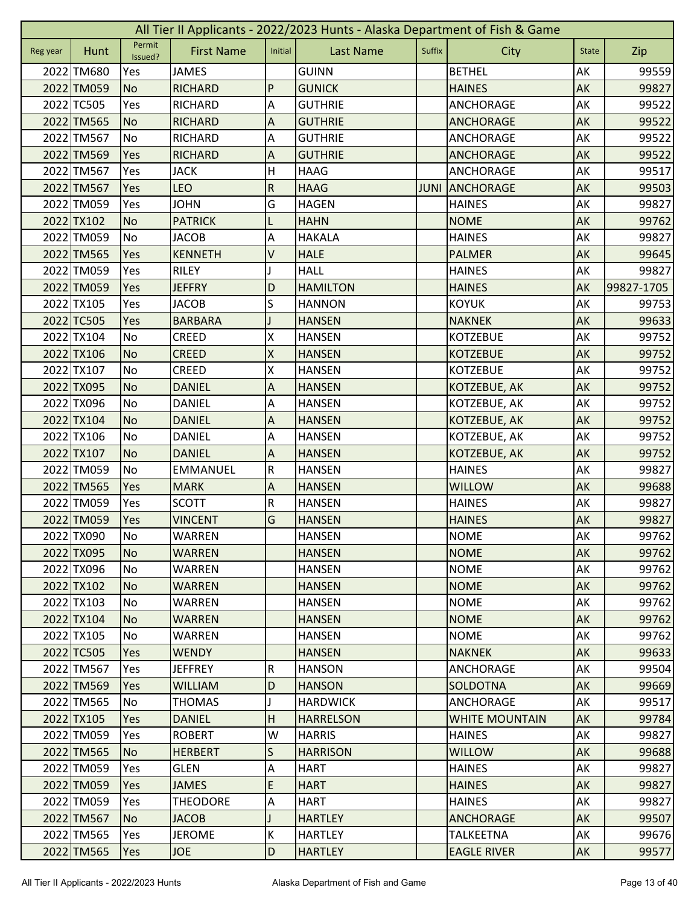# All Tier II Applicants - 2022/2023 Hunts - Alaska Department of Fish & Game

| Reg year | Hunt | Permit Issued? | First Name | Initial | Last Name | Suffix | City | State | Zip |
|---|---|---|---|---|---|---|---|---|---|
| 2022 | TM680 | Yes | JAMES | | GUINN | | BETHEL | AK | 99559 |
| 2022 | TM059 | No | RICHARD | P | GUNICK | | HAINES | AK | 99827 |
| 2022 | TC505 | Yes | RICHARD | A | GUTHRIE | | ANCHORAGE | AK | 99522 |
| 2022 | TM565 | No | RICHARD | A | GUTHRIE | | ANCHORAGE | AK | 99522 |
| 2022 | TM567 | No | RICHARD | A | GUTHRIE | | ANCHORAGE | AK | 99522 |
| 2022 | TM569 | Yes | RICHARD | A | GUTHRIE | | ANCHORAGE | AK | 99522 |
| 2022 | TM567 | Yes | JACK | H | HAAG | | ANCHORAGE | AK | 99517 |
| 2022 | TM567 | Yes | LEO | R | HAAG | JUNI | ANCHORAGE | AK | 99503 |
| 2022 | TM059 | Yes | JOHN | G | HAGEN | | HAINES | AK | 99827 |
| 2022 | TX102 | No | PATRICK | L | HAHN | | NOME | AK | 99762 |
| 2022 | TM059 | No | JACOB | A | HAKALA | | HAINES | AK | 99827 |
| 2022 | TM565 | Yes | KENNETH | V | HALE | | PALMER | AK | 99645 |
| 2022 | TM059 | Yes | RILEY | J | HALL | | HAINES | AK | 99827 |
| 2022 | TM059 | Yes | JEFFRY | D | HAMILTON | | HAINES | AK | 99827-1705 |
| 2022 | TX105 | Yes | JACOB | S | HANNON | | KOYUK | AK | 99753 |
| 2022 | TC505 | Yes | BARBARA | J | HANSEN | | NAKNEK | AK | 99633 |
| 2022 | TX104 | No | CREED | X | HANSEN | | KOTZEBUE | AK | 99752 |
| 2022 | TX106 | No | CREED | X | HANSEN | | KOTZEBUE | AK | 99752 |
| 2022 | TX107 | No | CREED | X | HANSEN | | KOTZEBUE | AK | 99752 |
| 2022 | TX095 | No | DANIEL | A | HANSEN | | KOTZEBUE, AK | AK | 99752 |
| 2022 | TX096 | No | DANIEL | A | HANSEN | | KOTZEBUE, AK | AK | 99752 |
| 2022 | TX104 | No | DANIEL | A | HANSEN | | KOTZEBUE, AK | AK | 99752 |
| 2022 | TX106 | No | DANIEL | A | HANSEN | | KOTZEBUE, AK | AK | 99752 |
| 2022 | TX107 | No | DANIEL | A | HANSEN | | KOTZEBUE, AK | AK | 99752 |
| 2022 | TM059 | No | EMMANUEL | R | HANSEN | | HAINES | AK | 99827 |
| 2022 | TM565 | Yes | MARK | A | HANSEN | | WILLOW | AK | 99688 |
| 2022 | TM059 | Yes | SCOTT | R | HANSEN | | HAINES | AK | 99827 |
| 2022 | TM059 | Yes | VINCENT | G | HANSEN | | HAINES | AK | 99827 |
| 2022 | TX090 | No | WARREN | | HANSEN | | NOME | AK | 99762 |
| 2022 | TX095 | No | WARREN | | HANSEN | | NOME | AK | 99762 |
| 2022 | TX096 | No | WARREN | | HANSEN | | NOME | AK | 99762 |
| 2022 | TX102 | No | WARREN | | HANSEN | | NOME | AK | 99762 |
| 2022 | TX103 | No | WARREN | | HANSEN | | NOME | AK | 99762 |
| 2022 | TX104 | No | WARREN | | HANSEN | | NOME | AK | 99762 |
| 2022 | TX105 | No | WARREN | | HANSEN | | NOME | AK | 99762 |
| 2022 | TC505 | Yes | WENDY | | HANSEN | | NAKNEK | AK | 99633 |
| 2022 | TM567 | Yes | JEFFREY | R | HANSON | | ANCHORAGE | AK | 99504 |
| 2022 | TM569 | Yes | WILLIAM | D | HANSON | | SOLDOTNA | AK | 99669 |
| 2022 | TM565 | No | THOMAS | J | HARDWICK | | ANCHORAGE | AK | 99517 |
| 2022 | TX105 | Yes | DANIEL | H | HARRELSON | | WHITE MOUNTAIN | AK | 99784 |
| 2022 | TM059 | Yes | ROBERT | W | HARRIS | | HAINES | AK | 99827 |
| 2022 | TM565 | No | HERBERT | S | HARRISON | | WILLOW | AK | 99688 |
| 2022 | TM059 | Yes | GLEN | A | HART | | HAINES | AK | 99827 |
| 2022 | TM059 | Yes | JAMES | E | HART | | HAINES | AK | 99827 |
| 2022 | TM059 | Yes | THEODORE | A | HART | | HAINES | AK | 99827 |
| 2022 | TM567 | No | JACOB | J | HARTLEY | | ANCHORAGE | AK | 99507 |
| 2022 | TM565 | Yes | JEROME | K | HARTLEY | | TALKEETNA | AK | 99676 |
| 2022 | TM565 | Yes | JOE | D | HARTLEY | | EAGLE RIVER | AK | 99577 |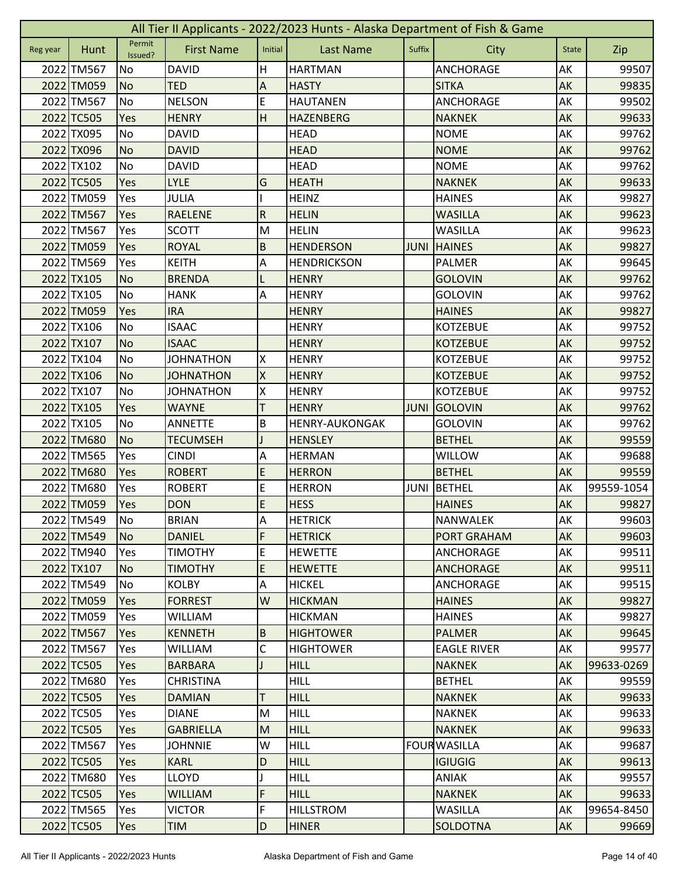# All Tier II Applicants - 2022/2023 Hunts - Alaska Department of Fish & Game

| Reg year | Hunt | Permit Issued? | First Name | Initial | Last Name | Suffix | City | State | Zip |
|---|---|---|---|---|---|---|---|---|---|
| 2022 | TM567 | No | DAVID | H | HARTMAN | | ANCHORAGE | AK | 99507 |
| 2022 | TM059 | No | TED | A | HASTY | | SITKA | AK | 99835 |
| 2022 | TM567 | No | NELSON | E | HAUTANEN | | ANCHORAGE | AK | 99502 |
| 2022 | TC505 | Yes | HENRY | H | HAZENBERG | | NAKNEK | AK | 99633 |
| 2022 | TX095 | No | DAVID | | HEAD | | NOME | AK | 99762 |
| 2022 | TX096 | No | DAVID | | HEAD | | NOME | AK | 99762 |
| 2022 | TX102 | No | DAVID | | HEAD | | NOME | AK | 99762 |
| 2022 | TC505 | Yes | LYLE | G | HEATH | | NAKNEK | AK | 99633 |
| 2022 | TM059 | Yes | JULIA | I | HEINZ | | HAINES | AK | 99827 |
| 2022 | TM567 | Yes | RAELENE | R | HELIN | | WASILLA | AK | 99623 |
| 2022 | TM567 | Yes | SCOTT | M | HELIN | | WASILLA | AK | 99623 |
| 2022 | TM059 | Yes | ROYAL | B | HENDERSON | JUNI | HAINES | AK | 99827 |
| 2022 | TM569 | Yes | KEITH | A | HENDRICKSON | | PALMER | AK | 99645 |
| 2022 | TX105 | No | BRENDA | L | HENRY | | GOLOVIN | AK | 99762 |
| 2022 | TX105 | No | HANK | A | HENRY | | GOLOVIN | AK | 99762 |
| 2022 | TM059 | Yes | IRA | | HENRY | | HAINES | AK | 99827 |
| 2022 | TX106 | No | ISAAC | | HENRY | | KOTZEBUE | AK | 99752 |
| 2022 | TX107 | No | ISAAC | | HENRY | | KOTZEBUE | AK | 99752 |
| 2022 | TX104 | No | JOHNATHON | X | HENRY | | KOTZEBUE | AK | 99752 |
| 2022 | TX106 | No | JOHNATHON | X | HENRY | | KOTZEBUE | AK | 99752 |
| 2022 | TX107 | No | JOHNATHON | X | HENRY | | KOTZEBUE | AK | 99752 |
| 2022 | TX105 | Yes | WAYNE | T | HENRY | JUNI | GOLOVIN | AK | 99762 |
| 2022 | TX105 | No | ANNETTE | B | HENRY-AUKONGAK | | GOLOVIN | AK | 99762 |
| 2022 | TM680 | No | TECUMSEH | J | HENSLEY | | BETHEL | AK | 99559 |
| 2022 | TM565 | Yes | CINDI | A | HERMAN | | WILLOW | AK | 99688 |
| 2022 | TM680 | Yes | ROBERT | E | HERRON | | BETHEL | AK | 99559 |
| 2022 | TM680 | Yes | ROBERT | E | HERRON | JUNI | BETHEL | AK | 99559-1054 |
| 2022 | TM059 | Yes | DON | E | HESS | | HAINES | AK | 99827 |
| 2022 | TM549 | No | BRIAN | A | HETRICK | | NANWALEK | AK | 99603 |
| 2022 | TM549 | No | DANIEL | F | HETRICK | | PORT GRAHAM | AK | 99603 |
| 2022 | TM940 | Yes | TIMOTHY | E | HEWETTE | | ANCHORAGE | AK | 99511 |
| 2022 | TX107 | No | TIMOTHY | E | HEWETTE | | ANCHORAGE | AK | 99511 |
| 2022 | TM549 | No | KOLBY | A | HICKEL | | ANCHORAGE | AK | 99515 |
| 2022 | TM059 | Yes | FORREST | W | HICKMAN | | HAINES | AK | 99827 |
| 2022 | TM059 | Yes | WILLIAM | | HICKMAN | | HAINES | AK | 99827 |
| 2022 | TM567 | Yes | KENNETH | B | HIGHTOWER | | PALMER | AK | 99645 |
| 2022 | TM567 | Yes | WILLIAM | C | HIGHTOWER | | EAGLE RIVER | AK | 99577 |
| 2022 | TC505 | Yes | BARBARA | J | HILL | | NAKNEK | AK | 99633-0269 |
| 2022 | TM680 | Yes | CHRISTINA | | HILL | | BETHEL | AK | 99559 |
| 2022 | TC505 | Yes | DAMIAN | T | HILL | | NAKNEK | AK | 99633 |
| 2022 | TC505 | Yes | DIANE | M | HILL | | NAKNEK | AK | 99633 |
| 2022 | TC505 | Yes | GABRIELLA | M | HILL | | NAKNEK | AK | 99633 |
| 2022 | TM567 | Yes | JOHNNIE | W | HILL | FOUR | WASILLA | AK | 99687 |
| 2022 | TC505 | Yes | KARL | D | HILL | | IGIUGIG | AK | 99613 |
| 2022 | TM680 | Yes | LLOYD | J | HILL | | ANIAK | AK | 99557 |
| 2022 | TC505 | Yes | WILLIAM | F | HILL | | NAKNEK | AK | 99633 |
| 2022 | TM565 | Yes | VICTOR | F | HILLSTROM | | WASILLA | AK | 99654-8450 |
| 2022 | TC505 | Yes | TIM | D | HINER | | SOLDOTNA | AK | 99669 |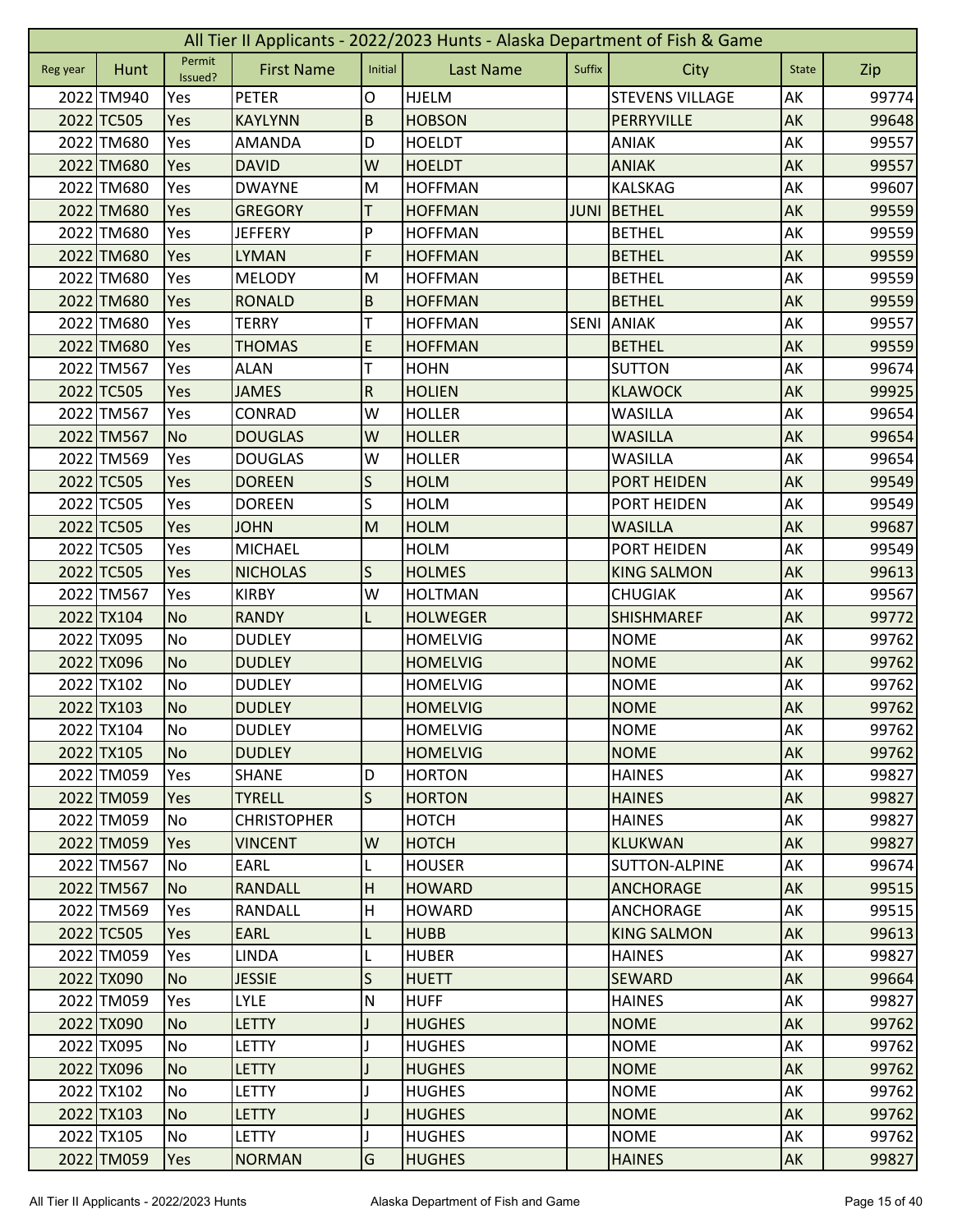| All Tier II Applicants - 2022/2023 Hunts - Alaska Department of Fish & Game | | | | | | | | | |
|---|---|---|---|---|---|---|---|---|---|
| Reg year | Hunt | Permit Issued? | First Name | Initial | Last Name | Suffix | City | State | Zip |
| 2022 | TM940 | Yes | PETER | O | HJELM | | STEVENS VILLAGE | AK | 99774 |
| 2022 | TC505 | Yes | KAYLYNN | B | HOBSON | | PERRYVILLE | AK | 99648 |
| 2022 | TM680 | Yes | AMANDA | D | HOELDT | | ANIAK | AK | 99557 |
| 2022 | TM680 | Yes | DAVID | W | HOELDT | | ANIAK | AK | 99557 |
| 2022 | TM680 | Yes | DWAYNE | M | HOFFMAN | | KALSKAG | AK | 99607 |
| 2022 | TM680 | Yes | GREGORY | T | HOFFMAN | JUNI | BETHEL | AK | 99559 |
| 2022 | TM680 | Yes | JEFFERY | P | HOFFMAN | | BETHEL | AK | 99559 |
| 2022 | TM680 | Yes | LYMAN | F | HOFFMAN | | BETHEL | AK | 99559 |
| 2022 | TM680 | Yes | MELODY | M | HOFFMAN | | BETHEL | AK | 99559 |
| 2022 | TM680 | Yes | RONALD | B | HOFFMAN | | BETHEL | AK | 99559 |
| 2022 | TM680 | Yes | TERRY | T | HOFFMAN | SENI | ANIAK | AK | 99557 |
| 2022 | TM680 | Yes | THOMAS | E | HOFFMAN | | BETHEL | AK | 99559 |
| 2022 | TM567 | Yes | ALAN | T | HOHN | | SUTTON | AK | 99674 |
| 2022 | TC505 | Yes | JAMES | R | HOLIEN | | KLAWOCK | AK | 99925 |
| 2022 | TM567 | Yes | CONRAD | W | HOLLER | | WASILLA | AK | 99654 |
| 2022 | TM567 | No | DOUGLAS | W | HOLLER | | WASILLA | AK | 99654 |
| 2022 | TM569 | Yes | DOUGLAS | W | HOLLER | | WASILLA | AK | 99654 |
| 2022 | TC505 | Yes | DOREEN | S | HOLM | | PORT HEIDEN | AK | 99549 |
| 2022 | TC505 | Yes | DOREEN | S | HOLM | | PORT HEIDEN | AK | 99549 |
| 2022 | TC505 | Yes | JOHN | M | HOLM | | WASILLA | AK | 99687 |
| 2022 | TC505 | Yes | MICHAEL | | HOLM | | PORT HEIDEN | AK | 99549 |
| 2022 | TC505 | Yes | NICHOLAS | S | HOLMES | | KING SALMON | AK | 99613 |
| 2022 | TM567 | Yes | KIRBY | W | HOLTMAN | | CHUGIAK | AK | 99567 |
| 2022 | TX104 | No | RANDY | L | HOLWEGER | | SHISHMAREF | AK | 99772 |
| 2022 | TX095 | No | DUDLEY | | HOMELVIG | | NOME | AK | 99762 |
| 2022 | TX096 | No | DUDLEY | | HOMELVIG | | NOME | AK | 99762 |
| 2022 | TX102 | No | DUDLEY | | HOMELVIG | | NOME | AK | 99762 |
| 2022 | TX103 | No | DUDLEY | | HOMELVIG | | NOME | AK | 99762 |
| 2022 | TX104 | No | DUDLEY | | HOMELVIG | | NOME | AK | 99762 |
| 2022 | TX105 | No | DUDLEY | | HOMELVIG | | NOME | AK | 99762 |
| 2022 | TM059 | Yes | SHANE | D | HORTON | | HAINES | AK | 99827 |
| 2022 | TM059 | Yes | TYRELL | S | HORTON | | HAINES | AK | 99827 |
| 2022 | TM059 | No | CHRISTOPHER | | HOTCH | | HAINES | AK | 99827 |
| 2022 | TM059 | Yes | VINCENT | W | HOTCH | | KLUKWAN | AK | 99827 |
| 2022 | TM567 | No | EARL | L | HOUSER | | SUTTON-ALPINE | AK | 99674 |
| 2022 | TM567 | No | RANDALL | H | HOWARD | | ANCHORAGE | AK | 99515 |
| 2022 | TM569 | Yes | RANDALL | H | HOWARD | | ANCHORAGE | AK | 99515 |
| 2022 | TC505 | Yes | EARL | L | HUBB | | KING SALMON | AK | 99613 |
| 2022 | TM059 | Yes | LINDA | L | HUBER | | HAINES | AK | 99827 |
| 2022 | TX090 | No | JESSIE | S | HUETT | | SEWARD | AK | 99664 |
| 2022 | TM059 | Yes | LYLE | N | HUFF | | HAINES | AK | 99827 |
| 2022 | TX090 | No | LETTY | J | HUGHES | | NOME | AK | 99762 |
| 2022 | TX095 | No | LETTY | J | HUGHES | | NOME | AK | 99762 |
| 2022 | TX096 | No | LETTY | J | HUGHES | | NOME | AK | 99762 |
| 2022 | TX102 | No | LETTY | J | HUGHES | | NOME | AK | 99762 |
| 2022 | TX103 | No | LETTY | J | HUGHES | | NOME | AK | 99762 |
| 2022 | TX105 | No | LETTY | J | HUGHES | | NOME | AK | 99762 |
| 2022 | TM059 | Yes | NORMAN | G | HUGHES | | HAINES | AK | 99827 |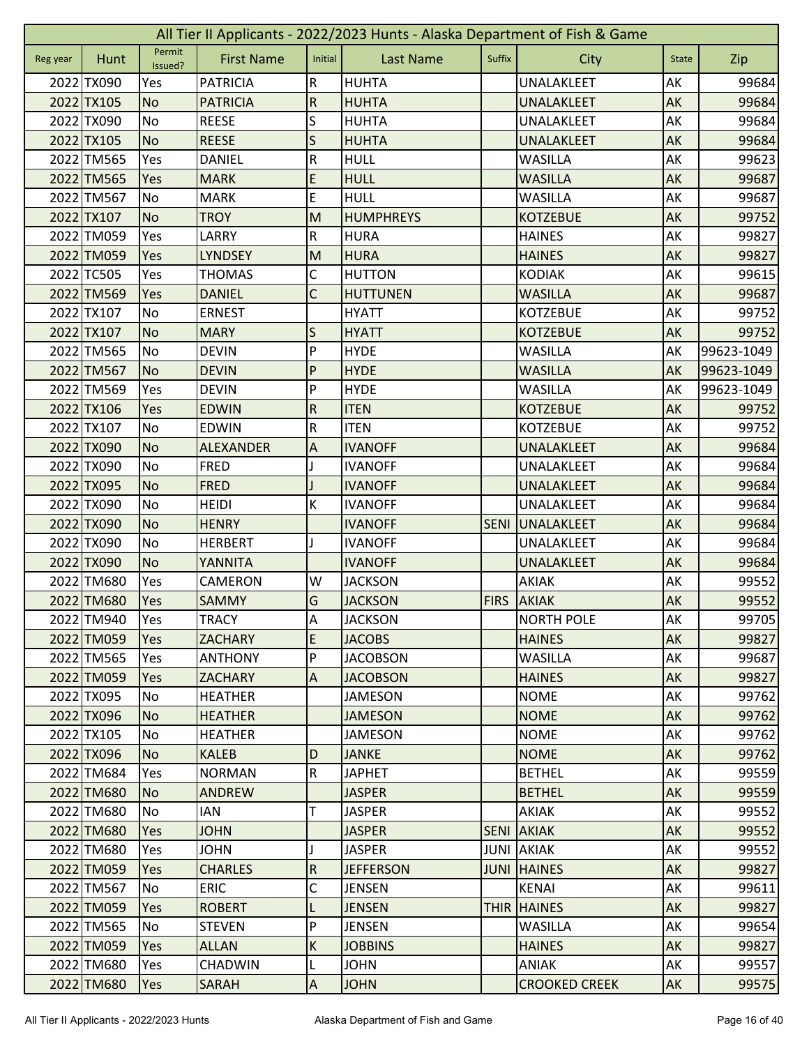# All Tier II Applicants - 2022/2023 Hunts - Alaska Department of Fish & Game

| Reg year | Hunt | Permit Issued? | First Name | Initial | Last Name | Suffix | City | State | Zip |
|---|---|---|---|---|---|---|---|---|---|
| 2022 | TX090 | Yes | PATRICIA | R | HUHTA | | UNALAKLEET | AK | 99684 |
| 2022 | TX105 | No | PATRICIA | R | HUHTA | | UNALAKLEET | AK | 99684 |
| 2022 | TX090 | No | REESE | S | HUHTA | | UNALAKLEET | AK | 99684 |
| 2022 | TX105 | No | REESE | S | HUHTA | | UNALAKLEET | AK | 99684 |
| 2022 | TM565 | Yes | DANIEL | R | HULL | | WASILLA | AK | 99623 |
| 2022 | TM565 | Yes | MARK | E | HULL | | WASILLA | AK | 99687 |
| 2022 | TM567 | No | MARK | E | HULL | | WASILLA | AK | 99687 |
| 2022 | TX107 | No | TROY | M | HUMPHREYS | | KOTZEBUE | AK | 99752 |
| 2022 | TM059 | Yes | LARRY | R | HURA | | HAINES | AK | 99827 |
| 2022 | TM059 | Yes | LYNDSEY | M | HURA | | HAINES | AK | 99827 |
| 2022 | TC505 | Yes | THOMAS | C | HUTTON | | KODIAK | AK | 99615 |
| 2022 | TM569 | Yes | DANIEL | C | HUTTUNEN | | WASILLA | AK | 99687 |
| 2022 | TX107 | No | ERNEST | | HYATT | | KOTZEBUE | AK | 99752 |
| 2022 | TX107 | No | MARY | S | HYATT | | KOTZEBUE | AK | 99752 |
| 2022 | TM565 | No | DEVIN | P | HYDE | | WASILLA | AK | 99623-1049 |
| 2022 | TM567 | No | DEVIN | P | HYDE | | WASILLA | AK | 99623-1049 |
| 2022 | TM569 | Yes | DEVIN | P | HYDE | | WASILLA | AK | 99623-1049 |
| 2022 | TX106 | Yes | EDWIN | R | ITEN | | KOTZEBUE | AK | 99752 |
| 2022 | TX107 | No | EDWIN | R | ITEN | | KOTZEBUE | AK | 99752 |
| 2022 | TX090 | No | ALEXANDER | A | IVANOFF | | UNALAKLEET | AK | 99684 |
| 2022 | TX090 | No | FRED | J | IVANOFF | | UNALAKLEET | AK | 99684 |
| 2022 | TX095 | No | FRED | J | IVANOFF | | UNALAKLEET | AK | 99684 |
| 2022 | TX090 | No | HEIDI | K | IVANOFF | | UNALAKLEET | AK | 99684 |
| 2022 | TX090 | No | HENRY | | IVANOFF | SENI | UNALAKLEET | AK | 99684 |
| 2022 | TX090 | No | HERBERT | J | IVANOFF | | UNALAKLEET | AK | 99684 |
| 2022 | TX090 | No | YANNITA | | IVANOFF | | UNALAKLEET | AK | 99684 |
| 2022 | TM680 | Yes | CAMERON | W | JACKSON | | AKIAK | AK | 99552 |
| 2022 | TM680 | Yes | SAMMY | G | JACKSON | FIRS | AKIAK | AK | 99552 |
| 2022 | TM940 | Yes | TRACY | A | JACKSON | | NORTH POLE | AK | 99705 |
| 2022 | TM059 | Yes | ZACHARY | E | JACOBS | | HAINES | AK | 99827 |
| 2022 | TM565 | Yes | ANTHONY | P | JACOBSON | | WASILLA | AK | 99687 |
| 2022 | TM059 | Yes | ZACHARY | A | JACOBSON | | HAINES | AK | 99827 |
| 2022 | TX095 | No | HEATHER | | JAMESON | | NOME | AK | 99762 |
| 2022 | TX096 | No | HEATHER | | JAMESON | | NOME | AK | 99762 |
| 2022 | TX105 | No | HEATHER | | JAMESON | | NOME | AK | 99762 |
| 2022 | TX096 | No | KALEB | D | JANKE | | NOME | AK | 99762 |
| 2022 | TM684 | Yes | NORMAN | R | JAPHET | | BETHEL | AK | 99559 |
| 2022 | TM680 | No | ANDREW | | JASPER | | BETHEL | AK | 99559 |
| 2022 | TM680 | No | IAN | T | JASPER | | AKIAK | AK | 99552 |
| 2022 | TM680 | Yes | JOHN | | JASPER | SENI | AKIAK | AK | 99552 |
| 2022 | TM680 | Yes | JOHN | J | JASPER | JUNI | AKIAK | AK | 99552 |
| 2022 | TM059 | Yes | CHARLES | R | JEFFERSON | JUNI | HAINES | AK | 99827 |
| 2022 | TM567 | No | ERIC | C | JENSEN | | KENAI | AK | 99611 |
| 2022 | TM059 | Yes | ROBERT | L | JENSEN | THIR | HAINES | AK | 99827 |
| 2022 | TM565 | No | STEVEN | P | JENSEN | | WASILLA | AK | 99654 |
| 2022 | TM059 | Yes | ALLAN | K | JOBBINS | | HAINES | AK | 99827 |
| 2022 | TM680 | Yes | CHADWIN | L | JOHN | | ANIAK | AK | 99557 |
| 2022 | TM680 | Yes | SARAH | A | JOHN | | CROOKED CREEK | AK | 99575 |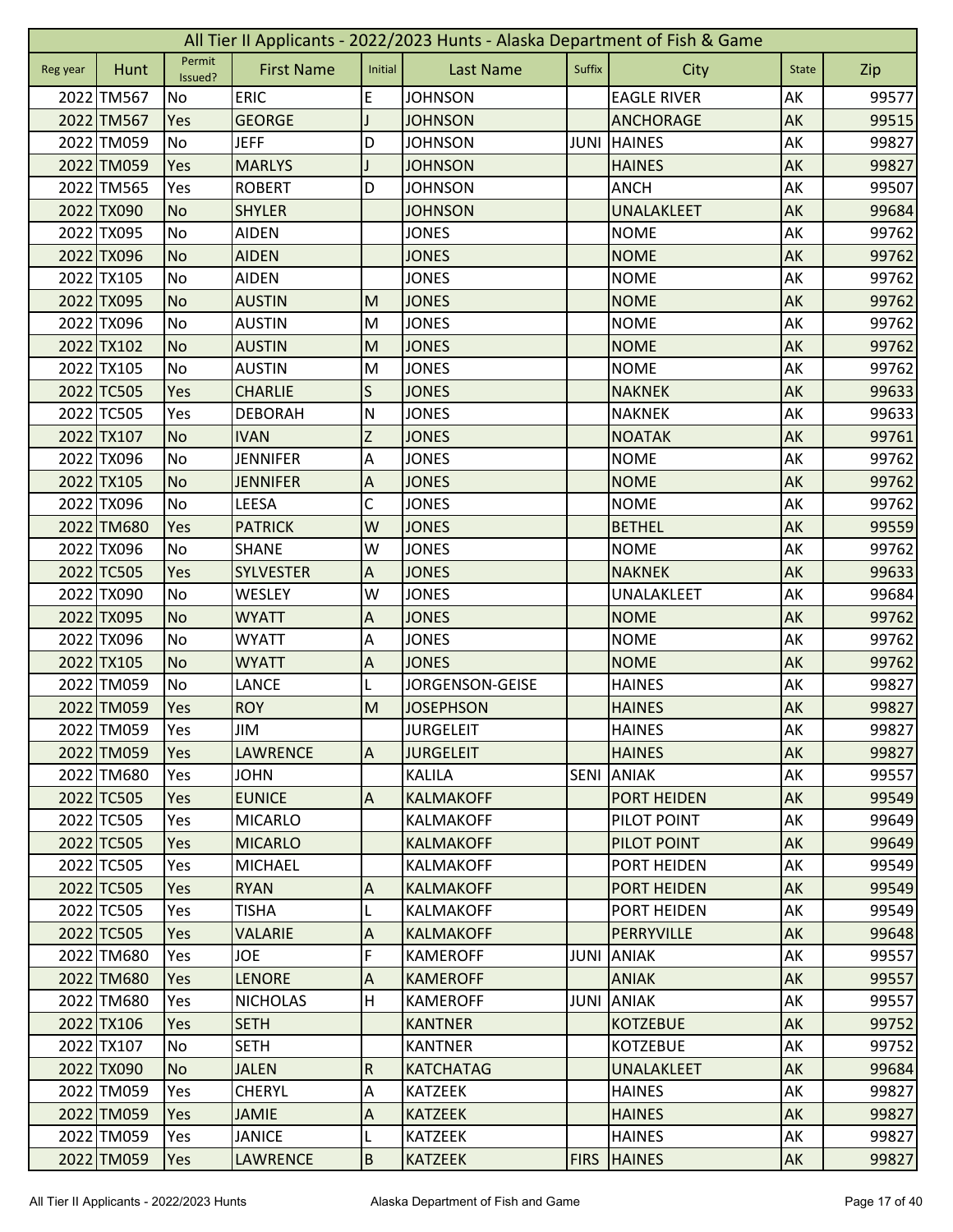# All Tier II Applicants - 2022/2023 Hunts - Alaska Department of Fish & Game

| Reg year | Hunt | Permit Issued? | First Name | Initial | Last Name | Suffix | City | State | Zip |
|---|---|---|---|---|---|---|---|---|---|
| 2022 | TM567 | No | ERIC | E | JOHNSON | | EAGLE RIVER | AK | 99577 |
| 2022 | TM567 | Yes | GEORGE | J | JOHNSON | | ANCHORAGE | AK | 99515 |
| 2022 | TM059 | No | JEFF | D | JOHNSON | JUNI | HAINES | AK | 99827 |
| 2022 | TM059 | Yes | MARLYS | J | JOHNSON | | HAINES | AK | 99827 |
| 2022 | TM565 | Yes | ROBERT | D | JOHNSON | | ANCH | AK | 99507 |
| 2022 | TX090 | No | SHYLER | | JOHNSON | | UNALAKLEET | AK | 99684 |
| 2022 | TX095 | No | AIDEN | | JONES | | NOME | AK | 99762 |
| 2022 | TX096 | No | AIDEN | | JONES | | NOME | AK | 99762 |
| 2022 | TX105 | No | AIDEN | | JONES | | NOME | AK | 99762 |
| 2022 | TX095 | No | AUSTIN | M | JONES | | NOME | AK | 99762 |
| 2022 | TX096 | No | AUSTIN | M | JONES | | NOME | AK | 99762 |
| 2022 | TX102 | No | AUSTIN | M | JONES | | NOME | AK | 99762 |
| 2022 | TX105 | No | AUSTIN | M | JONES | | NOME | AK | 99762 |
| 2022 | TC505 | Yes | CHARLIE | S | JONES | | NAKNEK | AK | 99633 |
| 2022 | TC505 | Yes | DEBORAH | N | JONES | | NAKNEK | AK | 99633 |
| 2022 | TX107 | No | IVAN | Z | JONES | | NOATAK | AK | 99761 |
| 2022 | TX096 | No | JENNIFER | A | JONES | | NOME | AK | 99762 |
| 2022 | TX105 | No | JENNIFER | A | JONES | | NOME | AK | 99762 |
| 2022 | TX096 | No | LEESA | C | JONES | | NOME | AK | 99762 |
| 2022 | TM680 | Yes | PATRICK | W | JONES | | BETHEL | AK | 99559 |
| 2022 | TX096 | No | SHANE | W | JONES | | NOME | AK | 99762 |
| 2022 | TC505 | Yes | SYLVESTER | A | JONES | | NAKNEK | AK | 99633 |
| 2022 | TX090 | No | WESLEY | W | JONES | | UNALAKLEET | AK | 99684 |
| 2022 | TX095 | No | WYATT | A | JONES | | NOME | AK | 99762 |
| 2022 | TX096 | No | WYATT | A | JONES | | NOME | AK | 99762 |
| 2022 | TX105 | No | WYATT | A | JONES | | NOME | AK | 99762 |
| 2022 | TM059 | No | LANCE | L | JORGENSON-GEISE | | HAINES | AK | 99827 |
| 2022 | TM059 | Yes | ROY | M | JOSEPHSON | | HAINES | AK | 99827 |
| 2022 | TM059 | Yes | JIM | | JURGELEIT | | HAINES | AK | 99827 |
| 2022 | TM059 | Yes | LAWRENCE | A | JURGELEIT | | HAINES | AK | 99827 |
| 2022 | TM680 | Yes | JOHN | | KALILA | SENI | ANIAK | AK | 99557 |
| 2022 | TC505 | Yes | EUNICE | A | KALMAKOFF | | PORT HEIDEN | AK | 99549 |
| 2022 | TC505 | Yes | MICARLO | | KALMAKOFF | | PILOT POINT | AK | 99649 |
| 2022 | TC505 | Yes | MICARLO | | KALMAKOFF | | PILOT POINT | AK | 99649 |
| 2022 | TC505 | Yes | MICHAEL | | KALMAKOFF | | PORT HEIDEN | AK | 99549 |
| 2022 | TC505 | Yes | RYAN | A | KALMAKOFF | | PORT HEIDEN | AK | 99549 |
| 2022 | TC505 | Yes | TISHA | L | KALMAKOFF | | PORT HEIDEN | AK | 99549 |
| 2022 | TC505 | Yes | VALARIE | A | KALMAKOFF | | PERRYVILLE | AK | 99648 |
| 2022 | TM680 | Yes | JOE | F | KAMEROFF | JUNI | ANIAK | AK | 99557 |
| 2022 | TM680 | Yes | LENORE | A | KAMEROFF | | ANIAK | AK | 99557 |
| 2022 | TM680 | Yes | NICHOLAS | H | KAMEROFF | JUNI | ANIAK | AK | 99557 |
| 2022 | TX106 | Yes | SETH | | KANTNER | | KOTZEBUE | AK | 99752 |
| 2022 | TX107 | No | SETH | | KANTNER | | KOTZEBUE | AK | 99752 |
| 2022 | TX090 | No | JALEN | R | KATCHATAG | | UNALAKLEET | AK | 99684 |
| 2022 | TM059 | Yes | CHERYL | A | KATZEEK | | HAINES | AK | 99827 |
| 2022 | TM059 | Yes | JAMIE | A | KATZEEK | | HAINES | AK | 99827 |
| 2022 | TM059 | Yes | JANICE | L | KATZEEK | | HAINES | AK | 99827 |
| 2022 | TM059 | Yes | LAWRENCE | B | KATZEEK | FIRS | HAINES | AK | 99827 |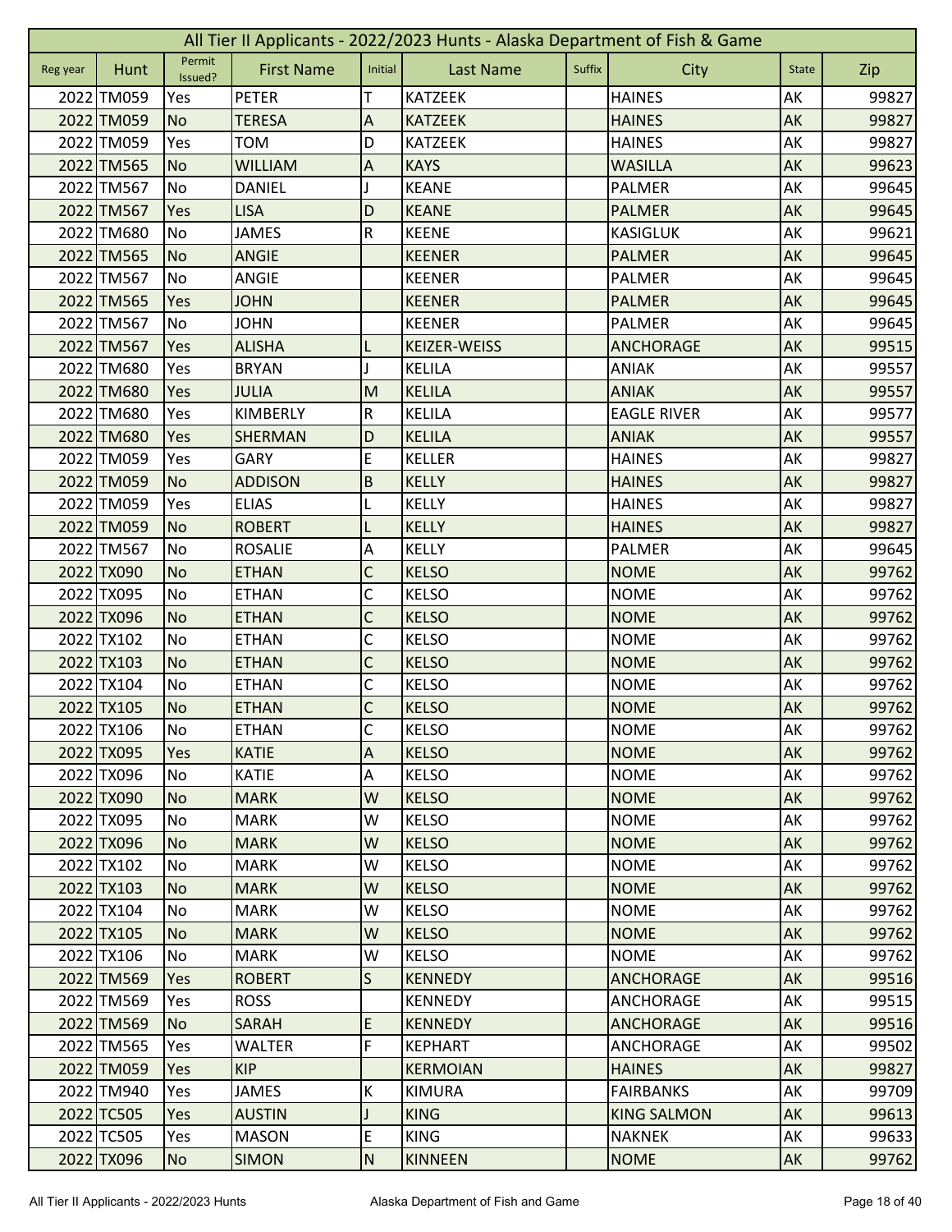# All Tier II Applicants - 2022/2023 Hunts - Alaska Department of Fish & Game

| Reg year | Hunt | Permit Issued? | First Name | Initial | Last Name | Suffix | City | State | Zip |
|---|---|---|---|---|---|---|---|---|---|
| 2022 | TM059 | Yes | PETER | T | KATZEEK | | HAINES | AK | 99827 |
| 2022 | TM059 | No | TERESA | A | KATZEEK | | HAINES | AK | 99827 |
| 2022 | TM059 | Yes | TOM | D | KATZEEK | | HAINES | AK | 99827 |
| 2022 | TM565 | No | WILLIAM | A | KAYS | | WASILLA | AK | 99623 |
| 2022 | TM567 | No | DANIEL | J | KEANE | | PALMER | AK | 99645 |
| 2022 | TM567 | Yes | LISA | D | KEANE | | PALMER | AK | 99645 |
| 2022 | TM680 | No | JAMES | R | KEENE | | KASIGLUK | AK | 99621 |
| 2022 | TM565 | No | ANGIE | | KEENER | | PALMER | AK | 99645 |
| 2022 | TM567 | No | ANGIE | | KEENER | | PALMER | AK | 99645 |
| 2022 | TM565 | Yes | JOHN | | KEENER | | PALMER | AK | 99645 |
| 2022 | TM567 | No | JOHN | | KEENER | | PALMER | AK | 99645 |
| 2022 | TM567 | Yes | ALISHA | L | KEIZER-WEISS | | ANCHORAGE | AK | 99515 |
| 2022 | TM680 | Yes | BRYAN | J | KELILA | | ANIAK | AK | 99557 |
| 2022 | TM680 | Yes | JULIA | M | KELILA | | ANIAK | AK | 99557 |
| 2022 | TM680 | Yes | KIMBERLY | R | KELILA | | EAGLE RIVER | AK | 99577 |
| 2022 | TM680 | Yes | SHERMAN | D | KELILA | | ANIAK | AK | 99557 |
| 2022 | TM059 | Yes | GARY | E | KELLER | | HAINES | AK | 99827 |
| 2022 | TM059 | No | ADDISON | B | KELLY | | HAINES | AK | 99827 |
| 2022 | TM059 | Yes | ELIAS | L | KELLY | | HAINES | AK | 99827 |
| 2022 | TM059 | No | ROBERT | L | KELLY | | HAINES | AK | 99827 |
| 2022 | TM567 | No | ROSALIE | A | KELLY | | PALMER | AK | 99645 |
| 2022 | TX090 | No | ETHAN | C | KELSO | | NOME | AK | 99762 |
| 2022 | TX095 | No | ETHAN | C | KELSO | | NOME | AK | 99762 |
| 2022 | TX096 | No | ETHAN | C | KELSO | | NOME | AK | 99762 |
| 2022 | TX102 | No | ETHAN | C | KELSO | | NOME | AK | 99762 |
| 2022 | TX103 | No | ETHAN | C | KELSO | | NOME | AK | 99762 |
| 2022 | TX104 | No | ETHAN | C | KELSO | | NOME | AK | 99762 |
| 2022 | TX105 | No | ETHAN | C | KELSO | | NOME | AK | 99762 |
| 2022 | TX106 | No | ETHAN | C | KELSO | | NOME | AK | 99762 |
| 2022 | TX095 | Yes | KATIE | A | KELSO | | NOME | AK | 99762 |
| 2022 | TX096 | No | KATIE | A | KELSO | | NOME | AK | 99762 |
| 2022 | TX090 | No | MARK | W | KELSO | | NOME | AK | 99762 |
| 2022 | TX095 | No | MARK | W | KELSO | | NOME | AK | 99762 |
| 2022 | TX096 | No | MARK | W | KELSO | | NOME | AK | 99762 |
| 2022 | TX102 | No | MARK | W | KELSO | | NOME | AK | 99762 |
| 2022 | TX103 | No | MARK | W | KELSO | | NOME | AK | 99762 |
| 2022 | TX104 | No | MARK | W | KELSO | | NOME | AK | 99762 |
| 2022 | TX105 | No | MARK | W | KELSO | | NOME | AK | 99762 |
| 2022 | TX106 | No | MARK | W | KELSO | | NOME | AK | 99762 |
| 2022 | TM569 | Yes | ROBERT | S | KENNEDY | | ANCHORAGE | AK | 99516 |
| 2022 | TM569 | Yes | ROSS | | KENNEDY | | ANCHORAGE | AK | 99515 |
| 2022 | TM569 | No | SARAH | E | KENNEDY | | ANCHORAGE | AK | 99516 |
| 2022 | TM565 | Yes | WALTER | F | KEPHART | | ANCHORAGE | AK | 99502 |
| 2022 | TM059 | Yes | KIP | | KERMOIAN | | HAINES | AK | 99827 |
| 2022 | TM940 | Yes | JAMES | K | KIMURA | | FAIRBANKS | AK | 99709 |
| 2022 | TC505 | Yes | AUSTIN | J | KING | | KING SALMON | AK | 99613 |
| 2022 | TC505 | Yes | MASON | E | KING | | NAKNEK | AK | 99633 |
| 2022 | TX096 | No | SIMON | N | KINNEEN | | NOME | AK | 99762 |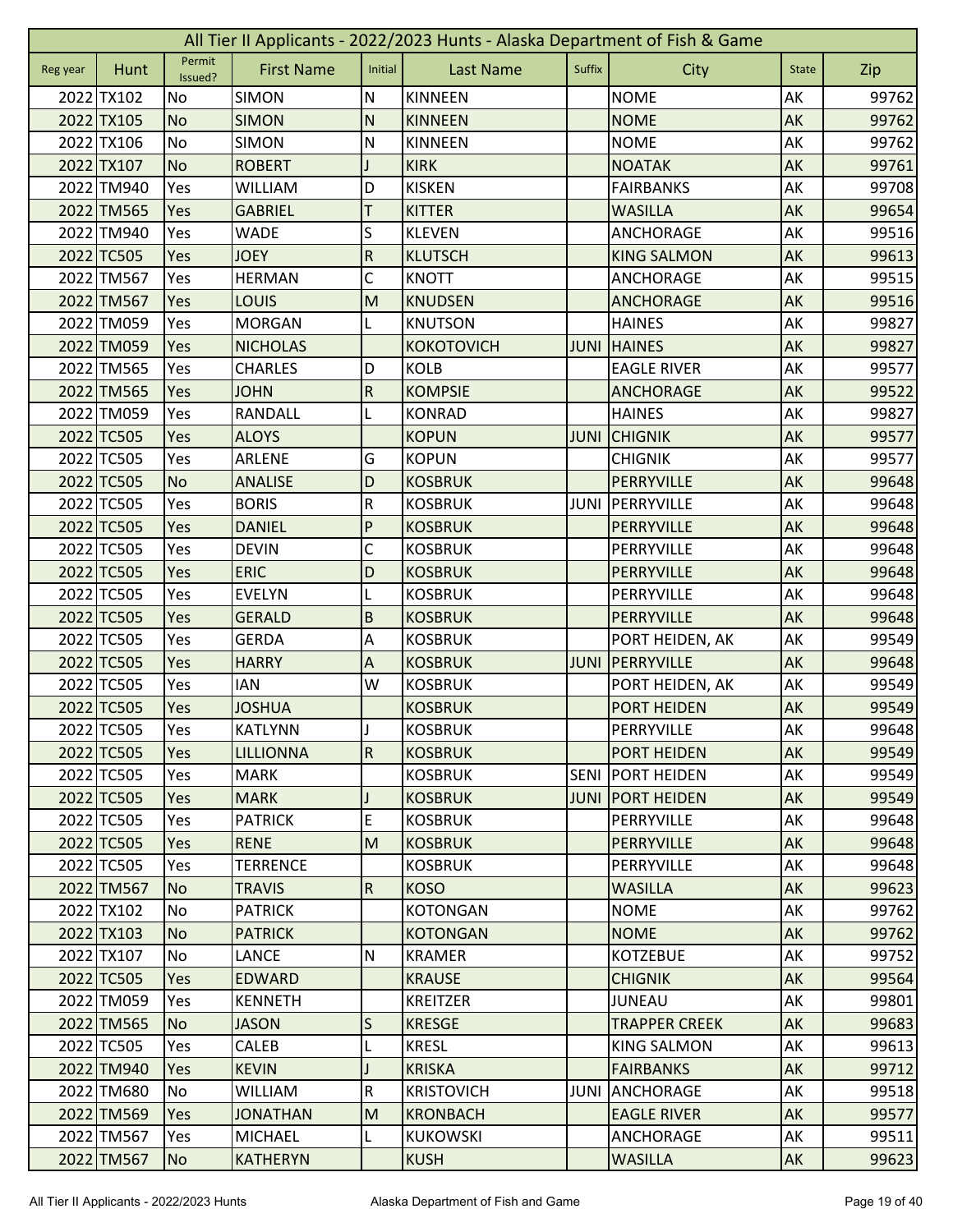| All Tier II Applicants - 2022/2023 Hunts - Alaska Department of Fish & Game | | | | | | | | | |
|---|---|---|---|---|---|---|---|---|---|
| Reg year | Hunt | Permit Issued? | First Name | Initial | Last Name | Suffix | City | State | Zip |
| 2022 | TX102 | No | SIMON | N | KINNEEN | | NOME | AK | 99762 |
| 2022 | TX105 | No | SIMON | N | KINNEEN | | NOME | AK | 99762 |
| 2022 | TX106 | No | SIMON | N | KINNEEN | | NOME | AK | 99762 |
| 2022 | TX107 | No | ROBERT | J | KIRK | | NOATAK | AK | 99761 |
| 2022 | TM940 | Yes | WILLIAM | D | KISKEN | | FAIRBANKS | AK | 99708 |
| 2022 | TM565 | Yes | GABRIEL | T | KITTER | | WASILLA | AK | 99654 |
| 2022 | TM940 | Yes | WADE | S | KLEVEN | | ANCHORAGE | AK | 99516 |
| 2022 | TC505 | Yes | JOEY | R | KLUTSCH | | KING SALMON | AK | 99613 |
| 2022 | TM567 | Yes | HERMAN | C | KNOTT | | ANCHORAGE | AK | 99515 |
| 2022 | TM567 | Yes | LOUIS | M | KNUDSEN | | ANCHORAGE | AK | 99516 |
| 2022 | TM059 | Yes | MORGAN | L | KNUTSON | | HAINES | AK | 99827 |
| 2022 | TM059 | Yes | NICHOLAS | | KOKOTOVICH | JUNI | HAINES | AK | 99827 |
| 2022 | TM565 | Yes | CHARLES | D | KOLB | | EAGLE RIVER | AK | 99577 |
| 2022 | TM565 | Yes | JOHN | R | KOMPSIE | | ANCHORAGE | AK | 99522 |
| 2022 | TM059 | Yes | RANDALL | L | KONRAD | | HAINES | AK | 99827 |
| 2022 | TC505 | Yes | ALOYS | | KOPUN | JUNI | CHIGNIK | AK | 99577 |
| 2022 | TC505 | Yes | ARLENE | G | KOPUN | | CHIGNIK | AK | 99577 |
| 2022 | TC505 | No | ANALISE | D | KOSBRUK | | PERRYVILLE | AK | 99648 |
| 2022 | TC505 | Yes | BORIS | R | KOSBRUK | JUNI | PERRYVILLE | AK | 99648 |
| 2022 | TC505 | Yes | DANIEL | P | KOSBRUK | | PERRYVILLE | AK | 99648 |
| 2022 | TC505 | Yes | DEVIN | C | KOSBRUK | | PERRYVILLE | AK | 99648 |
| 2022 | TC505 | Yes | ERIC | D | KOSBRUK | | PERRYVILLE | AK | 99648 |
| 2022 | TC505 | Yes | EVELYN | L | KOSBRUK | | PERRYVILLE | AK | 99648 |
| 2022 | TC505 | Yes | GERALD | B | KOSBRUK | | PERRYVILLE | AK | 99648 |
| 2022 | TC505 | Yes | GERDA | A | KOSBRUK | | PORT HEIDEN, AK | AK | 99549 |
| 2022 | TC505 | Yes | HARRY | A | KOSBRUK | JUNI | PERRYVILLE | AK | 99648 |
| 2022 | TC505 | Yes | IAN | W | KOSBRUK | | PORT HEIDEN, AK | AK | 99549 |
| 2022 | TC505 | Yes | JOSHUA | | KOSBRUK | | PORT HEIDEN | AK | 99549 |
| 2022 | TC505 | Yes | KATLYNN | J | KOSBRUK | | PERRYVILLE | AK | 99648 |
| 2022 | TC505 | Yes | LILLIONNA | R | KOSBRUK | | PORT HEIDEN | AK | 99549 |
| 2022 | TC505 | Yes | MARK | | KOSBRUK | SENI | PORT HEIDEN | AK | 99549 |
| 2022 | TC505 | Yes | MARK | J | KOSBRUK | JUNI | PORT HEIDEN | AK | 99549 |
| 2022 | TC505 | Yes | PATRICK | E | KOSBRUK | | PERRYVILLE | AK | 99648 |
| 2022 | TC505 | Yes | RENE | M | KOSBRUK | | PERRYVILLE | AK | 99648 |
| 2022 | TC505 | Yes | TERRENCE | | KOSBRUK | | PERRYVILLE | AK | 99648 |
| 2022 | TM567 | No | TRAVIS | R | KOSO | | WASILLA | AK | 99623 |
| 2022 | TX102 | No | PATRICK | | KOTONGAN | | NOME | AK | 99762 |
| 2022 | TX103 | No | PATRICK | | KOTONGAN | | NOME | AK | 99762 |
| 2022 | TX107 | No | LANCE | N | KRAMER | | KOTZEBUE | AK | 99752 |
| 2022 | TC505 | Yes | EDWARD | | KRAUSE | | CHIGNIK | AK | 99564 |
| 2022 | TM059 | Yes | KENNETH | | KREITZER | | JUNEAU | AK | 99801 |
| 2022 | TM565 | No | JASON | S | KRESGE | | TRAPPER CREEK | AK | 99683 |
| 2022 | TC505 | Yes | CALEB | L | KRESL | | KING SALMON | AK | 99613 |
| 2022 | TM940 | Yes | KEVIN | J | KRISKA | | FAIRBANKS | AK | 99712 |
| 2022 | TM680 | No | WILLIAM | R | KRISTOVICH | JUNI | ANCHORAGE | AK | 99518 |
| 2022 | TM569 | Yes | JONATHAN | M | KRONBACH | | EAGLE RIVER | AK | 99577 |
| 2022 | TM567 | Yes | MICHAEL | L | KUKOWSKI | | ANCHORAGE | AK | 99511 |
| 2022 | TM567 | No | KATHERYN | | KUSH | | WASILLA | AK | 99623 |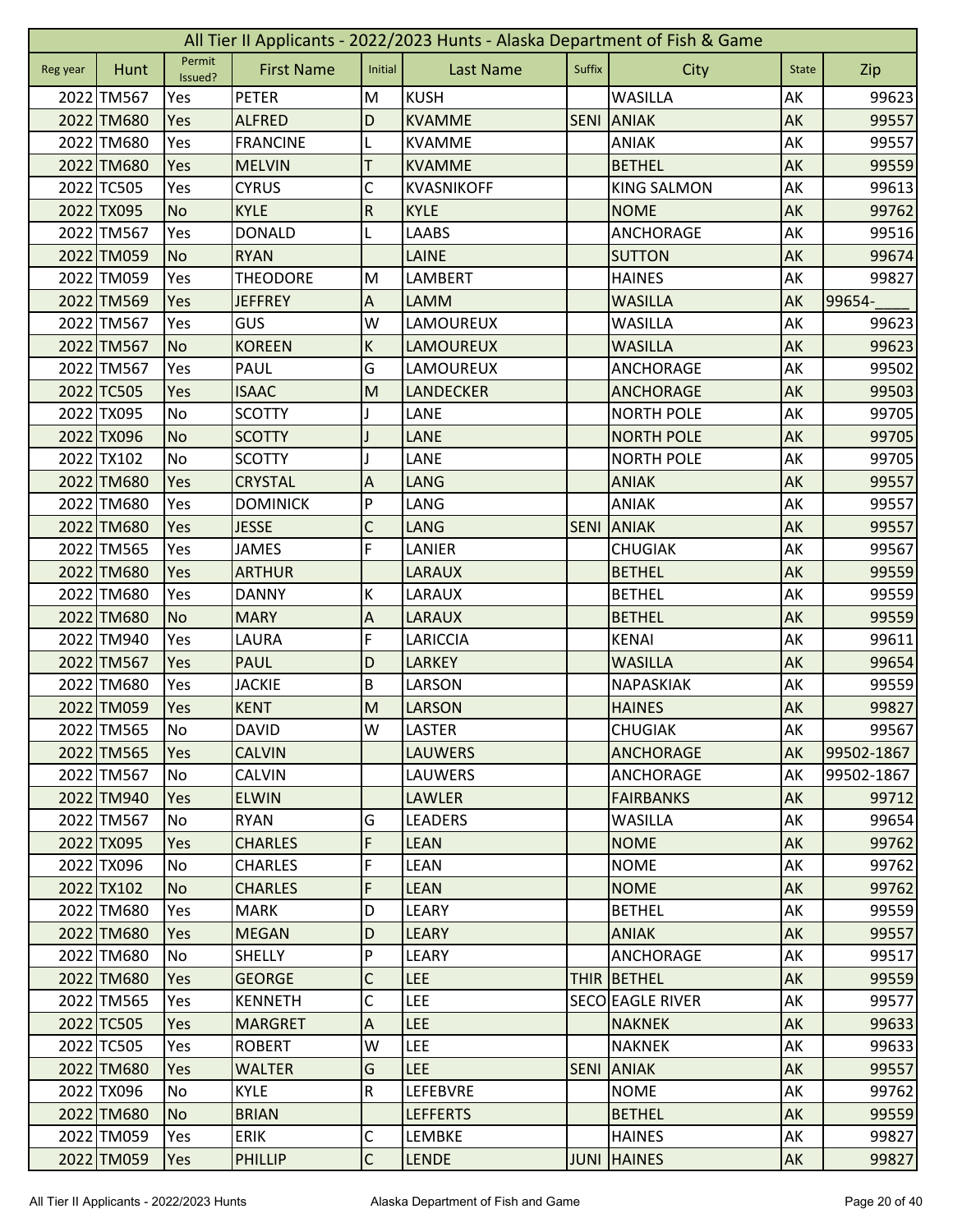# All Tier II Applicants - 2022/2023 Hunts - Alaska Department of Fish & Game

| Reg year | Hunt | Permit Issued? | First Name | Initial | Last Name | Suffix | City | State | Zip |
|---|---|---|---|---|---|---|---|---|---|
| 2022 | TM567 | Yes | PETER | M | KUSH | | WASILLA | AK | 99623 |
| 2022 | TM680 | Yes | ALFRED | D | KVAMME | SENI | ANIAK | AK | 99557 |
| 2022 | TM680 | Yes | FRANCINE | L | KVAMME | | ANIAK | AK | 99557 |
| 2022 | TM680 | Yes | MELVIN | T | KVAMME | | BETHEL | AK | 99559 |
| 2022 | TC505 | Yes | CYRUS | C | KVASNIKOFF | | KING SALMON | AK | 99613 |
| 2022 | TX095 | No | KYLE | R | KYLE | | NOME | AK | 99762 |
| 2022 | TM567 | Yes | DONALD | L | LAABS | | ANCHORAGE | AK | 99516 |
| 2022 | TM059 | No | RYAN | | LAINE | | SUTTON | AK | 99674 |
| 2022 | TM059 | Yes | THEODORE | M | LAMBERT | | HAINES | AK | 99827 |
| 2022 | TM569 | Yes | JEFFREY | A | LAMM | | WASILLA | AK | 99654-____ |
| 2022 | TM567 | Yes | GUS | W | LAMOUREUX | | WASILLA | AK | 99623 |
| 2022 | TM567 | No | KOREEN | K | LAMOUREUX | | WASILLA | AK | 99623 |
| 2022 | TM567 | Yes | PAUL | G | LAMOUREUX | | ANCHORAGE | AK | 99502 |
| 2022 | TC505 | Yes | ISAAC | M | LANDECKER | | ANCHORAGE | AK | 99503 |
| 2022 | TX095 | No | SCOTTY | J | LANE | | NORTH POLE | AK | 99705 |
| 2022 | TX096 | No | SCOTTY | J | LANE | | NORTH POLE | AK | 99705 |
| 2022 | TX102 | No | SCOTTY | J | LANE | | NORTH POLE | AK | 99705 |
| 2022 | TM680 | Yes | CRYSTAL | A | LANG | | ANIAK | AK | 99557 |
| 2022 | TM680 | Yes | DOMINICK | P | LANG | | ANIAK | AK | 99557 |
| 2022 | TM680 | Yes | JESSE | C | LANG | SENI | ANIAK | AK | 99557 |
| 2022 | TM565 | Yes | JAMES | F | LANIER | | CHUGIAK | AK | 99567 |
| 2022 | TM680 | Yes | ARTHUR | | LARAUX | | BETHEL | AK | 99559 |
| 2022 | TM680 | Yes | DANNY | K | LARAUX | | BETHEL | AK | 99559 |
| 2022 | TM680 | No | MARY | A | LARAUX | | BETHEL | AK | 99559 |
| 2022 | TM940 | Yes | LAURA | F | LARICCIA | | KENAI | AK | 99611 |
| 2022 | TM567 | Yes | PAUL | D | LARKEY | | WASILLA | AK | 99654 |
| 2022 | TM680 | Yes | JACKIE | B | LARSON | | NAPASKIAK | AK | 99559 |
| 2022 | TM059 | Yes | KENT | M | LARSON | | HAINES | AK | 99827 |
| 2022 | TM565 | No | DAVID | W | LASTER | | CHUGIAK | AK | 99567 |
| 2022 | TM565 | Yes | CALVIN | | LAUWERS | | ANCHORAGE | AK | 99502-1867 |
| 2022 | TM567 | No | CALVIN | | LAUWERS | | ANCHORAGE | AK | 99502-1867 |
| 2022 | TM940 | Yes | ELWIN | | LAWLER | | FAIRBANKS | AK | 99712 |
| 2022 | TM567 | No | RYAN | G | LEADERS | | WASILLA | AK | 99654 |
| 2022 | TX095 | Yes | CHARLES | F | LEAN | | NOME | AK | 99762 |
| 2022 | TX096 | No | CHARLES | F | LEAN | | NOME | AK | 99762 |
| 2022 | TX102 | No | CHARLES | F | LEAN | | NOME | AK | 99762 |
| 2022 | TM680 | Yes | MARK | D | LEARY | | BETHEL | AK | 99559 |
| 2022 | TM680 | Yes | MEGAN | D | LEARY | | ANIAK | AK | 99557 |
| 2022 | TM680 | No | SHELLY | P | LEARY | | ANCHORAGE | AK | 99517 |
| 2022 | TM680 | Yes | GEORGE | C | LEE | THIR | BETHEL | AK | 99559 |
| 2022 | TM565 | Yes | KENNETH | C | LEE | SECO | EAGLE RIVER | AK | 99577 |
| 2022 | TC505 | Yes | MARGRET | A | LEE | | NAKNEK | AK | 99633 |
| 2022 | TC505 | Yes | ROBERT | W | LEE | | NAKNEK | AK | 99633 |
| 2022 | TM680 | Yes | WALTER | G | LEE | SENI | ANIAK | AK | 99557 |
| 2022 | TX096 | No | KYLE | R | LEFEBVRE | | NOME | AK | 99762 |
| 2022 | TM680 | No | BRIAN | | LEFFERTS | | BETHEL | AK | 99559 |
| 2022 | TM059 | Yes | ERIK | C | LEMBKE | | HAINES | AK | 99827 |
| 2022 | TM059 | Yes | PHILLIP | C | LENDE | JUNI | HAINES | AK | 99827 |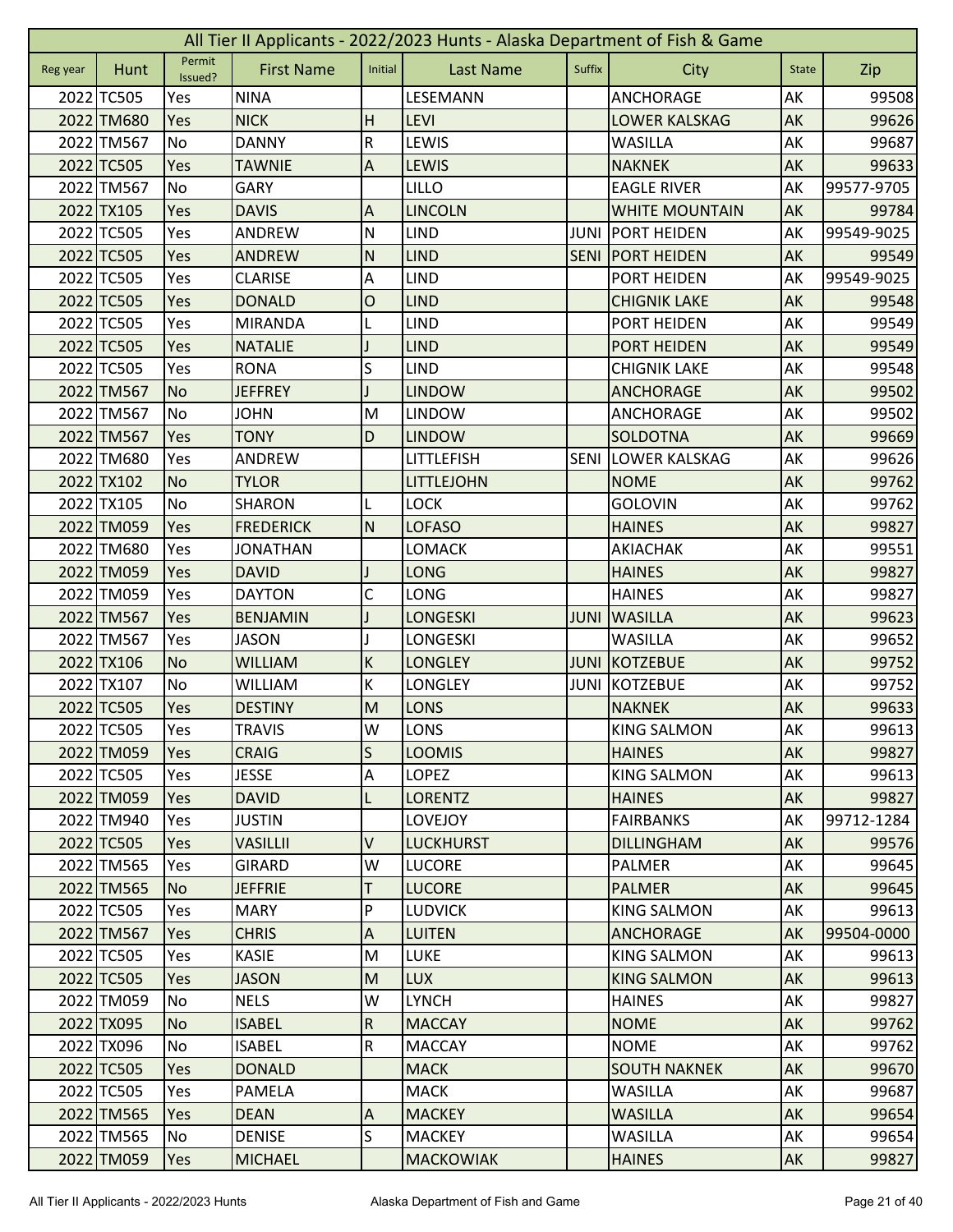# All Tier II Applicants - 2022/2023 Hunts - Alaska Department of Fish & Game

| Reg year | Hunt | Permit Issued? | First Name | Initial | Last Name | Suffix | City | State | Zip |
|---|---|---|---|---|---|---|---|---|---|
| 2022 | TC505 | Yes | NINA | | LESEMANN | | ANCHORAGE | AK | 99508 |
| 2022 | TM680 | Yes | NICK | H | LEVI | | LOWER KALSKAG | AK | 99626 |
| 2022 | TM567 | No | DANNY | R | LEWIS | | WASILLA | AK | 99687 |
| 2022 | TC505 | Yes | TAWNIE | A | LEWIS | | NAKNEK | AK | 99633 |
| 2022 | TM567 | No | GARY | | LILLO | | EAGLE RIVER | AK | 99577-9705 |
| 2022 | TX105 | Yes | DAVIS | A | LINCOLN | | WHITE MOUNTAIN | AK | 99784 |
| 2022 | TC505 | Yes | ANDREW | N | LIND | JUNI | PORT HEIDEN | AK | 99549-9025 |
| 2022 | TC505 | Yes | ANDREW | N | LIND | SENI | PORT HEIDEN | AK | 99549 |
| 2022 | TC505 | Yes | CLARISE | A | LIND | | PORT HEIDEN | AK | 99549-9025 |
| 2022 | TC505 | Yes | DONALD | O | LIND | | CHIGNIK LAKE | AK | 99548 |
| 2022 | TC505 | Yes | MIRANDA | L | LIND | | PORT HEIDEN | AK | 99549 |
| 2022 | TC505 | Yes | NATALIE | J | LIND | | PORT HEIDEN | AK | 99549 |
| 2022 | TC505 | Yes | RONA | S | LIND | | CHIGNIK LAKE | AK | 99548 |
| 2022 | TM567 | No | JEFFREY | J | LINDOW | | ANCHORAGE | AK | 99502 |
| 2022 | TM567 | No | JOHN | M | LINDOW | | ANCHORAGE | AK | 99502 |
| 2022 | TM567 | Yes | TONY | D | LINDOW | | SOLDOTNA | AK | 99669 |
| 2022 | TM680 | Yes | ANDREW | | LITTLEFISH | SENI | LOWER KALSKAG | AK | 99626 |
| 2022 | TX102 | No | TYLOR | | LITTLEJOHN | | NOME | AK | 99762 |
| 2022 | TX105 | No | SHARON | L | LOCK | | GOLOVIN | AK | 99762 |
| 2022 | TM059 | Yes | FREDERICK | N | LOFASO | | HAINES | AK | 99827 |
| 2022 | TM680 | Yes | JONATHAN | | LOMACK | | AKIACHAK | AK | 99551 |
| 2022 | TM059 | Yes | DAVID | J | LONG | | HAINES | AK | 99827 |
| 2022 | TM059 | Yes | DAYTON | C | LONG | | HAINES | AK | 99827 |
| 2022 | TM567 | Yes | BENJAMIN | J | LONGESKI | JUNI | WASILLA | AK | 99623 |
| 2022 | TM567 | Yes | JASON | J | LONGESKI | | WASILLA | AK | 99652 |
| 2022 | TX106 | No | WILLIAM | K | LONGLEY | JUNI | KOTZEBUE | AK | 99752 |
| 2022 | TX107 | No | WILLIAM | K | LONGLEY | JUNI | KOTZEBUE | AK | 99752 |
| 2022 | TC505 | Yes | DESTINY | M | LONS | | NAKNEK | AK | 99633 |
| 2022 | TC505 | Yes | TRAVIS | W | LONS | | KING SALMON | AK | 99613 |
| 2022 | TM059 | Yes | CRAIG | S | LOOMIS | | HAINES | AK | 99827 |
| 2022 | TC505 | Yes | JESSE | A | LOPEZ | | KING SALMON | AK | 99613 |
| 2022 | TM059 | Yes | DAVID | L | LORENTZ | | HAINES | AK | 99827 |
| 2022 | TM940 | Yes | JUSTIN | | LOVEJOY | | FAIRBANKS | AK | 99712-1284 |
| 2022 | TC505 | Yes | VASILLII | V | LUCKHURST | | DILLINGHAM | AK | 99576 |
| 2022 | TM565 | Yes | GIRARD | W | LUCORE | | PALMER | AK | 99645 |
| 2022 | TM565 | No | JEFFRIE | T | LUCORE | | PALMER | AK | 99645 |
| 2022 | TC505 | Yes | MARY | P | LUDVICK | | KING SALMON | AK | 99613 |
| 2022 | TM567 | Yes | CHRIS | A | LUITEN | | ANCHORAGE | AK | 99504-0000 |
| 2022 | TC505 | Yes | KASIE | M | LUKE | | KING SALMON | AK | 99613 |
| 2022 | TC505 | Yes | JASON | M | LUX | | KING SALMON | AK | 99613 |
| 2022 | TM059 | No | NELS | W | LYNCH | | HAINES | AK | 99827 |
| 2022 | TX095 | No | ISABEL | R | MACCAY | | NOME | AK | 99762 |
| 2022 | TX096 | No | ISABEL | R | MACCAY | | NOME | AK | 99762 |
| 2022 | TC505 | Yes | DONALD | | MACK | | SOUTH NAKNEK | AK | 99670 |
| 2022 | TC505 | Yes | PAMELA | | MACK | | WASILLA | AK | 99687 |
| 2022 | TM565 | Yes | DEAN | A | MACKEY | | WASILLA | AK | 99654 |
| 2022 | TM565 | No | DENISE | S | MACKEY | | WASILLA | AK | 99654 |
| 2022 | TM059 | Yes | MICHAEL | | MACKOWIAK | | HAINES | AK | 99827 |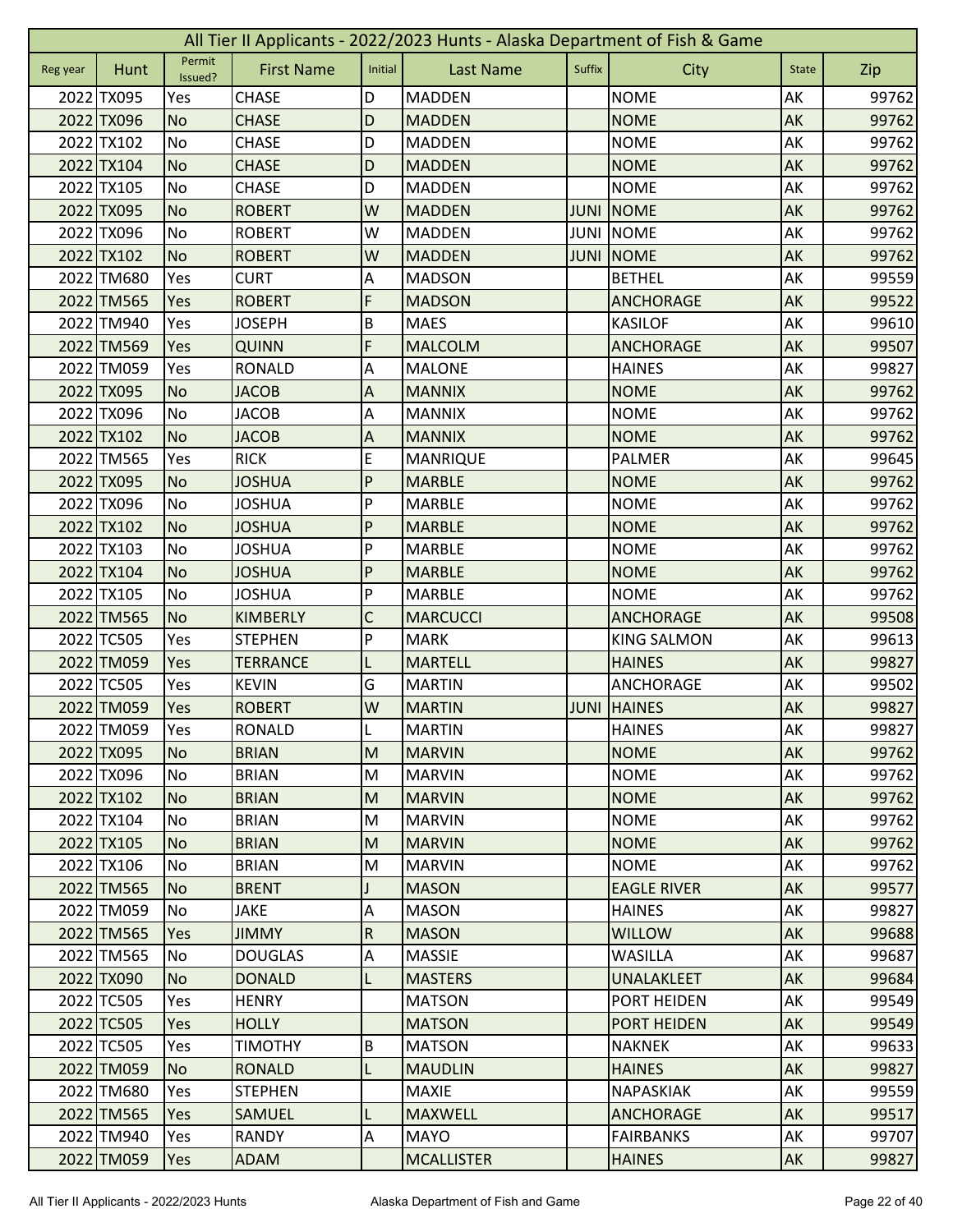# All Tier II Applicants - 2022/2023 Hunts - Alaska Department of Fish & Game

| Reg year | Hunt | Permit Issued? | First Name | Initial | Last Name | Suffix | City | State | Zip |
|---|---|---|---|---|---|---|---|---|---|
| 2022 | TX095 | Yes | CHASE | D | MADDEN | | NOME | AK | 99762 |
| 2022 | TX096 | No | CHASE | D | MADDEN | | NOME | AK | 99762 |
| 2022 | TX102 | No | CHASE | D | MADDEN | | NOME | AK | 99762 |
| 2022 | TX104 | No | CHASE | D | MADDEN | | NOME | AK | 99762 |
| 2022 | TX105 | No | CHASE | D | MADDEN | | NOME | AK | 99762 |
| 2022 | TX095 | No | ROBERT | W | MADDEN | JUNI | NOME | AK | 99762 |
| 2022 | TX096 | No | ROBERT | W | MADDEN | JUNI | NOME | AK | 99762 |
| 2022 | TX102 | No | ROBERT | W | MADDEN | JUNI | NOME | AK | 99762 |
| 2022 | TM680 | Yes | CURT | A | MADSON | | BETHEL | AK | 99559 |
| 2022 | TM565 | Yes | ROBERT | F | MADSON | | ANCHORAGE | AK | 99522 |
| 2022 | TM940 | Yes | JOSEPH | B | MAES | | KASILOF | AK | 99610 |
| 2022 | TM569 | Yes | QUINN | F | MALCOLM | | ANCHORAGE | AK | 99507 |
| 2022 | TM059 | Yes | RONALD | A | MALONE | | HAINES | AK | 99827 |
| 2022 | TX095 | No | JACOB | A | MANNIX | | NOME | AK | 99762 |
| 2022 | TX096 | No | JACOB | A | MANNIX | | NOME | AK | 99762 |
| 2022 | TX102 | No | JACOB | A | MANNIX | | NOME | AK | 99762 |
| 2022 | TM565 | Yes | RICK | E | MANRIQUE | | PALMER | AK | 99645 |
| 2022 | TX095 | No | JOSHUA | P | MARBLE | | NOME | AK | 99762 |
| 2022 | TX096 | No | JOSHUA | P | MARBLE | | NOME | AK | 99762 |
| 2022 | TX102 | No | JOSHUA | P | MARBLE | | NOME | AK | 99762 |
| 2022 | TX103 | No | JOSHUA | P | MARBLE | | NOME | AK | 99762 |
| 2022 | TX104 | No | JOSHUA | P | MARBLE | | NOME | AK | 99762 |
| 2022 | TX105 | No | JOSHUA | P | MARBLE | | NOME | AK | 99762 |
| 2022 | TM565 | No | KIMBERLY | C | MARCUCCI | | ANCHORAGE | AK | 99508 |
| 2022 | TC505 | Yes | STEPHEN | P | MARK | | KING SALMON | AK | 99613 |
| 2022 | TM059 | Yes | TERRANCE | L | MARTELL | | HAINES | AK | 99827 |
| 2022 | TC505 | Yes | KEVIN | G | MARTIN | | ANCHORAGE | AK | 99502 |
| 2022 | TM059 | Yes | ROBERT | W | MARTIN | JUNI | HAINES | AK | 99827 |
| 2022 | TM059 | Yes | RONALD | L | MARTIN | | HAINES | AK | 99827 |
| 2022 | TX095 | No | BRIAN | M | MARVIN | | NOME | AK | 99762 |
| 2022 | TX096 | No | BRIAN | M | MARVIN | | NOME | AK | 99762 |
| 2022 | TX102 | No | BRIAN | M | MARVIN | | NOME | AK | 99762 |
| 2022 | TX104 | No | BRIAN | M | MARVIN | | NOME | AK | 99762 |
| 2022 | TX105 | No | BRIAN | M | MARVIN | | NOME | AK | 99762 |
| 2022 | TX106 | No | BRIAN | M | MARVIN | | NOME | AK | 99762 |
| 2022 | TM565 | No | BRENT | J | MASON | | EAGLE RIVER | AK | 99577 |
| 2022 | TM059 | No | JAKE | A | MASON | | HAINES | AK | 99827 |
| 2022 | TM565 | Yes | JIMMY | R | MASON | | WILLOW | AK | 99688 |
| 2022 | TM565 | No | DOUGLAS | A | MASSIE | | WASILLA | AK | 99687 |
| 2022 | TX090 | No | DONALD | L | MASTERS | | UNALAKLEET | AK | 99684 |
| 2022 | TC505 | Yes | HENRY | | MATSON | | PORT HEIDEN | AK | 99549 |
| 2022 | TC505 | Yes | HOLLY | | MATSON | | PORT HEIDEN | AK | 99549 |
| 2022 | TC505 | Yes | TIMOTHY | B | MATSON | | NAKNEK | AK | 99633 |
| 2022 | TM059 | No | RONALD | L | MAUDLIN | | HAINES | AK | 99827 |
| 2022 | TM680 | Yes | STEPHEN | | MAXIE | | NAPASKIAK | AK | 99559 |
| 2022 | TM565 | Yes | SAMUEL | L | MAXWELL | | ANCHORAGE | AK | 99517 |
| 2022 | TM940 | Yes | RANDY | A | MAYO | | FAIRBANKS | AK | 99707 |
| 2022 | TM059 | Yes | ADAM | | MCALLISTER | | HAINES | AK | 99827 |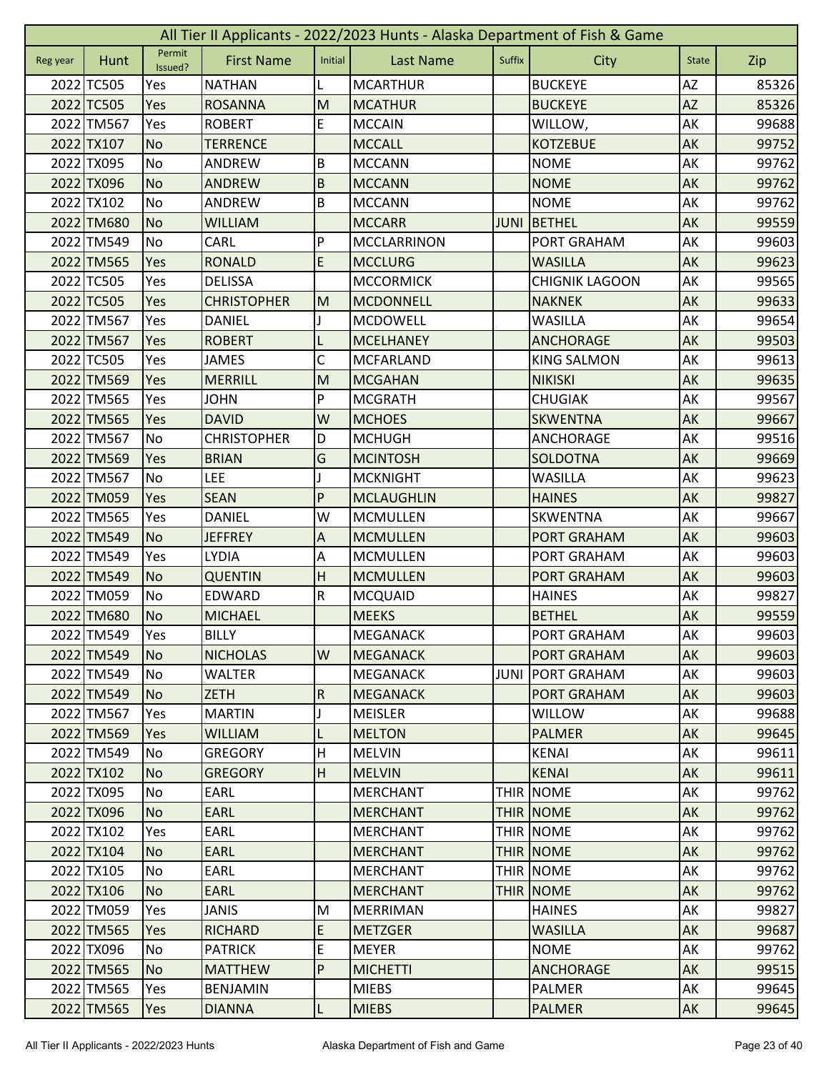# All Tier II Applicants - 2022/2023 Hunts - Alaska Department of Fish & Game

| Reg year | Hunt | Permit Issued? | First Name | Initial | Last Name | Suffix | City | State | Zip |
|---|---|---|---|---|---|---|---|---|---|
| 2022 | TC505 | Yes | NATHAN | L | MCARTHUR | | BUCKEYE | AZ | 85326 |
| 2022 | TC505 | Yes | ROSANNA | M | MCATHUR | | BUCKEYE | AZ | 85326 |
| 2022 | TM567 | Yes | ROBERT | E | MCCAIN | | WILLOW, | AK | 99688 |
| 2022 | TX107 | No | TERRENCE | | MCCALL | | KOTZEBUE | AK | 99752 |
| 2022 | TX095 | No | ANDREW | B | MCCANN | | NOME | AK | 99762 |
| 2022 | TX096 | No | ANDREW | B | MCCANN | | NOME | AK | 99762 |
| 2022 | TX102 | No | ANDREW | B | MCCANN | | NOME | AK | 99762 |
| 2022 | TM680 | No | WILLIAM | | MCCARR | JUNI | BETHEL | AK | 99559 |
| 2022 | TM549 | No | CARL | P | MCCLARRINON | | PORT GRAHAM | AK | 99603 |
| 2022 | TM565 | Yes | RONALD | E | MCCLURG | | WASILLA | AK | 99623 |
| 2022 | TC505 | Yes | DELISSA | | MCCORMICK | | CHIGNIK LAGOON | AK | 99565 |
| 2022 | TC505 | Yes | CHRISTOPHER | M | MCDONNELL | | NAKNEK | AK | 99633 |
| 2022 | TM567 | Yes | DANIEL | J | MCDOWELL | | WASILLA | AK | 99654 |
| 2022 | TM567 | Yes | ROBERT | L | MCELHANEY | | ANCHORAGE | AK | 99503 |
| 2022 | TC505 | Yes | JAMES | C | MCFARLAND | | KING SALMON | AK | 99613 |
| 2022 | TM569 | Yes | MERRILL | M | MCGAHAN | | NIKISKI | AK | 99635 |
| 2022 | TM565 | Yes | JOHN | P | MCGRATH | | CHUGIAK | AK | 99567 |
| 2022 | TM565 | Yes | DAVID | W | MCHOES | | SKWENTNA | AK | 99667 |
| 2022 | TM567 | No | CHRISTOPHER | D | MCHUGH | | ANCHORAGE | AK | 99516 |
| 2022 | TM569 | Yes | BRIAN | G | MCINTOSH | | SOLDOTNA | AK | 99669 |
| 2022 | TM567 | No | LEE | J | MCKNIGHT | | WASILLA | AK | 99623 |
| 2022 | TM059 | Yes | SEAN | P | MCLAUGHLIN | | HAINES | AK | 99827 |
| 2022 | TM565 | Yes | DANIEL | W | MCMULLEN | | SKWENTNA | AK | 99667 |
| 2022 | TM549 | No | JEFFREY | A | MCMULLEN | | PORT GRAHAM | AK | 99603 |
| 2022 | TM549 | Yes | LYDIA | A | MCMULLEN | | PORT GRAHAM | AK | 99603 |
| 2022 | TM549 | No | QUENTIN | H | MCMULLEN | | PORT GRAHAM | AK | 99603 |
| 2022 | TM059 | No | EDWARD | R | MCQUAID | | HAINES | AK | 99827 |
| 2022 | TM680 | No | MICHAEL | | MEEKS | | BETHEL | AK | 99559 |
| 2022 | TM549 | Yes | BILLY | | MEGANACK | | PORT GRAHAM | AK | 99603 |
| 2022 | TM549 | No | NICHOLAS | W | MEGANACK | | PORT GRAHAM | AK | 99603 |
| 2022 | TM549 | No | WALTER | | MEGANACK | JUNI | PORT GRAHAM | AK | 99603 |
| 2022 | TM549 | No | ZETH | R | MEGANACK | | PORT GRAHAM | AK | 99603 |
| 2022 | TM567 | Yes | MARTIN | J | MEISLER | | WILLOW | AK | 99688 |
| 2022 | TM569 | Yes | WILLIAM | L | MELTON | | PALMER | AK | 99645 |
| 2022 | TM549 | No | GREGORY | H | MELVIN | | KENAI | AK | 99611 |
| 2022 | TX102 | No | GREGORY | H | MELVIN | | KENAI | AK | 99611 |
| 2022 | TX095 | No | EARL | | MERCHANT | THIR | NOME | AK | 99762 |
| 2022 | TX096 | No | EARL | | MERCHANT | THIR | NOME | AK | 99762 |
| 2022 | TX102 | Yes | EARL | | MERCHANT | THIR | NOME | AK | 99762 |
| 2022 | TX104 | No | EARL | | MERCHANT | THIR | NOME | AK | 99762 |
| 2022 | TX105 | No | EARL | | MERCHANT | THIR | NOME | AK | 99762 |
| 2022 | TX106 | No | EARL | | MERCHANT | THIR | NOME | AK | 99762 |
| 2022 | TM059 | Yes | JANIS | M | MERRIMAN | | HAINES | AK | 99827 |
| 2022 | TM565 | Yes | RICHARD | E | METZGER | | WASILLA | AK | 99687 |
| 2022 | TX096 | No | PATRICK | E | MEYER | | NOME | AK | 99762 |
| 2022 | TM565 | No | MATTHEW | P | MICHETTI | | ANCHORAGE | AK | 99515 |
| 2022 | TM565 | Yes | BENJAMIN | | MIEBS | | PALMER | AK | 99645 |
| 2022 | TM565 | Yes | DIANNA | L | MIEBS | | PALMER | AK | 99645 |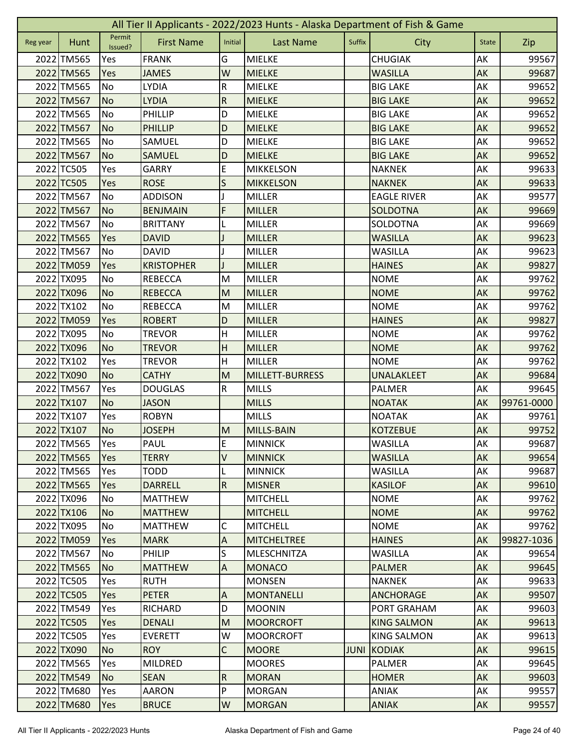# All Tier II Applicants - 2022/2023 Hunts - Alaska Department of Fish & Game

| Reg year | Hunt | Permit Issued? | First Name | Initial | Last Name | Suffix | City | State | Zip |
|---|---|---|---|---|---|---|---|---|---|
| 2022 | TM565 | Yes | FRANK | G | MIELKE | | CHUGIAK | AK | 99567 |
| 2022 | TM565 | Yes | JAMES | W | MIELKE | | WASILLA | AK | 99687 |
| 2022 | TM565 | No | LYDIA | R | MIELKE | | BIG LAKE | AK | 99652 |
| 2022 | TM567 | No | LYDIA | R | MIELKE | | BIG LAKE | AK | 99652 |
| 2022 | TM565 | No | PHILLIP | D | MIELKE | | BIG LAKE | AK | 99652 |
| 2022 | TM567 | No | PHILLIP | D | MIELKE | | BIG LAKE | AK | 99652 |
| 2022 | TM565 | No | SAMUEL | D | MIELKE | | BIG LAKE | AK | 99652 |
| 2022 | TM567 | No | SAMUEL | D | MIELKE | | BIG LAKE | AK | 99652 |
| 2022 | TC505 | Yes | GARRY | E | MIKKELSON | | NAKNEK | AK | 99633 |
| 2022 | TC505 | Yes | ROSE | S | MIKKELSON | | NAKNEK | AK | 99633 |
| 2022 | TM567 | No | ADDISON | J | MILLER | | EAGLE RIVER | AK | 99577 |
| 2022 | TM567 | No | BENJMAIN | F | MILLER | | SOLDOTNA | AK | 99669 |
| 2022 | TM567 | No | BRITTANY | L | MILLER | | SOLDOTNA | AK | 99669 |
| 2022 | TM565 | Yes | DAVID | J | MILLER | | WASILLA | AK | 99623 |
| 2022 | TM567 | No | DAVID | J | MILLER | | WASILLA | AK | 99623 |
| 2022 | TM059 | Yes | KRISTOPHER | J | MILLER | | HAINES | AK | 99827 |
| 2022 | TX095 | No | REBECCA | M | MILLER | | NOME | AK | 99762 |
| 2022 | TX096 | No | REBECCA | M | MILLER | | NOME | AK | 99762 |
| 2022 | TX102 | No | REBECCA | M | MILLER | | NOME | AK | 99762 |
| 2022 | TM059 | Yes | ROBERT | D | MILLER | | HAINES | AK | 99827 |
| 2022 | TX095 | No | TREVOR | H | MILLER | | NOME | AK | 99762 |
| 2022 | TX096 | No | TREVOR | H | MILLER | | NOME | AK | 99762 |
| 2022 | TX102 | Yes | TREVOR | H | MILLER | | NOME | AK | 99762 |
| 2022 | TX090 | No | CATHY | M | MILLETT-BURRESS | | UNALAKLEET | AK | 99684 |
| 2022 | TM567 | Yes | DOUGLAS | R | MILLS | | PALMER | AK | 99645 |
| 2022 | TX107 | No | JASON | | MILLS | | NOATAK | AK | 99761-0000 |
| 2022 | TX107 | Yes | ROBYN | | MILLS | | NOATAK | AK | 99761 |
| 2022 | TX107 | No | JOSEPH | M | MILLS-BAIN | | KOTZEBUE | AK | 99752 |
| 2022 | TM565 | Yes | PAUL | E | MINNICK | | WASILLA | AK | 99687 |
| 2022 | TM565 | Yes | TERRY | V | MINNICK | | WASILLA | AK | 99654 |
| 2022 | TM565 | Yes | TODD | L | MINNICK | | WASILLA | AK | 99687 |
| 2022 | TM565 | Yes | DARRELL | R | MISNER | | KASILOF | AK | 99610 |
| 2022 | TX096 | No | MATTHEW | | MITCHELL | | NOME | AK | 99762 |
| 2022 | TX106 | No | MATTHEW | | MITCHELL | | NOME | AK | 99762 |
| 2022 | TX095 | No | MATTHEW | C | MITCHELL | | NOME | AK | 99762 |
| 2022 | TM059 | Yes | MARK | A | MITCHELTREE | | HAINES | AK | 99827-1036 |
| 2022 | TM567 | No | PHILIP | S | MLESCHNITZA | | WASILLA | AK | 99654 |
| 2022 | TM565 | No | MATTHEW | A | MONACO | | PALMER | AK | 99645 |
| 2022 | TC505 | Yes | RUTH | | MONSEN | | NAKNEK | AK | 99633 |
| 2022 | TC505 | Yes | PETER | A | MONTANELLI | | ANCHORAGE | AK | 99507 |
| 2022 | TM549 | Yes | RICHARD | D | MOONIN | | PORT GRAHAM | AK | 99603 |
| 2022 | TC505 | Yes | DENALI | M | MOORCROFT | | KING SALMON | AK | 99613 |
| 2022 | TC505 | Yes | EVERETT | W | MOORCROFT | | KING SALMON | AK | 99613 |
| 2022 | TX090 | No | ROY | C | MOORE | JUNI | KODIAK | AK | 99615 |
| 2022 | TM565 | Yes | MILDRED | | MOORES | | PALMER | AK | 99645 |
| 2022 | TM549 | No | SEAN | R | MORAN | | HOMER | AK | 99603 |
| 2022 | TM680 | Yes | AARON | P | MORGAN | | ANIAK | AK | 99557 |
| 2022 | TM680 | Yes | BRUCE | W | MORGAN | | ANIAK | AK | 99557 |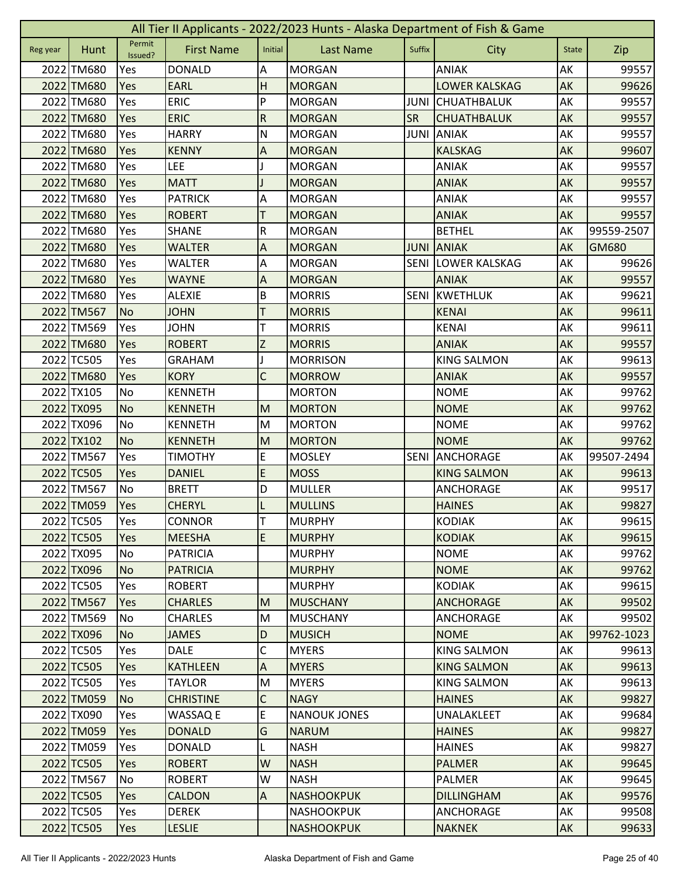| Reg year | Hunt | Permit Issued? | First Name | Initial | Last Name | Suffix | City | State | Zip |
|---|---|---|---|---|---|---|---|---|---|
| 2022 | TM680 | Yes | DONALD | A | MORGAN | | ANIAK | AK | 99557 |
| 2022 | TM680 | Yes | EARL | H | MORGAN | | LOWER KALSKAG | AK | 99626 |
| 2022 | TM680 | Yes | ERIC | P | MORGAN | JUNI | CHUATHBALUK | AK | 99557 |
| 2022 | TM680 | Yes | ERIC | R | MORGAN | SR | CHUATHBALUK | AK | 99557 |
| 2022 | TM680 | Yes | HARRY | N | MORGAN | JUNI | ANIAK | AK | 99557 |
| 2022 | TM680 | Yes | KENNY | A | MORGAN | | KALSKAG | AK | 99607 |
| 2022 | TM680 | Yes | LEE | J | MORGAN | | ANIAK | AK | 99557 |
| 2022 | TM680 | Yes | MATT | J | MORGAN | | ANIAK | AK | 99557 |
| 2022 | TM680 | Yes | PATRICK | A | MORGAN | | ANIAK | AK | 99557 |
| 2022 | TM680 | Yes | ROBERT | T | MORGAN | | ANIAK | AK | 99557 |
| 2022 | TM680 | Yes | SHANE | R | MORGAN | | BETHEL | AK | 99559-2507 |
| 2022 | TM680 | Yes | WALTER | A | MORGAN | JUNI | ANIAK | AK | GM680 |
| 2022 | TM680 | Yes | WALTER | A | MORGAN | SENI | LOWER KALSKAG | AK | 99626 |
| 2022 | TM680 | Yes | WAYNE | A | MORGAN | | ANIAK | AK | 99557 |
| 2022 | TM680 | Yes | ALEXIE | B | MORRIS | SENI | KWETHLUK | AK | 99621 |
| 2022 | TM567 | No | JOHN | T | MORRIS | | KENAI | AK | 99611 |
| 2022 | TM569 | Yes | JOHN | T | MORRIS | | KENAI | AK | 99611 |
| 2022 | TM680 | Yes | ROBERT | Z | MORRIS | | ANIAK | AK | 99557 |
| 2022 | TC505 | Yes | GRAHAM | J | MORRISON | | KING SALMON | AK | 99613 |
| 2022 | TM680 | Yes | KORY | C | MORROW | | ANIAK | AK | 99557 |
| 2022 | TX105 | No | KENNETH | | MORTON | | NOME | AK | 99762 |
| 2022 | TX095 | No | KENNETH | M | MORTON | | NOME | AK | 99762 |
| 2022 | TX096 | No | KENNETH | M | MORTON | | NOME | AK | 99762 |
| 2022 | TX102 | No | KENNETH | M | MORTON | | NOME | AK | 99762 |
| 2022 | TM567 | Yes | TIMOTHY | E | MOSLEY | SENI | ANCHORAGE | AK | 99507-2494 |
| 2022 | TC505 | Yes | DANIEL | E | MOSS | | KING SALMON | AK | 99613 |
| 2022 | TM567 | No | BRETT | D | MULLER | | ANCHORAGE | AK | 99517 |
| 2022 | TM059 | Yes | CHERYL | L | MULLINS | | HAINES | AK | 99827 |
| 2022 | TC505 | Yes | CONNOR | T | MURPHY | | KODIAK | AK | 99615 |
| 2022 | TC505 | Yes | MEESHA | E | MURPHY | | KODIAK | AK | 99615 |
| 2022 | TX095 | No | PATRICIA | | MURPHY | | NOME | AK | 99762 |
| 2022 | TX096 | No | PATRICIA | | MURPHY | | NOME | AK | 99762 |
| 2022 | TC505 | Yes | ROBERT | | MURPHY | | KODIAK | AK | 99615 |
| 2022 | TM567 | Yes | CHARLES | M | MUSCHANY | | ANCHORAGE | AK | 99502 |
| 2022 | TM569 | No | CHARLES | M | MUSCHANY | | ANCHORAGE | AK | 99502 |
| 2022 | TX096 | No | JAMES | D | MUSICH | | NOME | AK | 99762-1023 |
| 2022 | TC505 | Yes | DALE | C | MYERS | | KING SALMON | AK | 99613 |
| 2022 | TC505 | Yes | KATHLEEN | A | MYERS | | KING SALMON | AK | 99613 |
| 2022 | TC505 | Yes | TAYLOR | M | MYERS | | KING SALMON | AK | 99613 |
| 2022 | TM059 | No | CHRISTINE | C | NAGY | | HAINES | AK | 99827 |
| 2022 | TX090 | Yes | WASSAQ E | E | NANOUK JONES | | UNALAKLEET | AK | 99684 |
| 2022 | TM059 | Yes | DONALD | G | NARUM | | HAINES | AK | 99827 |
| 2022 | TM059 | Yes | DONALD | L | NASH | | HAINES | AK | 99827 |
| 2022 | TC505 | Yes | ROBERT | W | NASH | | PALMER | AK | 99645 |
| 2022 | TM567 | No | ROBERT | W | NASH | | PALMER | AK | 99645 |
| 2022 | TC505 | Yes | CALDON | A | NASHOOKPUK | | DILLINGHAM | AK | 99576 |
| 2022 | TC505 | Yes | DEREK | | NASHOOKPUK | | ANCHORAGE | AK | 99508 |
| 2022 | TC505 | Yes | LESLIE | | NASHOOKPUK | | NAKNEK | AK | 99633 |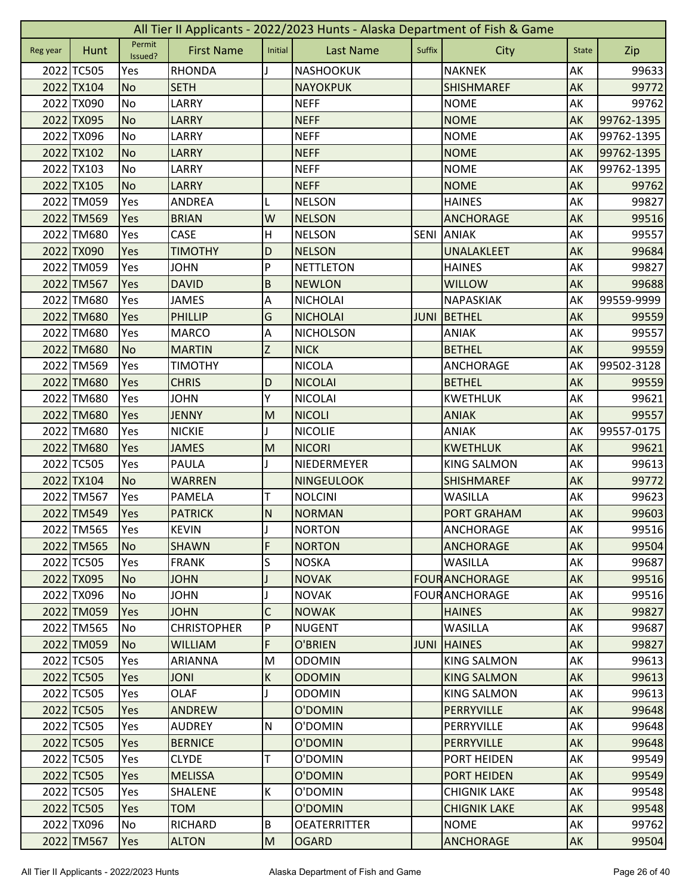| All Tier II Applicants - 2022/2023 Hunts - Alaska Department of Fish & Game | | | | | | | | | |
|---|---|---|---|---|---|---|---|---|---|
| Reg year | Hunt | Permit Issued? | First Name | Initial | Last Name | Suffix | City | State | Zip |
| 2022 | TC505 | Yes | RHONDA | J | NASHOOKUK | | NAKNEK | AK | 99633 |
| 2022 | TX104 | No | SETH | | NAYOKPUK | | SHISHMAREF | AK | 99772 |
| 2022 | TX090 | No | LARRY | | NEFF | | NOME | AK | 99762 |
| 2022 | TX095 | No | LARRY | | NEFF | | NOME | AK | 99762-1395 |
| 2022 | TX096 | No | LARRY | | NEFF | | NOME | AK | 99762-1395 |
| 2022 | TX102 | No | LARRY | | NEFF | | NOME | AK | 99762-1395 |
| 2022 | TX103 | No | LARRY | | NEFF | | NOME | AK | 99762-1395 |
| 2022 | TX105 | No | LARRY | | NEFF | | NOME | AK | 99762 |
| 2022 | TM059 | Yes | ANDREA | L | NELSON | | HAINES | AK | 99827 |
| 2022 | TM569 | Yes | BRIAN | W | NELSON | | ANCHORAGE | AK | 99516 |
| 2022 | TM680 | Yes | CASE | H | NELSON | SENI | ANIAK | AK | 99557 |
| 2022 | TX090 | Yes | TIMOTHY | D | NELSON | | UNALAKLEET | AK | 99684 |
| 2022 | TM059 | Yes | JOHN | P | NETTLETON | | HAINES | AK | 99827 |
| 2022 | TM567 | Yes | DAVID | B | NEWLON | | WILLOW | AK | 99688 |
| 2022 | TM680 | Yes | JAMES | A | NICHOLAI | | NAPASKIAK | AK | 99559-9999 |
| 2022 | TM680 | Yes | PHILLIP | G | NICHOLAI | JUNI | BETHEL | AK | 99559 |
| 2022 | TM680 | Yes | MARCO | A | NICHOLSON | | ANIAK | AK | 99557 |
| 2022 | TM680 | No | MARTIN | Z | NICK | | BETHEL | AK | 99559 |
| 2022 | TM569 | Yes | TIMOTHY | | NICOLA | | ANCHORAGE | AK | 99502-3128 |
| 2022 | TM680 | Yes | CHRIS | D | NICOLAI | | BETHEL | AK | 99559 |
| 2022 | TM680 | Yes | JOHN | Y | NICOLAI | | KWETHLUK | AK | 99621 |
| 2022 | TM680 | Yes | JENNY | M | NICOLI | | ANIAK | AK | 99557 |
| 2022 | TM680 | Yes | NICKIE | J | NICOLIE | | ANIAK | AK | 99557-0175 |
| 2022 | TM680 | Yes | JAMES | M | NICORI | | KWETHLUK | AK | 99621 |
| 2022 | TC505 | Yes | PAULA | J | NIEDERMEYER | | KING SALMON | AK | 99613 |
| 2022 | TX104 | No | WARREN | | NINGEULOOK | | SHISHMAREF | AK | 99772 |
| 2022 | TM567 | Yes | PAMELA | T | NOLCINI | | WASILLA | AK | 99623 |
| 2022 | TM549 | Yes | PATRICK | N | NORMAN | | PORT GRAHAM | AK | 99603 |
| 2022 | TM565 | Yes | KEVIN | J | NORTON | | ANCHORAGE | AK | 99516 |
| 2022 | TM565 | No | SHAWN | F | NORTON | | ANCHORAGE | AK | 99504 |
| 2022 | TC505 | Yes | FRANK | S | NOSKA | | WASILLA | AK | 99687 |
| 2022 | TX095 | No | JOHN | J | NOVAK | FOUR | ANCHORAGE | AK | 99516 |
| 2022 | TX096 | No | JOHN | J | NOVAK | FOUR | ANCHORAGE | AK | 99516 |
| 2022 | TM059 | Yes | JOHN | C | NOWAK | | HAINES | AK | 99827 |
| 2022 | TM565 | No | CHRISTOPHER | P | NUGENT | | WASILLA | AK | 99687 |
| 2022 | TM059 | No | WILLIAM | F | O'BRIEN | JUNI | HAINES | AK | 99827 |
| 2022 | TC505 | Yes | ARIANNA | M | ODOMIN | | KING SALMON | AK | 99613 |
| 2022 | TC505 | Yes | JONI | K | ODOMIN | | KING SALMON | AK | 99613 |
| 2022 | TC505 | Yes | OLAF | J | ODOMIN | | KING SALMON | AK | 99613 |
| 2022 | TC505 | Yes | ANDREW | | O'DOMIN | | PERRYVILLE | AK | 99648 |
| 2022 | TC505 | Yes | AUDREY | N | O'DOMIN | | PERRYVILLE | AK | 99648 |
| 2022 | TC505 | Yes | BERNICE | | O'DOMIN | | PERRYVILLE | AK | 99648 |
| 2022 | TC505 | Yes | CLYDE | T | O'DOMIN | | PORT HEIDEN | AK | 99549 |
| 2022 | TC505 | Yes | MELISSA | | O'DOMIN | | PORT HEIDEN | AK | 99549 |
| 2022 | TC505 | Yes | SHALENE | K | O'DOMIN | | CHIGNIK LAKE | AK | 99548 |
| 2022 | TC505 | Yes | TOM | | O'DOMIN | | CHIGNIK LAKE | AK | 99548 |
| 2022 | TX096 | No | RICHARD | B | OEATERRITTER | | NOME | AK | 99762 |
| 2022 | TM567 | Yes | ALTON | M | OGARD | | ANCHORAGE | AK | 99504 |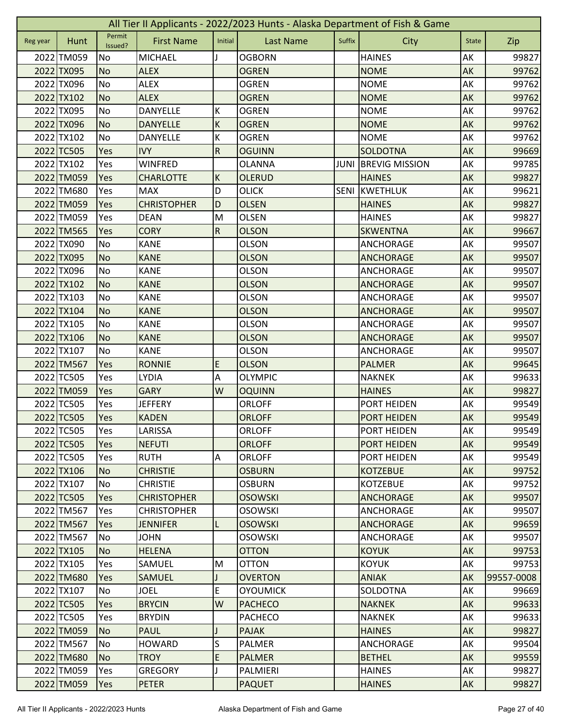# All Tier II Applicants - 2022/2023 Hunts - Alaska Department of Fish & Game

| Reg year | Hunt | Permit Issued? | First Name | Initial | Last Name | Suffix | City | State | Zip |
|---|---|---|---|---|---|---|---|---|---|
| 2022 | TM059 | No | MICHAEL | J | OGBORN | | HAINES | AK | 99827 |
| 2022 | TX095 | No | ALEX | | OGREN | | NOME | AK | 99762 |
| 2022 | TX096 | No | ALEX | | OGREN | | NOME | AK | 99762 |
| 2022 | TX102 | No | ALEX | | OGREN | | NOME | AK | 99762 |
| 2022 | TX095 | No | DANYELLE | K | OGREN | | NOME | AK | 99762 |
| 2022 | TX096 | No | DANYELLE | K | OGREN | | NOME | AK | 99762 |
| 2022 | TX102 | No | DANYELLE | K | OGREN | | NOME | AK | 99762 |
| 2022 | TC505 | Yes | IVY | R | OGUINN | | SOLDOTNA | AK | 99669 |
| 2022 | TX102 | Yes | WINFRED | | OLANNA | JUNI | BREVIG MISSION | AK | 99785 |
| 2022 | TM059 | Yes | CHARLOTTE | K | OLERUD | | HAINES | AK | 99827 |
| 2022 | TM680 | Yes | MAX | D | OLICK | SENI | KWETHLUK | AK | 99621 |
| 2022 | TM059 | Yes | CHRISTOPHER | D | OLSEN | | HAINES | AK | 99827 |
| 2022 | TM059 | Yes | DEAN | M | OLSEN | | HAINES | AK | 99827 |
| 2022 | TM565 | Yes | CORY | R | OLSON | | SKWENTNA | AK | 99667 |
| 2022 | TX090 | No | KANE | | OLSON | | ANCHORAGE | AK | 99507 |
| 2022 | TX095 | No | KANE | | OLSON | | ANCHORAGE | AK | 99507 |
| 2022 | TX096 | No | KANE | | OLSON | | ANCHORAGE | AK | 99507 |
| 2022 | TX102 | No | KANE | | OLSON | | ANCHORAGE | AK | 99507 |
| 2022 | TX103 | No | KANE | | OLSON | | ANCHORAGE | AK | 99507 |
| 2022 | TX104 | No | KANE | | OLSON | | ANCHORAGE | AK | 99507 |
| 2022 | TX105 | No | KANE | | OLSON | | ANCHORAGE | AK | 99507 |
| 2022 | TX106 | No | KANE | | OLSON | | ANCHORAGE | AK | 99507 |
| 2022 | TX107 | No | KANE | | OLSON | | ANCHORAGE | AK | 99507 |
| 2022 | TM567 | Yes | RONNIE | E | OLSON | | PALMER | AK | 99645 |
| 2022 | TC505 | Yes | LYDIA | A | OLYMPIC | | NAKNEK | AK | 99633 |
| 2022 | TM059 | Yes | GARY | W | OQUINN | | HAINES | AK | 99827 |
| 2022 | TC505 | Yes | JEFFERY | | ORLOFF | | PORT HEIDEN | AK | 99549 |
| 2022 | TC505 | Yes | KADEN | | ORLOFF | | PORT HEIDEN | AK | 99549 |
| 2022 | TC505 | Yes | LARISSA | | ORLOFF | | PORT HEIDEN | AK | 99549 |
| 2022 | TC505 | Yes | NEFUTI | | ORLOFF | | PORT HEIDEN | AK | 99549 |
| 2022 | TC505 | Yes | RUTH | A | ORLOFF | | PORT HEIDEN | AK | 99549 |
| 2022 | TX106 | No | CHRISTIE | | OSBURN | | KOTZEBUE | AK | 99752 |
| 2022 | TX107 | No | CHRISTIE | | OSBURN | | KOTZEBUE | AK | 99752 |
| 2022 | TC505 | Yes | CHRISTOPHER | | OSOWSKI | | ANCHORAGE | AK | 99507 |
| 2022 | TM567 | Yes | CHRISTOPHER | | OSOWSKI | | ANCHORAGE | AK | 99507 |
| 2022 | TM567 | Yes | JENNIFER | L | OSOWSKI | | ANCHORAGE | AK | 99659 |
| 2022 | TM567 | No | JOHN | | OSOWSKI | | ANCHORAGE | AK | 99507 |
| 2022 | TX105 | No | HELENA | | OTTON | | KOYUK | AK | 99753 |
| 2022 | TX105 | Yes | SAMUEL | M | OTTON | | KOYUK | AK | 99753 |
| 2022 | TM680 | Yes | SAMUEL | J | OVERTON | | ANIAK | AK | 99557-0008 |
| 2022 | TX107 | No | JOEL | E | OYOUMICK | | SOLDOTNA | AK | 99669 |
| 2022 | TC505 | Yes | BRYCIN | W | PACHECO | | NAKNEK | AK | 99633 |
| 2022 | TC505 | Yes | BRYDIN | | PACHECO | | NAKNEK | AK | 99633 |
| 2022 | TM059 | No | PAUL | J | PAJAK | | HAINES | AK | 99827 |
| 2022 | TM567 | No | HOWARD | S | PALMER | | ANCHORAGE | AK | 99504 |
| 2022 | TM680 | No | TROY | E | PALMER | | BETHEL | AK | 99559 |
| 2022 | TM059 | Yes | GREGORY | J | PALMIERI | | HAINES | AK | 99827 |
| 2022 | TM059 | Yes | PETER | | PAQUET | | HAINES | AK | 99827 |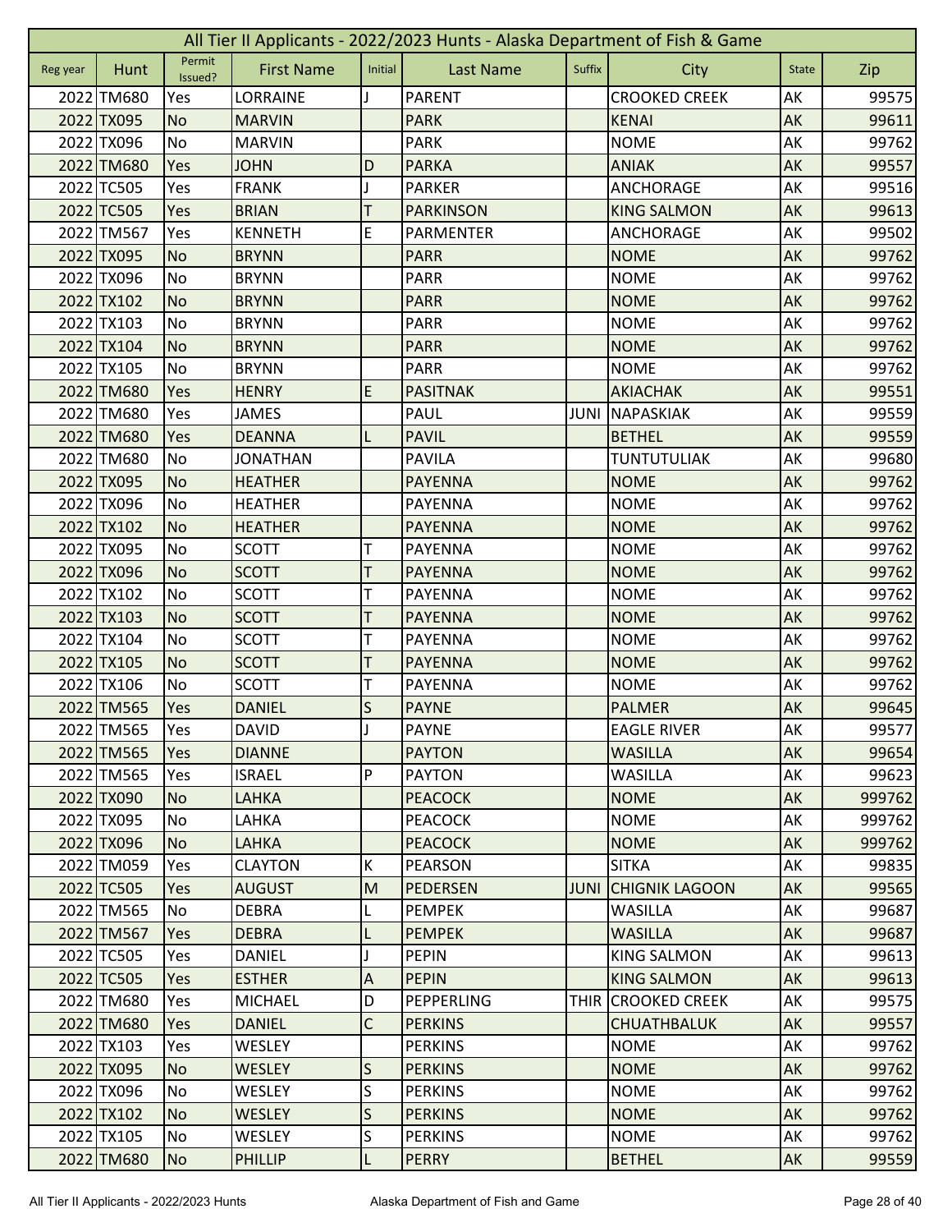# All Tier II Applicants - 2022/2023 Hunts - Alaska Department of Fish & Game

| Reg year | Hunt | Permit Issued? | First Name | Initial | Last Name | Suffix | City | State | Zip |
|---|---|---|---|---|---|---|---|---|---|
| 2022 | TM680 | Yes | LORRAINE | J | PARENT | | CROOKED CREEK | AK | 99575 |
| 2022 | TX095 | No | MARVIN | | PARK | | KENAI | AK | 99611 |
| 2022 | TX096 | No | MARVIN | | PARK | | NOME | AK | 99762 |
| 2022 | TM680 | Yes | JOHN | D | PARKA | | ANIAK | AK | 99557 |
| 2022 | TC505 | Yes | FRANK | J | PARKER | | ANCHORAGE | AK | 99516 |
| 2022 | TC505 | Yes | BRIAN | T | PARKINSON | | KING SALMON | AK | 99613 |
| 2022 | TM567 | Yes | KENNETH | E | PARMENTER | | ANCHORAGE | AK | 99502 |
| 2022 | TX095 | No | BRYNN | | PARR | | NOME | AK | 99762 |
| 2022 | TX096 | No | BRYNN | | PARR | | NOME | AK | 99762 |
| 2022 | TX102 | No | BRYNN | | PARR | | NOME | AK | 99762 |
| 2022 | TX103 | No | BRYNN | | PARR | | NOME | AK | 99762 |
| 2022 | TX104 | No | BRYNN | | PARR | | NOME | AK | 99762 |
| 2022 | TX105 | No | BRYNN | | PARR | | NOME | AK | 99762 |
| 2022 | TM680 | Yes | HENRY | E | PASITNAK | | AKIACHAK | AK | 99551 |
| 2022 | TM680 | Yes | JAMES | | PAUL | JUNI | NAPASKIAK | AK | 99559 |
| 2022 | TM680 | Yes | DEANNA | L | PAVIL | | BETHEL | AK | 99559 |
| 2022 | TM680 | No | JONATHAN | | PAVILA | | TUNTUTULIAK | AK | 99680 |
| 2022 | TX095 | No | HEATHER | | PAYENNA | | NOME | AK | 99762 |
| 2022 | TX096 | No | HEATHER | | PAYENNA | | NOME | AK | 99762 |
| 2022 | TX102 | No | HEATHER | | PAYENNA | | NOME | AK | 99762 |
| 2022 | TX095 | No | SCOTT | T | PAYENNA | | NOME | AK | 99762 |
| 2022 | TX096 | No | SCOTT | T | PAYENNA | | NOME | AK | 99762 |
| 2022 | TX102 | No | SCOTT | T | PAYENNA | | NOME | AK | 99762 |
| 2022 | TX103 | No | SCOTT | T | PAYENNA | | NOME | AK | 99762 |
| 2022 | TX104 | No | SCOTT | T | PAYENNA | | NOME | AK | 99762 |
| 2022 | TX105 | No | SCOTT | T | PAYENNA | | NOME | AK | 99762 |
| 2022 | TX106 | No | SCOTT | T | PAYENNA | | NOME | AK | 99762 |
| 2022 | TM565 | Yes | DANIEL | S | PAYNE | | PALMER | AK | 99645 |
| 2022 | TM565 | Yes | DAVID | J | PAYNE | | EAGLE RIVER | AK | 99577 |
| 2022 | TM565 | Yes | DIANNE | | PAYTON | | WASILLA | AK | 99654 |
| 2022 | TM565 | Yes | ISRAEL | P | PAYTON | | WASILLA | AK | 99623 |
| 2022 | TX090 | No | LAHKA | | PEACOCK | | NOME | AK | 999762 |
| 2022 | TX095 | No | LAHKA | | PEACOCK | | NOME | AK | 999762 |
| 2022 | TX096 | No | LAHKA | | PEACOCK | | NOME | AK | 999762 |
| 2022 | TM059 | Yes | CLAYTON | K | PEARSON | | SITKA | AK | 99835 |
| 2022 | TC505 | Yes | AUGUST | M | PEDERSEN | JUNI | CHIGNIK LAGOON | AK | 99565 |
| 2022 | TM565 | No | DEBRA | L | PEMPEK | | WASILLA | AK | 99687 |
| 2022 | TM567 | Yes | DEBRA | L | PEMPEK | | WASILLA | AK | 99687 |
| 2022 | TC505 | Yes | DANIEL | J | PEPIN | | KING SALMON | AK | 99613 |
| 2022 | TC505 | Yes | ESTHER | A | PEPIN | | KING SALMON | AK | 99613 |
| 2022 | TM680 | Yes | MICHAEL | D | PEPPERLING | THIR | CROOKED CREEK | AK | 99575 |
| 2022 | TM680 | Yes | DANIEL | C | PERKINS | | CHUATHBALUK | AK | 99557 |
| 2022 | TX103 | Yes | WESLEY | | PERKINS | | NOME | AK | 99762 |
| 2022 | TX095 | No | WESLEY | S | PERKINS | | NOME | AK | 99762 |
| 2022 | TX096 | No | WESLEY | S | PERKINS | | NOME | AK | 99762 |
| 2022 | TX102 | No | WESLEY | S | PERKINS | | NOME | AK | 99762 |
| 2022 | TX105 | No | WESLEY | S | PERKINS | | NOME | AK | 99762 |
| 2022 | TM680 | No | PHILLIP | L | PERRY | | BETHEL | AK | 99559 |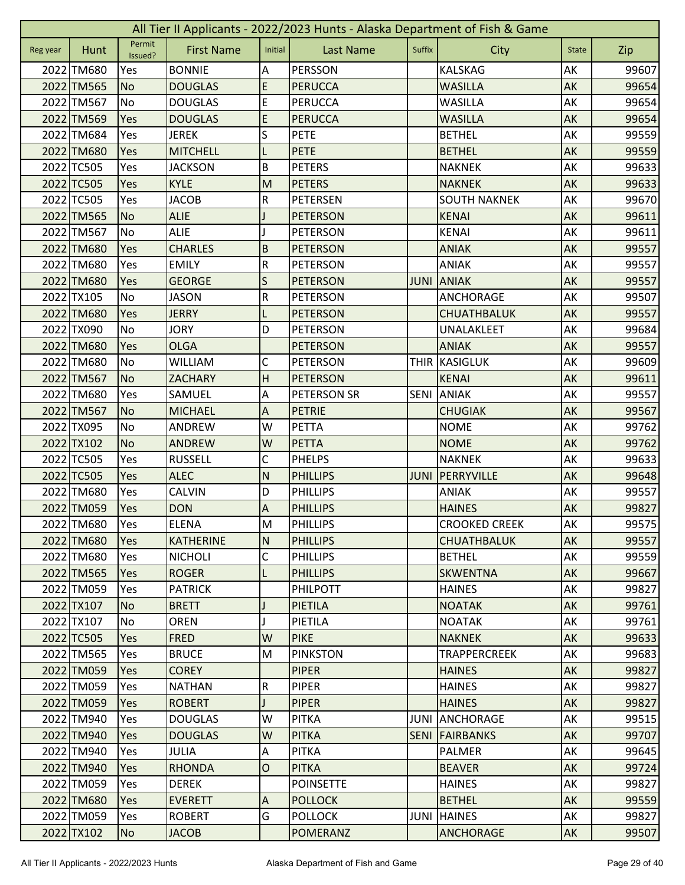# All Tier II Applicants - 2022/2023 Hunts - Alaska Department of Fish & Game

| Reg year | Hunt | Permit Issued? | First Name | Initial | Last Name | Suffix | City | State | Zip |
|---|---|---|---|---|---|---|---|---|---|
| 2022 | TM680 | Yes | BONNIE | A | PERSSON | | KALSKAG | AK | 99607 |
| 2022 | TM565 | No | DOUGLAS | E | PERUCCA | | WASILLA | AK | 99654 |
| 2022 | TM567 | No | DOUGLAS | E | PERUCCA | | WASILLA | AK | 99654 |
| 2022 | TM569 | Yes | DOUGLAS | E | PERUCCA | | WASILLA | AK | 99654 |
| 2022 | TM684 | Yes | JEREK | S | PETE | | BETHEL | AK | 99559 |
| 2022 | TM680 | Yes | MITCHELL | L | PETE | | BETHEL | AK | 99559 |
| 2022 | TC505 | Yes | JACKSON | B | PETERS | | NAKNEK | AK | 99633 |
| 2022 | TC505 | Yes | KYLE | M | PETERS | | NAKNEK | AK | 99633 |
| 2022 | TC505 | Yes | JACOB | R | PETERSEN | | SOUTH NAKNEK | AK | 99670 |
| 2022 | TM565 | No | ALIE | J | PETERSON | | KENAI | AK | 99611 |
| 2022 | TM567 | No | ALIE | J | PETERSON | | KENAI | AK | 99611 |
| 2022 | TM680 | Yes | CHARLES | B | PETERSON | | ANIAK | AK | 99557 |
| 2022 | TM680 | Yes | EMILY | R | PETERSON | | ANIAK | AK | 99557 |
| 2022 | TM680 | Yes | GEORGE | S | PETERSON | JUNI | ANIAK | AK | 99557 |
| 2022 | TX105 | No | JASON | R | PETERSON | | ANCHORAGE | AK | 99507 |
| 2022 | TM680 | Yes | JERRY | L | PETERSON | | CHUATHBALUK | AK | 99557 |
| 2022 | TX090 | No | JORY | D | PETERSON | | UNALAKLEET | AK | 99684 |
| 2022 | TM680 | Yes | OLGA | | PETERSON | | ANIAK | AK | 99557 |
| 2022 | TM680 | No | WILLIAM | C | PETERSON | THIR | KASIGLUK | AK | 99609 |
| 2022 | TM567 | No | ZACHARY | H | PETERSON | | KENAI | AK | 99611 |
| 2022 | TM680 | Yes | SAMUEL | A | PETERSON SR | SENI | ANIAK | AK | 99557 |
| 2022 | TM567 | No | MICHAEL | A | PETRIE | | CHUGIAK | AK | 99567 |
| 2022 | TX095 | No | ANDREW | W | PETTA | | NOME | AK | 99762 |
| 2022 | TX102 | No | ANDREW | W | PETTA | | NOME | AK | 99762 |
| 2022 | TC505 | Yes | RUSSELL | C | PHELPS | | NAKNEK | AK | 99633 |
| 2022 | TC505 | Yes | ALEC | N | PHILLIPS | JUNI | PERRYVILLE | AK | 99648 |
| 2022 | TM680 | Yes | CALVIN | D | PHILLIPS | | ANIAK | AK | 99557 |
| 2022 | TM059 | Yes | DON | A | PHILLIPS | | HAINES | AK | 99827 |
| 2022 | TM680 | Yes | ELENA | M | PHILLIPS | | CROOKED CREEK | AK | 99575 |
| 2022 | TM680 | Yes | KATHERINE | N | PHILLIPS | | CHUATHBALUK | AK | 99557 |
| 2022 | TM680 | Yes | NICHOLI | C | PHILLIPS | | BETHEL | AK | 99559 |
| 2022 | TM565 | Yes | ROGER | L | PHILLIPS | | SKWENTNA | AK | 99667 |
| 2022 | TM059 | Yes | PATRICK | | PHILPOTT | | HAINES | AK | 99827 |
| 2022 | TX107 | No | BRETT | J | PIETILA | | NOATAK | AK | 99761 |
| 2022 | TX107 | No | OREN | J | PIETILA | | NOATAK | AK | 99761 |
| 2022 | TC505 | Yes | FRED | W | PIKE | | NAKNEK | AK | 99633 |
| 2022 | TM565 | Yes | BRUCE | M | PINKSTON | | TRAPPERCREEK | AK | 99683 |
| 2022 | TM059 | Yes | COREY | | PIPER | | HAINES | AK | 99827 |
| 2022 | TM059 | Yes | NATHAN | R | PIPER | | HAINES | AK | 99827 |
| 2022 | TM059 | Yes | ROBERT | J | PIPER | | HAINES | AK | 99827 |
| 2022 | TM940 | Yes | DOUGLAS | W | PITKA | JUNI | ANCHORAGE | AK | 99515 |
| 2022 | TM940 | Yes | DOUGLAS | W | PITKA | SENI | FAIRBANKS | AK | 99707 |
| 2022 | TM940 | Yes | JULIA | A | PITKA | | PALMER | AK | 99645 |
| 2022 | TM940 | Yes | RHONDA | O | PITKA | | BEAVER | AK | 99724 |
| 2022 | TM059 | Yes | DEREK | | POINSETTE | | HAINES | AK | 99827 |
| 2022 | TM680 | Yes | EVERETT | A | POLLOCK | | BETHEL | AK | 99559 |
| 2022 | TM059 | Yes | ROBERT | G | POLLOCK | JUNI | HAINES | AK | 99827 |
| 2022 | TX102 | No | JACOB | | POMERANZ | | ANCHORAGE | AK | 99507 |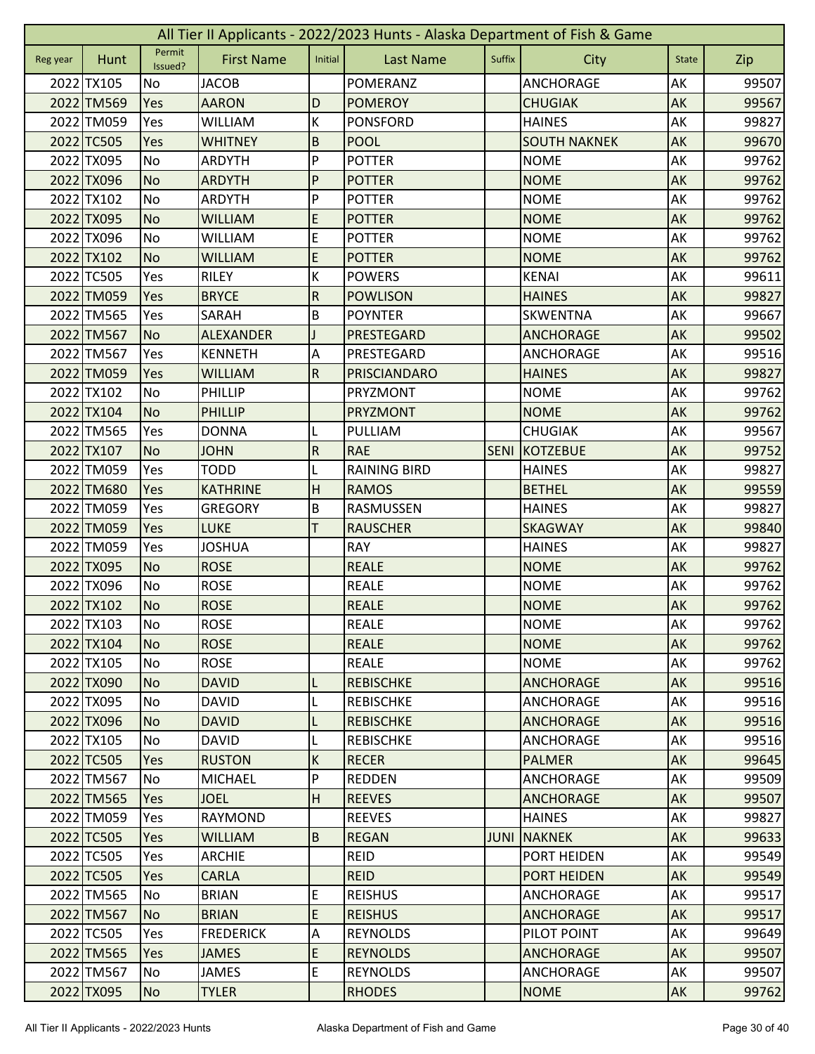# All Tier II Applicants - 2022/2023 Hunts - Alaska Department of Fish & Game

| Reg year | Hunt | Permit Issued? | First Name | Initial | Last Name | Suffix | City | State | Zip |
|---|---|---|---|---|---|---|---|---|---|
| 2022 | TX105 | No | JACOB | | POMERANZ | | ANCHORAGE | AK | 99507 |
| 2022 | TM569 | Yes | AARON | D | POMEROY | | CHUGIAK | AK | 99567 |
| 2022 | TM059 | Yes | WILLIAM | K | PONSFORD | | HAINES | AK | 99827 |
| 2022 | TC505 | Yes | WHITNEY | B | POOL | | SOUTH NAKNEK | AK | 99670 |
| 2022 | TX095 | No | ARDYTH | P | POTTER | | NOME | AK | 99762 |
| 2022 | TX096 | No | ARDYTH | P | POTTER | | NOME | AK | 99762 |
| 2022 | TX102 | No | ARDYTH | P | POTTER | | NOME | AK | 99762 |
| 2022 | TX095 | No | WILLIAM | E | POTTER | | NOME | AK | 99762 |
| 2022 | TX096 | No | WILLIAM | E | POTTER | | NOME | AK | 99762 |
| 2022 | TX102 | No | WILLIAM | E | POTTER | | NOME | AK | 99762 |
| 2022 | TC505 | Yes | RILEY | K | POWERS | | KENAI | AK | 99611 |
| 2022 | TM059 | Yes | BRYCE | R | POWLISON | | HAINES | AK | 99827 |
| 2022 | TM565 | Yes | SARAH | B | POYNTER | | SKWENTNA | AK | 99667 |
| 2022 | TM567 | No | ALEXANDER | J | PRESTEGARD | | ANCHORAGE | AK | 99502 |
| 2022 | TM567 | Yes | KENNETH | A | PRESTEGARD | | ANCHORAGE | AK | 99516 |
| 2022 | TM059 | Yes | WILLIAM | R | PRISCIANDARO | | HAINES | AK | 99827 |
| 2022 | TX102 | No | PHILLIP | | PRYZMONT | | NOME | AK | 99762 |
| 2022 | TX104 | No | PHILLIP | | PRYZMONT | | NOME | AK | 99762 |
| 2022 | TM565 | Yes | DONNA | L | PULLIAM | | CHUGIAK | AK | 99567 |
| 2022 | TX107 | No | JOHN | R | RAE | SENI | KOTZEBUE | AK | 99752 |
| 2022 | TM059 | Yes | TODD | L | RAINING BIRD | | HAINES | AK | 99827 |
| 2022 | TM680 | Yes | KATHRINE | H | RAMOS | | BETHEL | AK | 99559 |
| 2022 | TM059 | Yes | GREGORY | B | RASMUSSEN | | HAINES | AK | 99827 |
| 2022 | TM059 | Yes | LUKE | T | RAUSCHER | | SKAGWAY | AK | 99840 |
| 2022 | TM059 | Yes | JOSHUA | | RAY | | HAINES | AK | 99827 |
| 2022 | TX095 | No | ROSE | | REALE | | NOME | AK | 99762 |
| 2022 | TX096 | No | ROSE | | REALE | | NOME | AK | 99762 |
| 2022 | TX102 | No | ROSE | | REALE | | NOME | AK | 99762 |
| 2022 | TX103 | No | ROSE | | REALE | | NOME | AK | 99762 |
| 2022 | TX104 | No | ROSE | | REALE | | NOME | AK | 99762 |
| 2022 | TX105 | No | ROSE | | REALE | | NOME | AK | 99762 |
| 2022 | TX090 | No | DAVID | L | REBISCHKE | | ANCHORAGE | AK | 99516 |
| 2022 | TX095 | No | DAVID | L | REBISCHKE | | ANCHORAGE | AK | 99516 |
| 2022 | TX096 | No | DAVID | L | REBISCHKE | | ANCHORAGE | AK | 99516 |
| 2022 | TX105 | No | DAVID | L | REBISCHKE | | ANCHORAGE | AK | 99516 |
| 2022 | TC505 | Yes | RUSTON | K | RECER | | PALMER | AK | 99645 |
| 2022 | TM567 | No | MICHAEL | P | REDDEN | | ANCHORAGE | AK | 99509 |
| 2022 | TM565 | Yes | JOEL | H | REEVES | | ANCHORAGE | AK | 99507 |
| 2022 | TM059 | Yes | RAYMOND | | REEVES | | HAINES | AK | 99827 |
| 2022 | TC505 | Yes | WILLIAM | B | REGAN | JUNI | NAKNEK | AK | 99633 |
| 2022 | TC505 | Yes | ARCHIE | | REID | | PORT HEIDEN | AK | 99549 |
| 2022 | TC505 | Yes | CARLA | | REID | | PORT HEIDEN | AK | 99549 |
| 2022 | TM565 | No | BRIAN | E | REISHUS | | ANCHORAGE | AK | 99517 |
| 2022 | TM567 | No | BRIAN | E | REISHUS | | ANCHORAGE | AK | 99517 |
| 2022 | TC505 | Yes | FREDERICK | A | REYNOLDS | | PILOT POINT | AK | 99649 |
| 2022 | TM565 | Yes | JAMES | E | REYNOLDS | | ANCHORAGE | AK | 99507 |
| 2022 | TM567 | No | JAMES | E | REYNOLDS | | ANCHORAGE | AK | 99507 |
| 2022 | TX095 | No | TYLER | | RHODES | | NOME | AK | 99762 |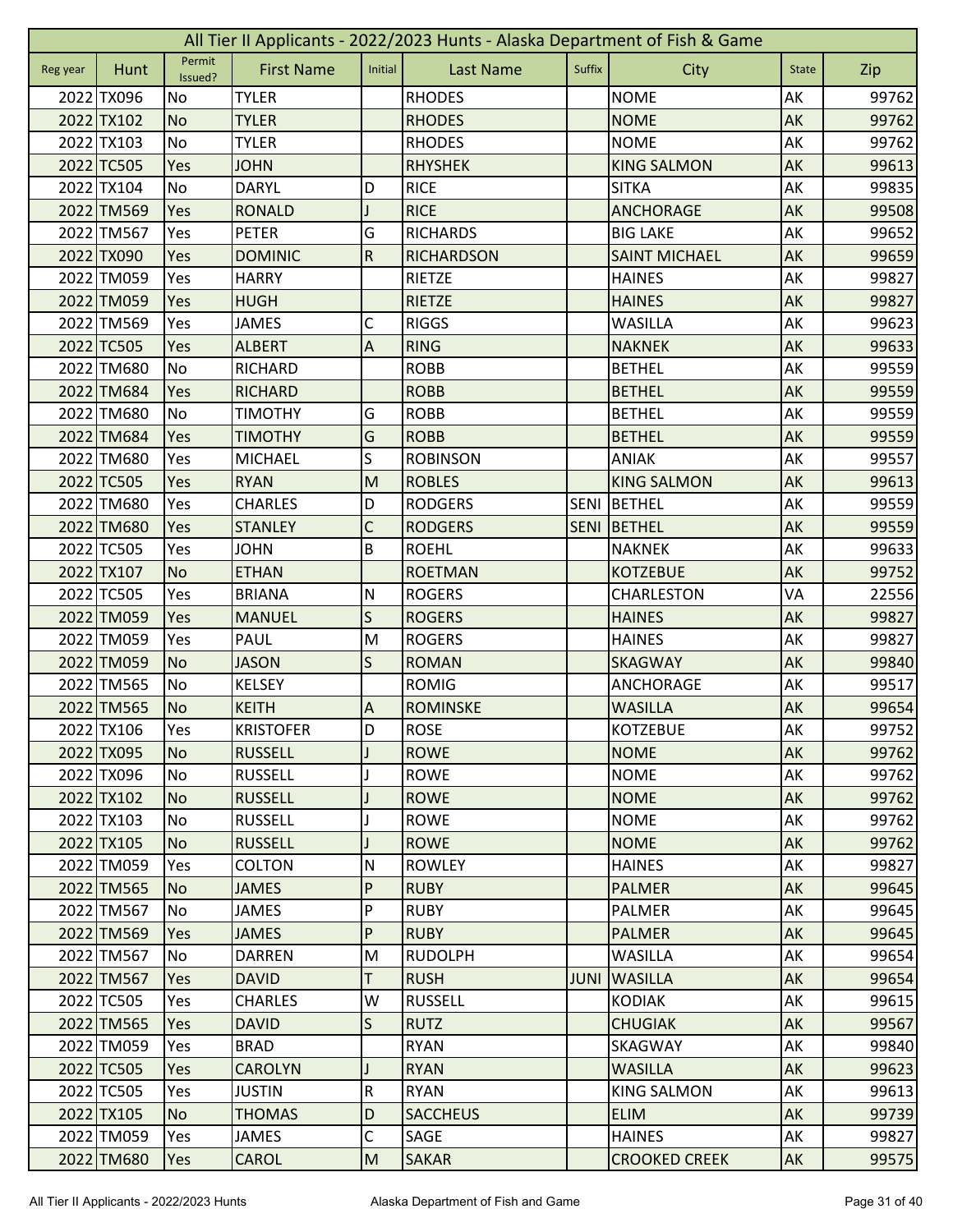# All Tier II Applicants - 2022/2023 Hunts - Alaska Department of Fish & Game

| Reg year | Hunt | Permit Issued? | First Name | Initial | Last Name | Suffix | City | State | Zip |
|---|---|---|---|---|---|---|---|---|---|
| 2022 | TX096 | No | TYLER | | RHODES | | NOME | AK | 99762 |
| 2022 | TX102 | No | TYLER | | RHODES | | NOME | AK | 99762 |
| 2022 | TX103 | No | TYLER | | RHODES | | NOME | AK | 99762 |
| 2022 | TC505 | Yes | JOHN | | RHYSHEK | | KING SALMON | AK | 99613 |
| 2022 | TX104 | No | DARYL | D | RICE | | SITKA | AK | 99835 |
| 2022 | TM569 | Yes | RONALD | J | RICE | | ANCHORAGE | AK | 99508 |
| 2022 | TM567 | Yes | PETER | G | RICHARDS | | BIG LAKE | AK | 99652 |
| 2022 | TX090 | Yes | DOMINIC | R | RICHARDSON | | SAINT MICHAEL | AK | 99659 |
| 2022 | TM059 | Yes | HARRY | | RIETZE | | HAINES | AK | 99827 |
| 2022 | TM059 | Yes | HUGH | | RIETZE | | HAINES | AK | 99827 |
| 2022 | TM569 | Yes | JAMES | C | RIGGS | | WASILLA | AK | 99623 |
| 2022 | TC505 | Yes | ALBERT | A | RING | | NAKNEK | AK | 99633 |
| 2022 | TM680 | No | RICHARD | | ROBB | | BETHEL | AK | 99559 |
| 2022 | TM684 | Yes | RICHARD | | ROBB | | BETHEL | AK | 99559 |
| 2022 | TM680 | No | TIMOTHY | G | ROBB | | BETHEL | AK | 99559 |
| 2022 | TM684 | Yes | TIMOTHY | G | ROBB | | BETHEL | AK | 99559 |
| 2022 | TM680 | Yes | MICHAEL | S | ROBINSON | | ANIAK | AK | 99557 |
| 2022 | TC505 | Yes | RYAN | M | ROBLES | | KING SALMON | AK | 99613 |
| 2022 | TM680 | Yes | CHARLES | D | RODGERS | SENI | BETHEL | AK | 99559 |
| 2022 | TM680 | Yes | STANLEY | C | RODGERS | SENI | BETHEL | AK | 99559 |
| 2022 | TC505 | Yes | JOHN | B | ROEHL | | NAKNEK | AK | 99633 |
| 2022 | TX107 | No | ETHAN | | ROETMAN | | KOTZEBUE | AK | 99752 |
| 2022 | TC505 | Yes | BRIANA | N | ROGERS | | CHARLESTON | VA | 22556 |
| 2022 | TM059 | Yes | MANUEL | S | ROGERS | | HAINES | AK | 99827 |
| 2022 | TM059 | Yes | PAUL | M | ROGERS | | HAINES | AK | 99827 |
| 2022 | TM059 | No | JASON | S | ROMAN | | SKAGWAY | AK | 99840 |
| 2022 | TM565 | No | KELSEY | | ROMIG | | ANCHORAGE | AK | 99517 |
| 2022 | TM565 | No | KEITH | A | ROMINSKE | | WASILLA | AK | 99654 |
| 2022 | TX106 | Yes | KRISTOFER | D | ROSE | | KOTZEBUE | AK | 99752 |
| 2022 | TX095 | No | RUSSELL | J | ROWE | | NOME | AK | 99762 |
| 2022 | TX096 | No | RUSSELL | J | ROWE | | NOME | AK | 99762 |
| 2022 | TX102 | No | RUSSELL | J | ROWE | | NOME | AK | 99762 |
| 2022 | TX103 | No | RUSSELL | J | ROWE | | NOME | AK | 99762 |
| 2022 | TX105 | No | RUSSELL | J | ROWE | | NOME | AK | 99762 |
| 2022 | TM059 | Yes | COLTON | N | ROWLEY | | HAINES | AK | 99827 |
| 2022 | TM565 | No | JAMES | P | RUBY | | PALMER | AK | 99645 |
| 2022 | TM567 | No | JAMES | P | RUBY | | PALMER | AK | 99645 |
| 2022 | TM569 | Yes | JAMES | P | RUBY | | PALMER | AK | 99645 |
| 2022 | TM567 | No | DARREN | M | RUDOLPH | | WASILLA | AK | 99654 |
| 2022 | TM567 | Yes | DAVID | T | RUSH | JUNI | WASILLA | AK | 99654 |
| 2022 | TC505 | Yes | CHARLES | W | RUSSELL | | KODIAK | AK | 99615 |
| 2022 | TM565 | Yes | DAVID | S | RUTZ | | CHUGIAK | AK | 99567 |
| 2022 | TM059 | Yes | BRAD | | RYAN | | SKAGWAY | AK | 99840 |
| 2022 | TC505 | Yes | CAROLYN | J | RYAN | | WASILLA | AK | 99623 |
| 2022 | TC505 | Yes | JUSTIN | R | RYAN | | KING SALMON | AK | 99613 |
| 2022 | TX105 | No | THOMAS | D | SACCHEUS | | ELIM | AK | 99739 |
| 2022 | TM059 | Yes | JAMES | C | SAGE | | HAINES | AK | 99827 |
| 2022 | TM680 | Yes | CAROL | M | SAKAR | | CROOKED CREEK | AK | 99575 |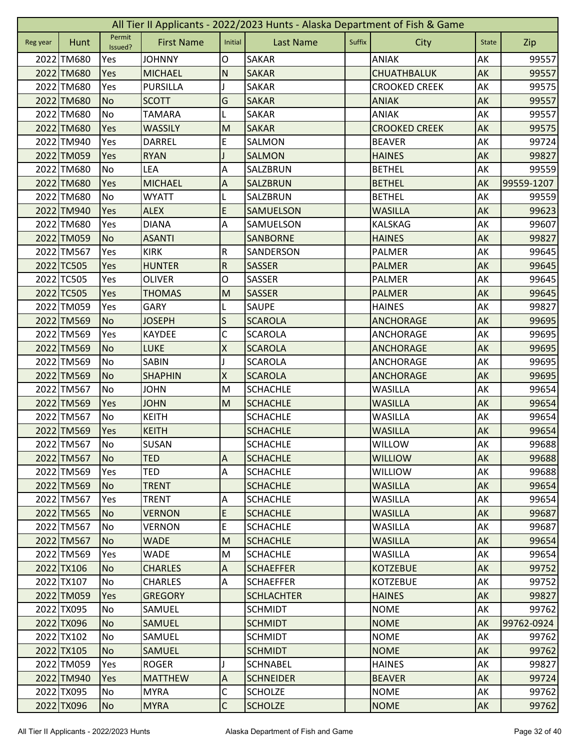# All Tier II Applicants - 2022/2023 Hunts - Alaska Department of Fish & Game

| Reg year | Hunt | Permit Issued? | First Name | Initial | Last Name | Suffix | City | State | Zip |
|---|---|---|---|---|---|---|---|---|---|
| 2022 | TM680 | Yes | JOHNNY | O | SAKAR | | ANIAK | AK | 99557 |
| 2022 | TM680 | Yes | MICHAEL | N | SAKAR | | CHUATHBALUK | AK | 99557 |
| 2022 | TM680 | Yes | PURSILLA | J | SAKAR | | CROOKED CREEK | AK | 99575 |
| 2022 | TM680 | No | SCOTT | G | SAKAR | | ANIAK | AK | 99557 |
| 2022 | TM680 | No | TAMARA | L | SAKAR | | ANIAK | AK | 99557 |
| 2022 | TM680 | Yes | WASSILY | M | SAKAR | | CROOKED CREEK | AK | 99575 |
| 2022 | TM940 | Yes | DARREL | E | SALMON | | BEAVER | AK | 99724 |
| 2022 | TM059 | Yes | RYAN | J | SALMON | | HAINES | AK | 99827 |
| 2022 | TM680 | No | LEA | A | SALZBRUN | | BETHEL | AK | 99559 |
| 2022 | TM680 | Yes | MICHAEL | A | SALZBRUN | | BETHEL | AK | 99559-1207 |
| 2022 | TM680 | No | WYATT | L | SALZBRUN | | BETHEL | AK | 99559 |
| 2022 | TM940 | Yes | ALEX | E | SAMUELSON | | WASILLA | AK | 99623 |
| 2022 | TM680 | Yes | DIANA | A | SAMUELSON | | KALSKAG | AK | 99607 |
| 2022 | TM059 | No | ASANTI | | SANBORNE | | HAINES | AK | 99827 |
| 2022 | TM567 | Yes | KIRK | R | SANDERSON | | PALMER | AK | 99645 |
| 2022 | TC505 | Yes | HUNTER | R | SASSER | | PALMER | AK | 99645 |
| 2022 | TC505 | Yes | OLIVER | O | SASSER | | PALMER | AK | 99645 |
| 2022 | TC505 | Yes | THOMAS | M | SASSER | | PALMER | AK | 99645 |
| 2022 | TM059 | Yes | GARY | L | SAUPE | | HAINES | AK | 99827 |
| 2022 | TM569 | No | JOSEPH | S | SCAROLA | | ANCHORAGE | AK | 99695 |
| 2022 | TM569 | Yes | KAYDEE | C | SCAROLA | | ANCHORAGE | AK | 99695 |
| 2022 | TM569 | No | LUKE | X | SCAROLA | | ANCHORAGE | AK | 99695 |
| 2022 | TM569 | No | SABIN | J | SCAROLA | | ANCHORAGE | AK | 99695 |
| 2022 | TM569 | No | SHAPHIN | X | SCAROLA | | ANCHORAGE | AK | 99695 |
| 2022 | TM567 | No | JOHN | M | SCHACHLE | | WASILLA | AK | 99654 |
| 2022 | TM569 | Yes | JOHN | M | SCHACHLE | | WASILLA | AK | 99654 |
| 2022 | TM567 | No | KEITH | | SCHACHLE | | WASILLA | AK | 99654 |
| 2022 | TM569 | Yes | KEITH | | SCHACHLE | | WASILLA | AK | 99654 |
| 2022 | TM567 | No | SUSAN | | SCHACHLE | | WILLOW | AK | 99688 |
| 2022 | TM567 | No | TED | A | SCHACHLE | | WILLIOW | AK | 99688 |
| 2022 | TM569 | Yes | TED | A | SCHACHLE | | WILLIOW | AK | 99688 |
| 2022 | TM569 | No | TRENT | | SCHACHLE | | WASILLA | AK | 99654 |
| 2022 | TM567 | Yes | TRENT | A | SCHACHLE | | WASILLA | AK | 99654 |
| 2022 | TM565 | No | VERNON | E | SCHACHLE | | WASILLA | AK | 99687 |
| 2022 | TM567 | No | VERNON | E | SCHACHLE | | WASILLA | AK | 99687 |
| 2022 | TM567 | No | WADE | M | SCHACHLE | | WASILLA | AK | 99654 |
| 2022 | TM569 | Yes | WADE | M | SCHACHLE | | WASILLA | AK | 99654 |
| 2022 | TX106 | No | CHARLES | A | SCHAEFFER | | KOTZEBUE | AK | 99752 |
| 2022 | TX107 | No | CHARLES | A | SCHAEFFER | | KOTZEBUE | AK | 99752 |
| 2022 | TM059 | Yes | GREGORY | | SCHLACHTER | | HAINES | AK | 99827 |
| 2022 | TX095 | No | SAMUEL | | SCHMIDT | | NOME | AK | 99762 |
| 2022 | TX096 | No | SAMUEL | | SCHMIDT | | NOME | AK | 99762-0924 |
| 2022 | TX102 | No | SAMUEL | | SCHMIDT | | NOME | AK | 99762 |
| 2022 | TX105 | No | SAMUEL | | SCHMIDT | | NOME | AK | 99762 |
| 2022 | TM059 | Yes | ROGER | J | SCHNABEL | | HAINES | AK | 99827 |
| 2022 | TM940 | Yes | MATTHEW | A | SCHNEIDER | | BEAVER | AK | 99724 |
| 2022 | TX095 | No | MYRA | C | SCHOLZE | | NOME | AK | 99762 |
| 2022 | TX096 | No | MYRA | C | SCHOLZE | | NOME | AK | 99762 |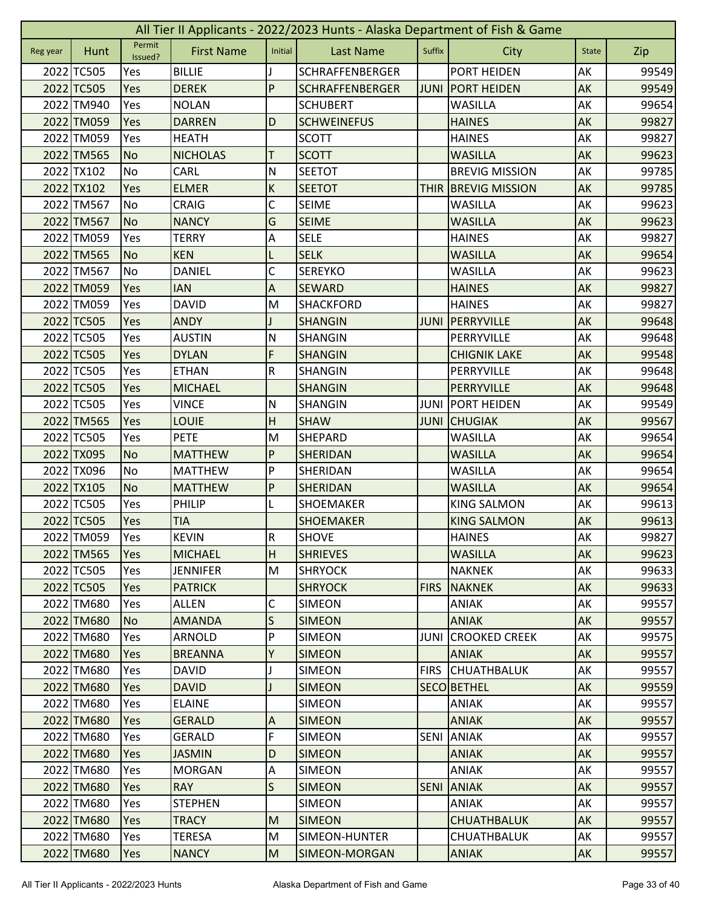# All Tier II Applicants - 2022/2023 Hunts - Alaska Department of Fish & Game

| Reg year | Hunt | Permit Issued? | First Name | Initial | Last Name | Suffix | City | State | Zip |
|---|---|---|---|---|---|---|---|---|---|
| 2022 | TC505 | Yes | BILLIE | J | SCHRAFFENBERGER | | PORT HEIDEN | AK | 99549 |
| 2022 | TC505 | Yes | DEREK | P | SCHRAFFENBERGER | JUNI | PORT HEIDEN | AK | 99549 |
| 2022 | TM940 | Yes | NOLAN | | SCHUBERT | | WASILLA | AK | 99654 |
| 2022 | TM059 | Yes | DARREN | D | SCHWEINEFUS | | HAINES | AK | 99827 |
| 2022 | TM059 | Yes | HEATH | | SCOTT | | HAINES | AK | 99827 |
| 2022 | TM565 | No | NICHOLAS | T | SCOTT | | WASILLA | AK | 99623 |
| 2022 | TX102 | No | CARL | N | SEETOT | | BREVIG MISSION | AK | 99785 |
| 2022 | TX102 | Yes | ELMER | K | SEETOT | THIR | BREVIG MISSION | AK | 99785 |
| 2022 | TM567 | No | CRAIG | C | SEIME | | WASILLA | AK | 99623 |
| 2022 | TM567 | No | NANCY | G | SEIME | | WASILLA | AK | 99623 |
| 2022 | TM059 | Yes | TERRY | A | SELE | | HAINES | AK | 99827 |
| 2022 | TM565 | No | KEN | L | SELK | | WASILLA | AK | 99654 |
| 2022 | TM567 | No | DANIEL | C | SEREYKO | | WASILLA | AK | 99623 |
| 2022 | TM059 | Yes | IAN | A | SEWARD | | HAINES | AK | 99827 |
| 2022 | TM059 | Yes | DAVID | M | SHACKFORD | | HAINES | AK | 99827 |
| 2022 | TC505 | Yes | ANDY | J | SHANGIN | JUNI | PERRYVILLE | AK | 99648 |
| 2022 | TC505 | Yes | AUSTIN | N | SHANGIN | | PERRYVILLE | AK | 99648 |
| 2022 | TC505 | Yes | DYLAN | F | SHANGIN | | CHIGNIK LAKE | AK | 99548 |
| 2022 | TC505 | Yes | ETHAN | R | SHANGIN | | PERRYVILLE | AK | 99648 |
| 2022 | TC505 | Yes | MICHAEL | | SHANGIN | | PERRYVILLE | AK | 99648 |
| 2022 | TC505 | Yes | VINCE | N | SHANGIN | JUNI | PORT HEIDEN | AK | 99549 |
| 2022 | TM565 | Yes | LOUIE | H | SHAW | JUNI | CHUGIAK | AK | 99567 |
| 2022 | TC505 | Yes | PETE | M | SHEPARD | | WASILLA | AK | 99654 |
| 2022 | TX095 | No | MATTHEW | P | SHERIDAN | | WASILLA | AK | 99654 |
| 2022 | TX096 | No | MATTHEW | P | SHERIDAN | | WASILLA | AK | 99654 |
| 2022 | TX105 | No | MATTHEW | P | SHERIDAN | | WASILLA | AK | 99654 |
| 2022 | TC505 | Yes | PHILIP | L | SHOEMAKER | | KING SALMON | AK | 99613 |
| 2022 | TC505 | Yes | TIA | | SHOEMAKER | | KING SALMON | AK | 99613 |
| 2022 | TM059 | Yes | KEVIN | R | SHOVE | | HAINES | AK | 99827 |
| 2022 | TM565 | Yes | MICHAEL | H | SHRIEVES | | WASILLA | AK | 99623 |
| 2022 | TC505 | Yes | JENNIFER | M | SHRYOCK | | NAKNEK | AK | 99633 |
| 2022 | TC505 | Yes | PATRICK | | SHRYOCK | FIRS | NAKNEK | AK | 99633 |
| 2022 | TM680 | Yes | ALLEN | C | SIMEON | | ANIAK | AK | 99557 |
| 2022 | TM680 | No | AMANDA | S | SIMEON | | ANIAK | AK | 99557 |
| 2022 | TM680 | Yes | ARNOLD | P | SIMEON | JUNI | CROOKED CREEK | AK | 99575 |
| 2022 | TM680 | Yes | BREANNA | Y | SIMEON | | ANIAK | AK | 99557 |
| 2022 | TM680 | Yes | DAVID | J | SIMEON | FIRS | CHUATHBALUK | AK | 99557 |
| 2022 | TM680 | Yes | DAVID | J | SIMEON | SECO | BETHEL | AK | 99559 |
| 2022 | TM680 | Yes | ELAINE | | SIMEON | | ANIAK | AK | 99557 |
| 2022 | TM680 | Yes | GERALD | A | SIMEON | | ANIAK | AK | 99557 |
| 2022 | TM680 | Yes | GERALD | F | SIMEON | SENI | ANIAK | AK | 99557 |
| 2022 | TM680 | Yes | JASMIN | D | SIMEON | | ANIAK | AK | 99557 |
| 2022 | TM680 | Yes | MORGAN | A | SIMEON | | ANIAK | AK | 99557 |
| 2022 | TM680 | Yes | RAY | S | SIMEON | SENI | ANIAK | AK | 99557 |
| 2022 | TM680 | Yes | STEPHEN | | SIMEON | | ANIAK | AK | 99557 |
| 2022 | TM680 | Yes | TRACY | M | SIMEON | | CHUATHBALUK | AK | 99557 |
| 2022 | TM680 | Yes | TERESA | M | SIMEON-HUNTER | | CHUATHBALUK | AK | 99557 |
| 2022 | TM680 | Yes | NANCY | M | SIMEON-MORGAN | | ANIAK | AK | 99557 |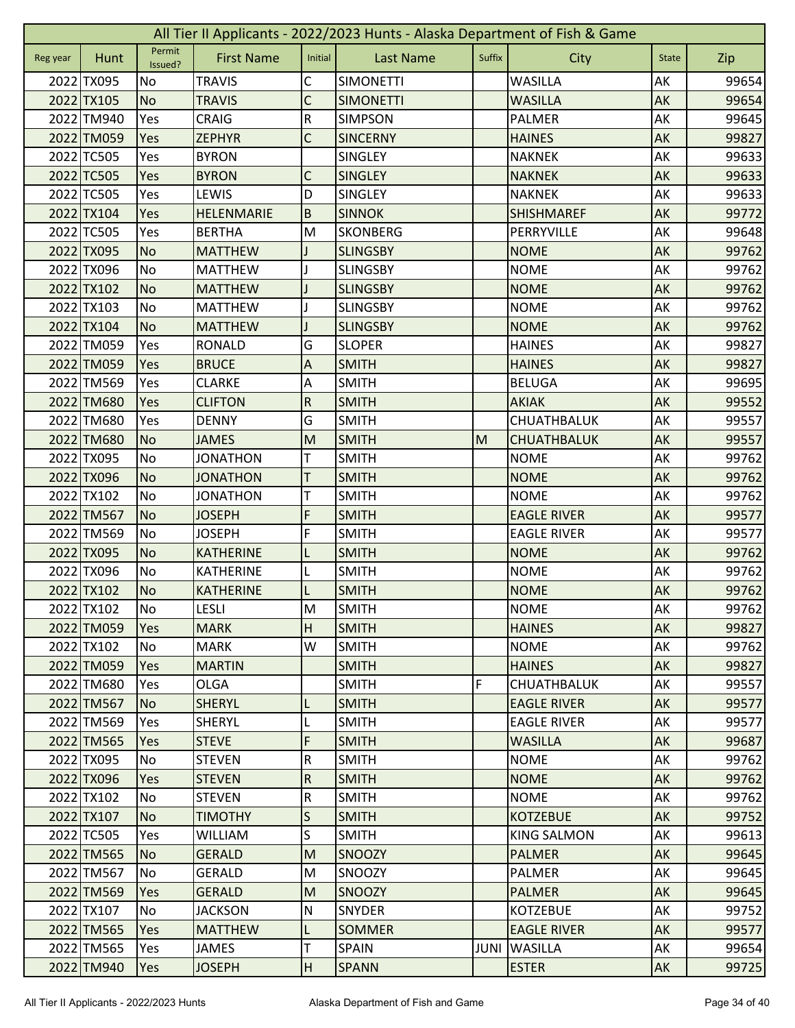# All Tier II Applicants - 2022/2023 Hunts - Alaska Department of Fish & Game

| Reg year | Hunt | Permit Issued? | First Name | Initial | Last Name | Suffix | City | State | Zip |
|---|---|---|---|---|---|---|---|---|---|
| 2022 | TX095 | No | TRAVIS | C | SIMONETTI | | WASILLA | AK | 99654 |
| 2022 | TX105 | No | TRAVIS | C | SIMONETTI | | WASILLA | AK | 99654 |
| 2022 | TM940 | Yes | CRAIG | R | SIMPSON | | PALMER | AK | 99645 |
| 2022 | TM059 | Yes | ZEPHYR | C | SINCERNY | | HAINES | AK | 99827 |
| 2022 | TC505 | Yes | BYRON | | SINGLEY | | NAKNEK | AK | 99633 |
| 2022 | TC505 | Yes | BYRON | C | SINGLEY | | NAKNEK | AK | 99633 |
| 2022 | TC505 | Yes | LEWIS | D | SINGLEY | | NAKNEK | AK | 99633 |
| 2022 | TX104 | Yes | HELENMARIE | B | SINNOK | | SHISHMAREF | AK | 99772 |
| 2022 | TC505 | Yes | BERTHA | M | SKONBERG | | PERRYVILLE | AK | 99648 |
| 2022 | TX095 | No | MATTHEW | J | SLINGSBY | | NOME | AK | 99762 |
| 2022 | TX096 | No | MATTHEW | J | SLINGSBY | | NOME | AK | 99762 |
| 2022 | TX102 | No | MATTHEW | J | SLINGSBY | | NOME | AK | 99762 |
| 2022 | TX103 | No | MATTHEW | J | SLINGSBY | | NOME | AK | 99762 |
| 2022 | TX104 | No | MATTHEW | J | SLINGSBY | | NOME | AK | 99762 |
| 2022 | TM059 | Yes | RONALD | G | SLOPER | | HAINES | AK | 99827 |
| 2022 | TM059 | Yes | BRUCE | A | SMITH | | HAINES | AK | 99827 |
| 2022 | TM569 | Yes | CLARKE | A | SMITH | | BELUGA | AK | 99695 |
| 2022 | TM680 | Yes | CLIFTON | R | SMITH | | AKIAK | AK | 99552 |
| 2022 | TM680 | Yes | DENNY | G | SMITH | | CHUATHBALUK | AK | 99557 |
| 2022 | TM680 | No | JAMES | M | SMITH | M | CHUATHBALUK | AK | 99557 |
| 2022 | TX095 | No | JONATHON | T | SMITH | | NOME | AK | 99762 |
| 2022 | TX096 | No | JONATHON | T | SMITH | | NOME | AK | 99762 |
| 2022 | TX102 | No | JONATHON | T | SMITH | | NOME | AK | 99762 |
| 2022 | TM567 | No | JOSEPH | F | SMITH | | EAGLE RIVER | AK | 99577 |
| 2022 | TM569 | No | JOSEPH | F | SMITH | | EAGLE RIVER | AK | 99577 |
| 2022 | TX095 | No | KATHERINE | L | SMITH | | NOME | AK | 99762 |
| 2022 | TX096 | No | KATHERINE | L | SMITH | | NOME | AK | 99762 |
| 2022 | TX102 | No | KATHERINE | L | SMITH | | NOME | AK | 99762 |
| 2022 | TX102 | No | LESLI | M | SMITH | | NOME | AK | 99762 |
| 2022 | TM059 | Yes | MARK | H | SMITH | | HAINES | AK | 99827 |
| 2022 | TX102 | No | MARK | W | SMITH | | NOME | AK | 99762 |
| 2022 | TM059 | Yes | MARTIN | | SMITH | | HAINES | AK | 99827 |
| 2022 | TM680 | Yes | OLGA | | SMITH | F | CHUATHBALUK | AK | 99557 |
| 2022 | TM567 | No | SHERYL | L | SMITH | | EAGLE RIVER | AK | 99577 |
| 2022 | TM569 | Yes | SHERYL | L | SMITH | | EAGLE RIVER | AK | 99577 |
| 2022 | TM565 | Yes | STEVE | F | SMITH | | WASILLA | AK | 99687 |
| 2022 | TX095 | No | STEVEN | R | SMITH | | NOME | AK | 99762 |
| 2022 | TX096 | Yes | STEVEN | R | SMITH | | NOME | AK | 99762 |
| 2022 | TX102 | No | STEVEN | R | SMITH | | NOME | AK | 99762 |
| 2022 | TX107 | No | TIMOTHY | S | SMITH | | KOTZEBUE | AK | 99752 |
| 2022 | TC505 | Yes | WILLIAM | S | SMITH | | KING SALMON | AK | 99613 |
| 2022 | TM565 | No | GERALD | M | SNOOZY | | PALMER | AK | 99645 |
| 2022 | TM567 | No | GERALD | M | SNOOZY | | PALMER | AK | 99645 |
| 2022 | TM569 | Yes | GERALD | M | SNOOZY | | PALMER | AK | 99645 |
| 2022 | TX107 | No | JACKSON | N | SNYDER | | KOTZEBUE | AK | 99752 |
| 2022 | TM565 | Yes | MATTHEW | L | SOMMER | | EAGLE RIVER | AK | 99577 |
| 2022 | TM565 | Yes | JAMES | T | SPAIN | JUNI | WASILLA | AK | 99654 |
| 2022 | TM940 | Yes | JOSEPH | H | SPANN | | ESTER | AK | 99725 |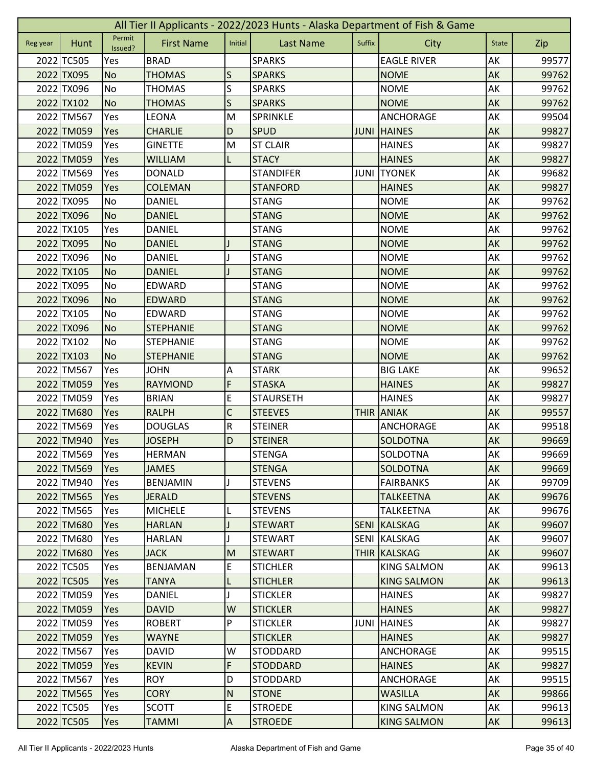# All Tier II Applicants - 2022/2023 Hunts - Alaska Department of Fish & Game

| Reg year | Hunt | Permit Issued? | First Name | Initial | Last Name | Suffix | City | State | Zip |
|---|---|---|---|---|---|---|---|---|---|
| 2022 | TC505 | Yes | BRAD | | SPARKS | | EAGLE RIVER | AK | 99577 |
| 2022 | TX095 | No | THOMAS | S | SPARKS | | NOME | AK | 99762 |
| 2022 | TX096 | No | THOMAS | S | SPARKS | | NOME | AK | 99762 |
| 2022 | TX102 | No | THOMAS | S | SPARKS | | NOME | AK | 99762 |
| 2022 | TM567 | Yes | LEONA | M | SPRINKLE | | ANCHORAGE | AK | 99504 |
| 2022 | TM059 | Yes | CHARLIE | D | SPUD | JUNI | HAINES | AK | 99827 |
| 2022 | TM059 | Yes | GINETTE | M | ST CLAIR | | HAINES | AK | 99827 |
| 2022 | TM059 | Yes | WILLIAM | L | STACY | | HAINES | AK | 99827 |
| 2022 | TM569 | Yes | DONALD | | STANDIFER | JUNI | TYONEK | AK | 99682 |
| 2022 | TM059 | Yes | COLEMAN | | STANFORD | | HAINES | AK | 99827 |
| 2022 | TX095 | No | DANIEL | | STANG | | NOME | AK | 99762 |
| 2022 | TX096 | No | DANIEL | | STANG | | NOME | AK | 99762 |
| 2022 | TX105 | Yes | DANIEL | | STANG | | NOME | AK | 99762 |
| 2022 | TX095 | No | DANIEL | J | STANG | | NOME | AK | 99762 |
| 2022 | TX096 | No | DANIEL | J | STANG | | NOME | AK | 99762 |
| 2022 | TX105 | No | DANIEL | J | STANG | | NOME | AK | 99762 |
| 2022 | TX095 | No | EDWARD | | STANG | | NOME | AK | 99762 |
| 2022 | TX096 | No | EDWARD | | STANG | | NOME | AK | 99762 |
| 2022 | TX105 | No | EDWARD | | STANG | | NOME | AK | 99762 |
| 2022 | TX096 | No | STEPHANIE | | STANG | | NOME | AK | 99762 |
| 2022 | TX102 | No | STEPHANIE | | STANG | | NOME | AK | 99762 |
| 2022 | TX103 | No | STEPHANIE | | STANG | | NOME | AK | 99762 |
| 2022 | TM567 | Yes | JOHN | A | STARK | | BIG LAKE | AK | 99652 |
| 2022 | TM059 | Yes | RAYMOND | F | STASKA | | HAINES | AK | 99827 |
| 2022 | TM059 | Yes | BRIAN | E | STAURSETH | | HAINES | AK | 99827 |
| 2022 | TM680 | Yes | RALPH | C | STEEVES | THIR | ANIAK | AK | 99557 |
| 2022 | TM569 | Yes | DOUGLAS | R | STEINER | | ANCHORAGE | AK | 99518 |
| 2022 | TM940 | Yes | JOSEPH | D | STEINER | | SOLDOTNA | AK | 99669 |
| 2022 | TM569 | Yes | HERMAN | | STENGA | | SOLDOTNA | AK | 99669 |
| 2022 | TM569 | Yes | JAMES | | STENGA | | SOLDOTNA | AK | 99669 |
| 2022 | TM940 | Yes | BENJAMIN | J | STEVENS | | FAIRBANKS | AK | 99709 |
| 2022 | TM565 | Yes | JERALD | | STEVENS | | TALKEETNA | AK | 99676 |
| 2022 | TM565 | Yes | MICHELE | L | STEVENS | | TALKEETNA | AK | 99676 |
| 2022 | TM680 | Yes | HARLAN | J | STEWART | SENI | KALSKAG | AK | 99607 |
| 2022 | TM680 | Yes | HARLAN | J | STEWART | SENI | KALSKAG | AK | 99607 |
| 2022 | TM680 | Yes | JACK | M | STEWART | THIR | KALSKAG | AK | 99607 |
| 2022 | TC505 | Yes | BENJAMAN | E | STICHLER | | KING SALMON | AK | 99613 |
| 2022 | TC505 | Yes | TANYA | L | STICHLER | | KING SALMON | AK | 99613 |
| 2022 | TM059 | Yes | DANIEL | J | STICKLER | | HAINES | AK | 99827 |
| 2022 | TM059 | Yes | DAVID | W | STICKLER | | HAINES | AK | 99827 |
| 2022 | TM059 | Yes | ROBERT | P | STICKLER | JUNI | HAINES | AK | 99827 |
| 2022 | TM059 | Yes | WAYNE | | STICKLER | | HAINES | AK | 99827 |
| 2022 | TM567 | Yes | DAVID | W | STODDARD | | ANCHORAGE | AK | 99515 |
| 2022 | TM059 | Yes | KEVIN | F | STODDARD | | HAINES | AK | 99827 |
| 2022 | TM567 | Yes | ROY | D | STODDARD | | ANCHORAGE | AK | 99515 |
| 2022 | TM565 | Yes | CORY | N | STONE | | WASILLA | AK | 99866 |
| 2022 | TC505 | Yes | SCOTT | E | STROEDE | | KING SALMON | AK | 99613 |
| 2022 | TC505 | Yes | TAMMI | A | STROEDE | | KING SALMON | AK | 99613 |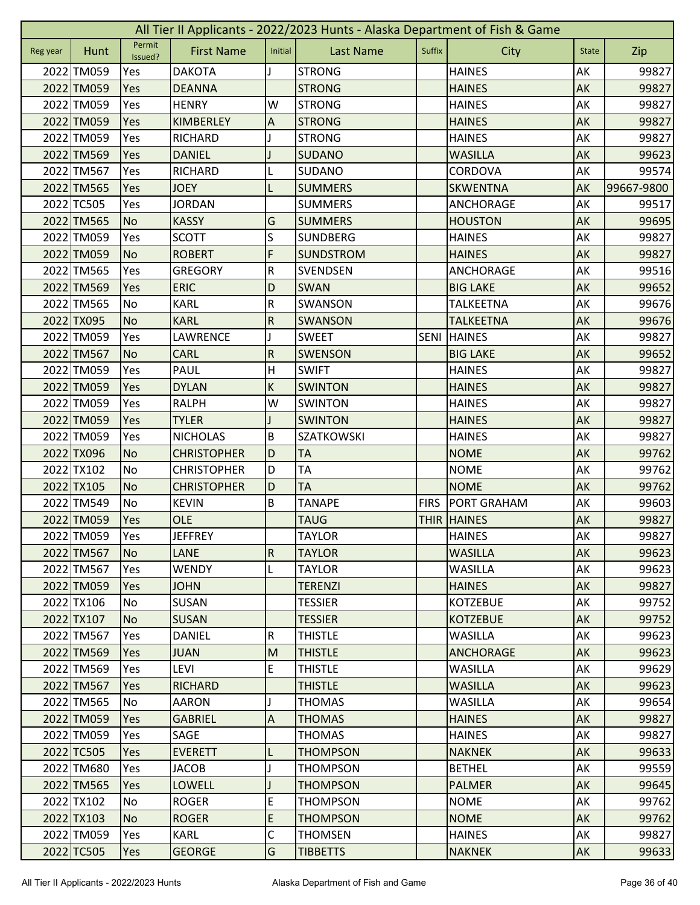# All Tier II Applicants - 2022/2023 Hunts - Alaska Department of Fish & Game

| Reg year | Hunt | Permit Issued? | First Name | Initial | Last Name | Suffix | City | State | Zip |
|---|---|---|---|---|---|---|---|---|---|
| 2022 | TM059 | Yes | DAKOTA | J | STRONG | | HAINES | AK | 99827 |
| 2022 | TM059 | Yes | DEANNA | | STRONG | | HAINES | AK | 99827 |
| 2022 | TM059 | Yes | HENRY | W | STRONG | | HAINES | AK | 99827 |
| 2022 | TM059 | Yes | KIMBERLEY | A | STRONG | | HAINES | AK | 99827 |
| 2022 | TM059 | Yes | RICHARD | J | STRONG | | HAINES | AK | 99827 |
| 2022 | TM569 | Yes | DANIEL | J | SUDANO | | WASILLA | AK | 99623 |
| 2022 | TM567 | Yes | RICHARD | L | SUDANO | | CORDOVA | AK | 99574 |
| 2022 | TM565 | Yes | JOEY | L | SUMMERS | | SKWENTNA | AK | 99667-9800 |
| 2022 | TC505 | Yes | JORDAN | | SUMMERS | | ANCHORAGE | AK | 99517 |
| 2022 | TM565 | No | KASSY | G | SUMMERS | | HOUSTON | AK | 99695 |
| 2022 | TM059 | Yes | SCOTT | S | SUNDBERG | | HAINES | AK | 99827 |
| 2022 | TM059 | No | ROBERT | F | SUNDSTROM | | HAINES | AK | 99827 |
| 2022 | TM565 | Yes | GREGORY | R | SVENDSEN | | ANCHORAGE | AK | 99516 |
| 2022 | TM569 | Yes | ERIC | D | SWAN | | BIG LAKE | AK | 99652 |
| 2022 | TM565 | No | KARL | R | SWANSON | | TALKEETNA | AK | 99676 |
| 2022 | TX095 | No | KARL | R | SWANSON | | TALKEETNA | AK | 99676 |
| 2022 | TM059 | Yes | LAWRENCE | J | SWEET | SENI | HAINES | AK | 99827 |
| 2022 | TM567 | No | CARL | R | SWENSON | | BIG LAKE | AK | 99652 |
| 2022 | TM059 | Yes | PAUL | H | SWIFT | | HAINES | AK | 99827 |
| 2022 | TM059 | Yes | DYLAN | K | SWINTON | | HAINES | AK | 99827 |
| 2022 | TM059 | Yes | RALPH | W | SWINTON | | HAINES | AK | 99827 |
| 2022 | TM059 | Yes | TYLER | J | SWINTON | | HAINES | AK | 99827 |
| 2022 | TM059 | Yes | NICHOLAS | B | SZATKOWSKI | | HAINES | AK | 99827 |
| 2022 | TX096 | No | CHRISTOPHER | D | TA | | NOME | AK | 99762 |
| 2022 | TX102 | No | CHRISTOPHER | D | TA | | NOME | AK | 99762 |
| 2022 | TX105 | No | CHRISTOPHER | D | TA | | NOME | AK | 99762 |
| 2022 | TM549 | No | KEVIN | B | TANAPE | FIRS | PORT GRAHAM | AK | 99603 |
| 2022 | TM059 | Yes | OLE | | TAUG | THIR | HAINES | AK | 99827 |
| 2022 | TM059 | Yes | JEFFREY | | TAYLOR | | HAINES | AK | 99827 |
| 2022 | TM567 | No | LANE | R | TAYLOR | | WASILLA | AK | 99623 |
| 2022 | TM567 | Yes | WENDY | L | TAYLOR | | WASILLA | AK | 99623 |
| 2022 | TM059 | Yes | JOHN | | TERENZI | | HAINES | AK | 99827 |
| 2022 | TX106 | No | SUSAN | | TESSIER | | KOTZEBUE | AK | 99752 |
| 2022 | TX107 | No | SUSAN | | TESSIER | | KOTZEBUE | AK | 99752 |
| 2022 | TM567 | Yes | DANIEL | R | THISTLE | | WASILLA | AK | 99623 |
| 2022 | TM569 | Yes | JUAN | M | THISTLE | | ANCHORAGE | AK | 99623 |
| 2022 | TM569 | Yes | LEVI | E | THISTLE | | WASILLA | AK | 99629 |
| 2022 | TM567 | Yes | RICHARD | | THISTLE | | WASILLA | AK | 99623 |
| 2022 | TM565 | No | AARON | J | THOMAS | | WASILLA | AK | 99654 |
| 2022 | TM059 | Yes | GABRIEL | A | THOMAS | | HAINES | AK | 99827 |
| 2022 | TM059 | Yes | SAGE | | THOMAS | | HAINES | AK | 99827 |
| 2022 | TC505 | Yes | EVERETT | L | THOMPSON | | NAKNEK | AK | 99633 |
| 2022 | TM680 | Yes | JACOB | J | THOMPSON | | BETHEL | AK | 99559 |
| 2022 | TM565 | Yes | LOWELL | J | THOMPSON | | PALMER | AK | 99645 |
| 2022 | TX102 | No | ROGER | E | THOMPSON | | NOME | AK | 99762 |
| 2022 | TX103 | No | ROGER | E | THOMPSON | | NOME | AK | 99762 |
| 2022 | TM059 | Yes | KARL | C | THOMSEN | | HAINES | AK | 99827 |
| 2022 | TC505 | Yes | GEORGE | G | TIBBETTS | | NAKNEK | AK | 99633 |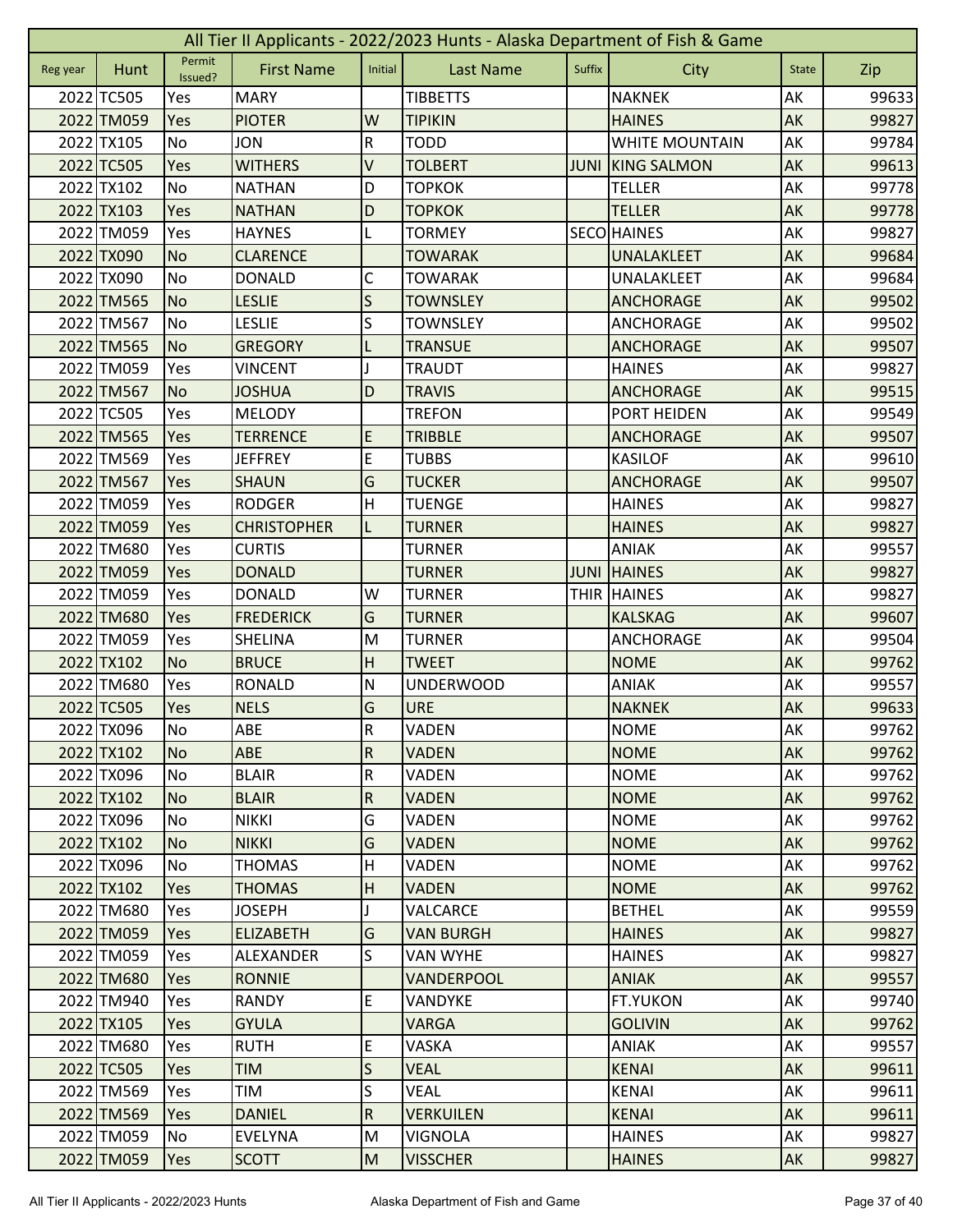# All Tier II Applicants - 2022/2023 Hunts - Alaska Department of Fish & Game

| Reg year | Hunt | Permit Issued? | First Name | Initial | Last Name | Suffix | City | State | Zip |
|---|---|---|---|---|---|---|---|---|---|
| 2022 | TC505 | Yes | MARY | | TIBBETTS | | NAKNEK | AK | 99633 |
| 2022 | TM059 | Yes | PIOTER | W | TIPIKIN | | HAINES | AK | 99827 |
| 2022 | TX105 | No | JON | R | TODD | | WHITE MOUNTAIN | AK | 99784 |
| 2022 | TC505 | Yes | WITHERS | V | TOLBERT | JUNI | KING SALMON | AK | 99613 |
| 2022 | TX102 | No | NATHAN | D | TOPKOK | | TELLER | AK | 99778 |
| 2022 | TX103 | Yes | NATHAN | D | TOPKOK | | TELLER | AK | 99778 |
| 2022 | TM059 | Yes | HAYNES | L | TORMEY | SECO | HAINES | AK | 99827 |
| 2022 | TX090 | No | CLARENCE | | TOWARAK | | UNALAKLEET | AK | 99684 |
| 2022 | TX090 | No | DONALD | C | TOWARAK | | UNALAKLEET | AK | 99684 |
| 2022 | TM565 | No | LESLIE | S | TOWNSLEY | | ANCHORAGE | AK | 99502 |
| 2022 | TM567 | No | LESLIE | S | TOWNSLEY | | ANCHORAGE | AK | 99502 |
| 2022 | TM565 | No | GREGORY | L | TRANSUE | | ANCHORAGE | AK | 99507 |
| 2022 | TM059 | Yes | VINCENT | J | TRAUDT | | HAINES | AK | 99827 |
| 2022 | TM567 | No | JOSHUA | D | TRAVIS | | ANCHORAGE | AK | 99515 |
| 2022 | TC505 | Yes | MELODY | | TREFON | | PORT HEIDEN | AK | 99549 |
| 2022 | TM565 | Yes | TERRENCE | E | TRIBBLE | | ANCHORAGE | AK | 99507 |
| 2022 | TM569 | Yes | JEFFREY | E | TUBBS | | KASILOF | AK | 99610 |
| 2022 | TM567 | Yes | SHAUN | G | TUCKER | | ANCHORAGE | AK | 99507 |
| 2022 | TM059 | Yes | RODGER | H | TUENGE | | HAINES | AK | 99827 |
| 2022 | TM059 | Yes | CHRISTOPHER | L | TURNER | | HAINES | AK | 99827 |
| 2022 | TM680 | Yes | CURTIS | | TURNER | | ANIAK | AK | 99557 |
| 2022 | TM059 | Yes | DONALD | | TURNER | JUNI | HAINES | AK | 99827 |
| 2022 | TM059 | Yes | DONALD | W | TURNER | THIR | HAINES | AK | 99827 |
| 2022 | TM680 | Yes | FREDERICK | G | TURNER | | KALSKAG | AK | 99607 |
| 2022 | TM059 | Yes | SHELINA | M | TURNER | | ANCHORAGE | AK | 99504 |
| 2022 | TX102 | No | BRUCE | H | TWEET | | NOME | AK | 99762 |
| 2022 | TM680 | Yes | RONALD | N | UNDERWOOD | | ANIAK | AK | 99557 |
| 2022 | TC505 | Yes | NELS | G | URE | | NAKNEK | AK | 99633 |
| 2022 | TX096 | No | ABE | R | VADEN | | NOME | AK | 99762 |
| 2022 | TX102 | No | ABE | R | VADEN | | NOME | AK | 99762 |
| 2022 | TX096 | No | BLAIR | R | VADEN | | NOME | AK | 99762 |
| 2022 | TX102 | No | BLAIR | R | VADEN | | NOME | AK | 99762 |
| 2022 | TX096 | No | NIKKI | G | VADEN | | NOME | AK | 99762 |
| 2022 | TX102 | No | NIKKI | G | VADEN | | NOME | AK | 99762 |
| 2022 | TX096 | No | THOMAS | H | VADEN | | NOME | AK | 99762 |
| 2022 | TX102 | Yes | THOMAS | H | VADEN | | NOME | AK | 99762 |
| 2022 | TM680 | Yes | JOSEPH | J | VALCARCE | | BETHEL | AK | 99559 |
| 2022 | TM059 | Yes | ELIZABETH | G | VAN BURGH | | HAINES | AK | 99827 |
| 2022 | TM059 | Yes | ALEXANDER | S | VAN WYHE | | HAINES | AK | 99827 |
| 2022 | TM680 | Yes | RONNIE | | VANDERPOOL | | ANIAK | AK | 99557 |
| 2022 | TM940 | Yes | RANDY | E | VANDYKE | | FT.YUKON | AK | 99740 |
| 2022 | TX105 | Yes | GYULA | | VARGA | | GOLIVIN | AK | 99762 |
| 2022 | TM680 | Yes | RUTH | E | VASKA | | ANIAK | AK | 99557 |
| 2022 | TC505 | Yes | TIM | S | VEAL | | KENAI | AK | 99611 |
| 2022 | TM569 | Yes | TIM | S | VEAL | | KENAI | AK | 99611 |
| 2022 | TM569 | Yes | DANIEL | R | VERKUILEN | | KENAI | AK | 99611 |
| 2022 | TM059 | No | EVELYNA | M | VIGNOLA | | HAINES | AK | 99827 |
| 2022 | TM059 | Yes | SCOTT | M | VISSCHER | | HAINES | AK | 99827 |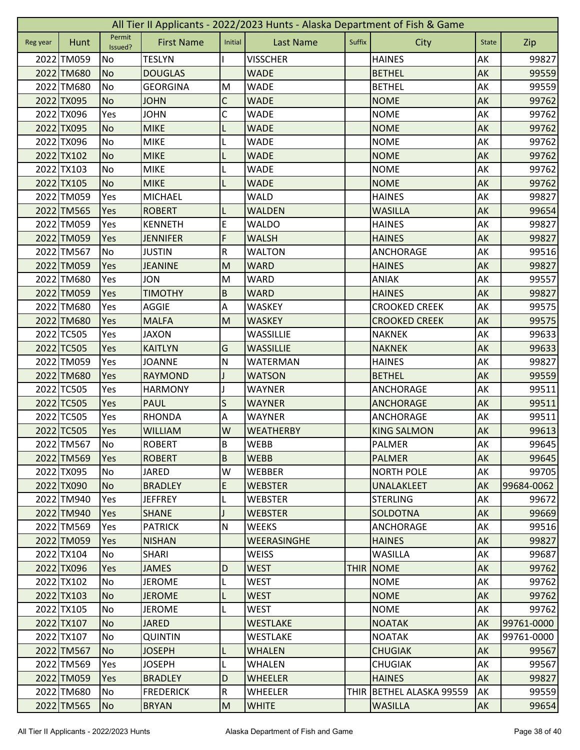# All Tier II Applicants - 2022/2023 Hunts - Alaska Department of Fish & Game

| Reg year | Hunt | Permit Issued? | First Name | Initial | Last Name | Suffix | City | State | Zip |
|---|---|---|---|---|---|---|---|---|---|
| 2022 | TM059 | No | TESLYN | I | VISSCHER | | HAINES | AK | 99827 |
| 2022 | TM680 | No | DOUGLAS | | WADE | | BETHEL | AK | 99559 |
| 2022 | TM680 | No | GEORGINA | M | WADE | | BETHEL | AK | 99559 |
| 2022 | TX095 | No | JOHN | C | WADE | | NOME | AK | 99762 |
| 2022 | TX096 | Yes | JOHN | C | WADE | | NOME | AK | 99762 |
| 2022 | TX095 | No | MIKE | L | WADE | | NOME | AK | 99762 |
| 2022 | TX096 | No | MIKE | L | WADE | | NOME | AK | 99762 |
| 2022 | TX102 | No | MIKE | L | WADE | | NOME | AK | 99762 |
| 2022 | TX103 | No | MIKE | L | WADE | | NOME | AK | 99762 |
| 2022 | TX105 | No | MIKE | L | WADE | | NOME | AK | 99762 |
| 2022 | TM059 | Yes | MICHAEL | | WALD | | HAINES | AK | 99827 |
| 2022 | TM565 | Yes | ROBERT | L | WALDEN | | WASILLA | AK | 99654 |
| 2022 | TM059 | Yes | KENNETH | E | WALDO | | HAINES | AK | 99827 |
| 2022 | TM059 | Yes | JENNIFER | F | WALSH | | HAINES | AK | 99827 |
| 2022 | TM567 | No | JUSTIN | R | WALTON | | ANCHORAGE | AK | 99516 |
| 2022 | TM059 | Yes | JEANINE | M | WARD | | HAINES | AK | 99827 |
| 2022 | TM680 | Yes | JON | M | WARD | | ANIAK | AK | 99557 |
| 2022 | TM059 | Yes | TIMOTHY | B | WARD | | HAINES | AK | 99827 |
| 2022 | TM680 | Yes | AGGIE | A | WASKEY | | CROOKED CREEK | AK | 99575 |
| 2022 | TM680 | Yes | MALFA | M | WASKEY | | CROOKED CREEK | AK | 99575 |
| 2022 | TC505 | Yes | JAXON | | WASSILLIE | | NAKNEK | AK | 99633 |
| 2022 | TC505 | Yes | KAITLYN | G | WASSILLIE | | NAKNEK | AK | 99633 |
| 2022 | TM059 | Yes | JOANNE | N | WATERMAN | | HAINES | AK | 99827 |
| 2022 | TM680 | Yes | RAYMOND | J | WATSON | | BETHEL | AK | 99559 |
| 2022 | TC505 | Yes | HARMONY | J | WAYNER | | ANCHORAGE | AK | 99511 |
| 2022 | TC505 | Yes | PAUL | S | WAYNER | | ANCHORAGE | AK | 99511 |
| 2022 | TC505 | Yes | RHONDA | A | WAYNER | | ANCHORAGE | AK | 99511 |
| 2022 | TC505 | Yes | WILLIAM | W | WEATHERBY | | KING SALMON | AK | 99613 |
| 2022 | TM567 | No | ROBERT | B | WEBB | | PALMER | AK | 99645 |
| 2022 | TM569 | Yes | ROBERT | B | WEBB | | PALMER | AK | 99645 |
| 2022 | TX095 | No | JARED | W | WEBBER | | NORTH POLE | AK | 99705 |
| 2022 | TX090 | No | BRADLEY | E | WEBSTER | | UNALAKLEET | AK | 99684-0062 |
| 2022 | TM940 | Yes | JEFFREY | L | WEBSTER | | STERLING | AK | 99672 |
| 2022 | TM940 | Yes | SHANE | J | WEBSTER | | SOLDOTNA | AK | 99669 |
| 2022 | TM569 | Yes | PATRICK | N | WEEKS | | ANCHORAGE | AK | 99516 |
| 2022 | TM059 | Yes | NISHAN | | WEERASINGHE | | HAINES | AK | 99827 |
| 2022 | TX104 | No | SHARI | | WEISS | | WASILLA | AK | 99687 |
| 2022 | TX096 | Yes | JAMES | D | WEST | THIR | NOME | AK | 99762 |
| 2022 | TX102 | No | JEROME | L | WEST | | NOME | AK | 99762 |
| 2022 | TX103 | No | JEROME | L | WEST | | NOME | AK | 99762 |
| 2022 | TX105 | No | JEROME | L | WEST | | NOME | AK | 99762 |
| 2022 | TX107 | No | JARED | | WESTLAKE | | NOATAK | AK | 99761-0000 |
| 2022 | TX107 | No | QUINTIN | | WESTLAKE | | NOATAK | AK | 99761-0000 |
| 2022 | TM567 | No | JOSEPH | L | WHALEN | | CHUGIAK | AK | 99567 |
| 2022 | TM569 | Yes | JOSEPH | L | WHALEN | | CHUGIAK | AK | 99567 |
| 2022 | TM059 | Yes | BRADLEY | D | WHEELER | | HAINES | AK | 99827 |
| 2022 | TM680 | No | FREDERICK | R | WHEELER | THIR | BETHEL ALASKA 99559 | AK | 99559 |
| 2022 | TM565 | No | BRYAN | M | WHITE | | WASILLA | AK | 99654 |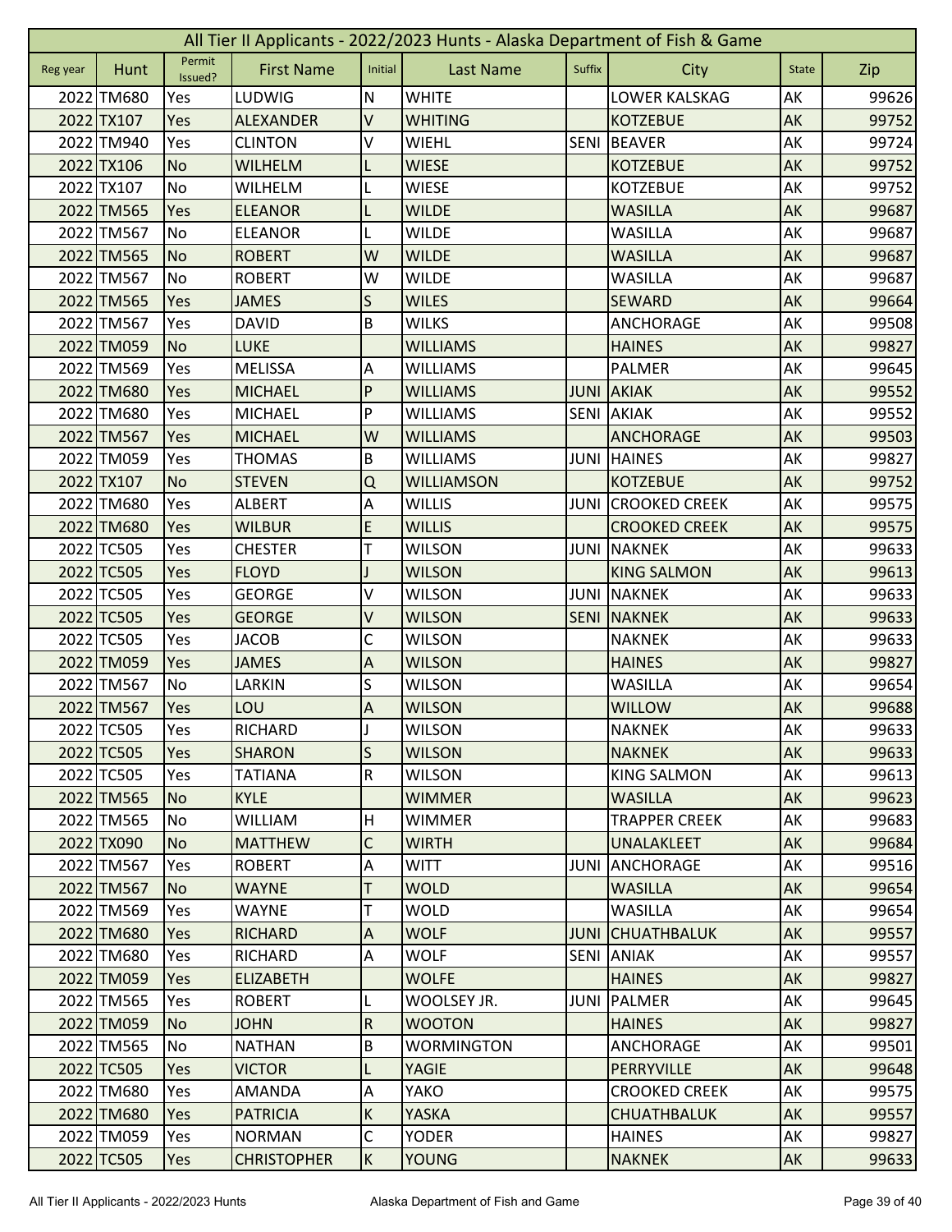| All Tier II Applicants - 2022/2023 Hunts - Alaska Department of Fish & Game | | | | | | | | | |
|---|---|---|---|---|---|---|---|---|---|
| Reg year | Hunt | Permit Issued? | First Name | Initial | Last Name | Suffix | City | State | Zip |
| 2022 | TM680 | Yes | LUDWIG | N | WHITE | | LOWER KALSKAG | AK | 99626 |
| 2022 | TX107 | Yes | ALEXANDER | V | WHITING | | KOTZEBUE | AK | 99752 |
| 2022 | TM940 | Yes | CLINTON | V | WIEHL | SENI | BEAVER | AK | 99724 |
| 2022 | TX106 | No | WILHELM | L | WIESE | | KOTZEBUE | AK | 99752 |
| 2022 | TX107 | No | WILHELM | L | WIESE | | KOTZEBUE | AK | 99752 |
| 2022 | TM565 | Yes | ELEANOR | L | WILDE | | WASILLA | AK | 99687 |
| 2022 | TM567 | No | ELEANOR | L | WILDE | | WASILLA | AK | 99687 |
| 2022 | TM565 | No | ROBERT | W | WILDE | | WASILLA | AK | 99687 |
| 2022 | TM567 | No | ROBERT | W | WILDE | | WASILLA | AK | 99687 |
| 2022 | TM565 | Yes | JAMES | S | WILES | | SEWARD | AK | 99664 |
| 2022 | TM567 | Yes | DAVID | B | WILKS | | ANCHORAGE | AK | 99508 |
| 2022 | TM059 | No | LUKE | | WILLIAMS | | HAINES | AK | 99827 |
| 2022 | TM569 | Yes | MELISSA | A | WILLIAMS | | PALMER | AK | 99645 |
| 2022 | TM680 | Yes | MICHAEL | P | WILLIAMS | JUNI | AKIAK | AK | 99552 |
| 2022 | TM680 | Yes | MICHAEL | P | WILLIAMS | SENI | AKIAK | AK | 99552 |
| 2022 | TM567 | Yes | MICHAEL | W | WILLIAMS | | ANCHORAGE | AK | 99503 |
| 2022 | TM059 | Yes | THOMAS | B | WILLIAMS | JUNI | HAINES | AK | 99827 |
| 2022 | TX107 | No | STEVEN | Q | WILLIAMSON | | KOTZEBUE | AK | 99752 |
| 2022 | TM680 | Yes | ALBERT | A | WILLIS | JUNI | CROOKED CREEK | AK | 99575 |
| 2022 | TM680 | Yes | WILBUR | E | WILLIS | | CROOKED CREEK | AK | 99575 |
| 2022 | TC505 | Yes | CHESTER | T | WILSON | JUNI | NAKNEK | AK | 99633 |
| 2022 | TC505 | Yes | FLOYD | J | WILSON | | KING SALMON | AK | 99613 |
| 2022 | TC505 | Yes | GEORGE | V | WILSON | JUNI | NAKNEK | AK | 99633 |
| 2022 | TC505 | Yes | GEORGE | V | WILSON | SENI | NAKNEK | AK | 99633 |
| 2022 | TC505 | Yes | JACOB | C | WILSON | | NAKNEK | AK | 99633 |
| 2022 | TM059 | Yes | JAMES | A | WILSON | | HAINES | AK | 99827 |
| 2022 | TM567 | No | LARKIN | S | WILSON | | WASILLA | AK | 99654 |
| 2022 | TM567 | Yes | LOU | A | WILSON | | WILLOW | AK | 99688 |
| 2022 | TC505 | Yes | RICHARD | J | WILSON | | NAKNEK | AK | 99633 |
| 2022 | TC505 | Yes | SHARON | S | WILSON | | NAKNEK | AK | 99633 |
| 2022 | TC505 | Yes | TATIANA | R | WILSON | | KING SALMON | AK | 99613 |
| 2022 | TM565 | No | KYLE | | WIMMER | | WASILLA | AK | 99623 |
| 2022 | TM565 | No | WILLIAM | H | WIMMER | | TRAPPER CREEK | AK | 99683 |
| 2022 | TX090 | No | MATTHEW | C | WIRTH | | UNALAKLEET | AK | 99684 |
| 2022 | TM567 | Yes | ROBERT | A | WITT | JUNI | ANCHORAGE | AK | 99516 |
| 2022 | TM567 | No | WAYNE | T | WOLD | | WASILLA | AK | 99654 |
| 2022 | TM569 | Yes | WAYNE | T | WOLD | | WASILLA | AK | 99654 |
| 2022 | TM680 | Yes | RICHARD | A | WOLF | JUNI | CHUATHBALUK | AK | 99557 |
| 2022 | TM680 | Yes | RICHARD | A | WOLF | SENI | ANIAK | AK | 99557 |
| 2022 | TM059 | Yes | ELIZABETH | | WOLFE | | HAINES | AK | 99827 |
| 2022 | TM565 | Yes | ROBERT | L | WOOLSEY JR. | JUNI | PALMER | AK | 99645 |
| 2022 | TM059 | No | JOHN | R | WOOTON | | HAINES | AK | 99827 |
| 2022 | TM565 | No | NATHAN | B | WORMINGTON | | ANCHORAGE | AK | 99501 |
| 2022 | TC505 | Yes | VICTOR | L | YAGIE | | PERRYVILLE | AK | 99648 |
| 2022 | TM680 | Yes | AMANDA | A | YAKO | | CROOKED CREEK | AK | 99575 |
| 2022 | TM680 | Yes | PATRICIA | K | YASKA | | CHUATHBALUK | AK | 99557 |
| 2022 | TM059 | Yes | NORMAN | C | YODER | | HAINES | AK | 99827 |
| 2022 | TC505 | Yes | CHRISTOPHER | K | YOUNG | | NAKNEK | AK | 99633 |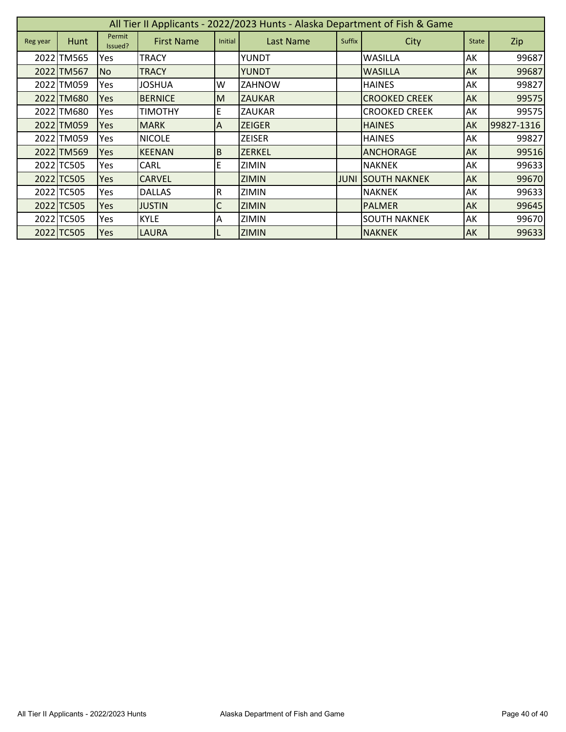| All Tier II Applicants - 2022/2023 Hunts - Alaska Department of Fish & Game | | | | | | | | | |
|---|---|---|---|---|---|---|---|---|---|
| Reg year | Hunt | Permit Issued? | First Name | Initial | Last Name | Suffix | City | State | Zip |
| 2022 | TM565 | Yes | TRACY | | YUNDT | | WASILLA | AK | 99687 |
| 2022 | TM567 | No | TRACY | | YUNDT | | WASILLA | AK | 99687 |
| 2022 | TM059 | Yes | JOSHUA | W | ZAHNOW | | HAINES | AK | 99827 |
| 2022 | TM680 | Yes | BERNICE | M | ZAUKAR | | CROOKED CREEK | AK | 99575 |
| 2022 | TM680 | Yes | TIMOTHY | E | ZAUKAR | | CROOKED CREEK | AK | 99575 |
| 2022 | TM059 | Yes | MARK | A | ZEIGER | | HAINES | AK | 99827-1316 |
| 2022 | TM059 | Yes | NICOLE | | ZEISER | | HAINES | AK | 99827 |
| 2022 | TM569 | Yes | KEENAN | B | ZERKEL | | ANCHORAGE | AK | 99516 |
| 2022 | TC505 | Yes | CARL | E | ZIMIN | | NAKNEK | AK | 99633 |
| 2022 | TC505 | Yes | CARVEL | | ZIMIN | JUNI | SOUTH NAKNEK | AK | 99670 |
| 2022 | TC505 | Yes | DALLAS | R | ZIMIN | | NAKNEK | AK | 99633 |
| 2022 | TC505 | Yes | JUSTIN | C | ZIMIN | | PALMER | AK | 99645 |
| 2022 | TC505 | Yes | KYLE | A | ZIMIN | | SOUTH NAKNEK | AK | 99670 |
| 2022 | TC505 | Yes | LAURA | L | ZIMIN | | NAKNEK | AK | 99633 |